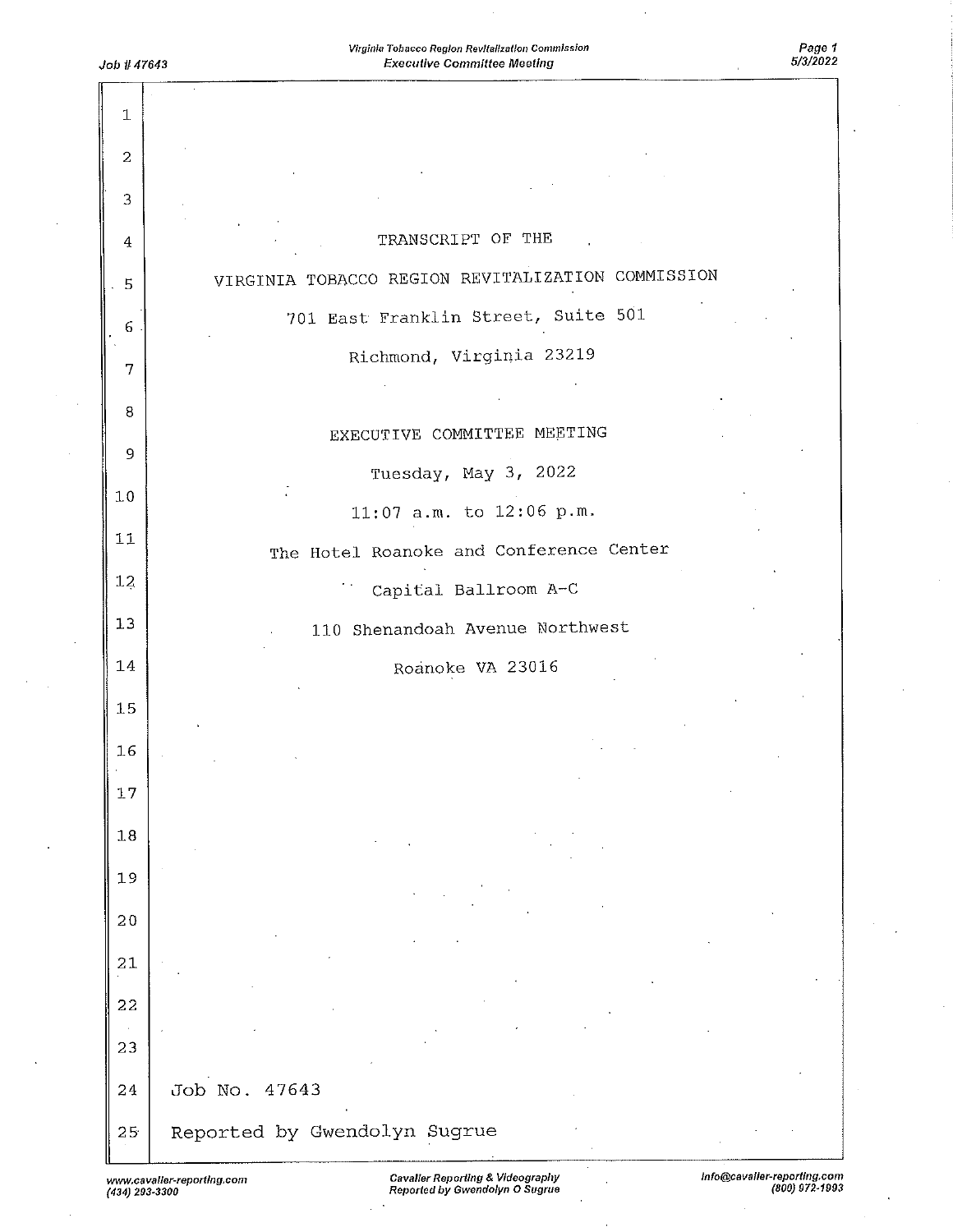TRANSCRIPT OF THE

VIRGINIA TOBACCO REGION REVITALIZATION COMMISSION

701 East Franklin Street, Suite 501

Richmond, Virginia 23219

EXECUTIVE COMMITTEE MEETING

Tuesday, May 3, 2022

11:07 a.m. to 12:06 p.m.

The Hotel Roanoke and Conference Center

Capital Ballroom A-C

110 Shenandoah Avenue Northwest

Roanoke VA 23016

Job No. 47643

Reported by Gwendolyn Sugrue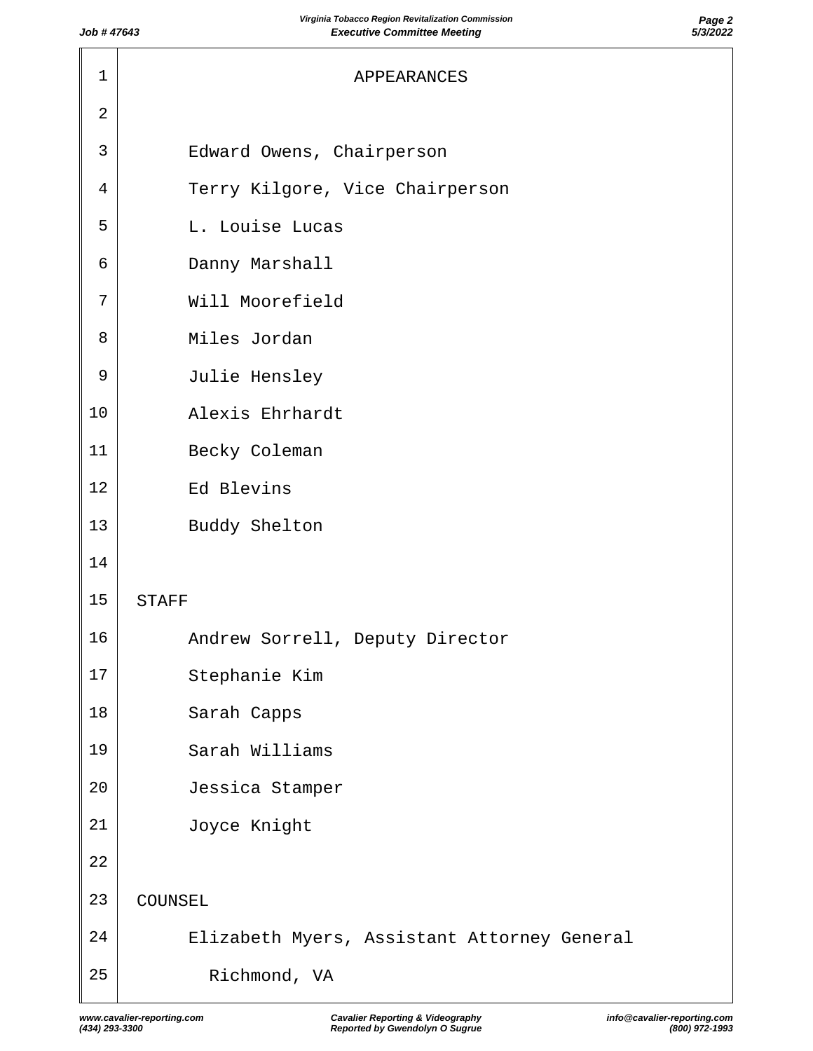# APPEARANCES

Edward Owens, Chairperson
Terry Kilgore, Vice Chairperson
L. Louise Lucas
Danny Marshall
Will Moorefield
Miles Jordan
Julie Hensley
Alexis Ehrhardt
Becky Coleman
Ed Blevins
Buddy Shelton

## STAFF

Andrew Sorrell, Deputy Director
Stephanie Kim
Sarah Capps
Sarah Williams
Jessica Stamper
Joyce Knight

## COUNSEL

Elizabeth Myers, Assistant Attorney General
Richmond, VA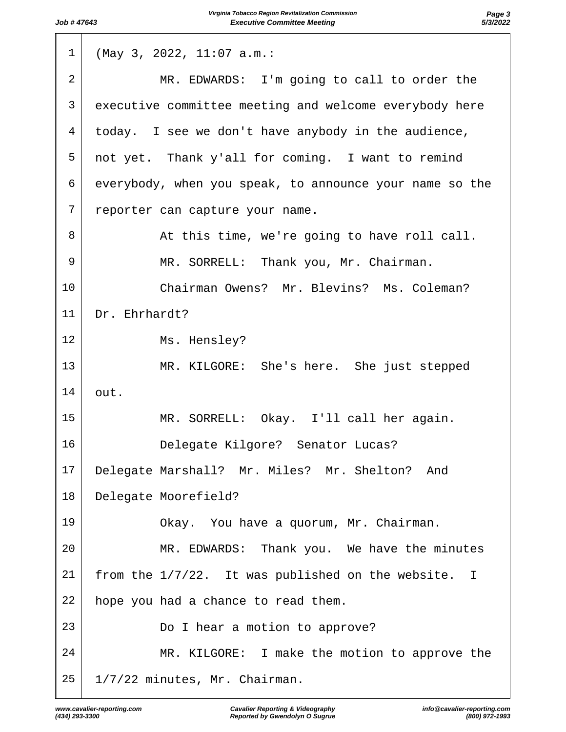(May 3, 2022, 11:07 a.m.:

MR. EDWARDS: I'm going to call to order the executive committee meeting and welcome everybody here today. I see we don't have anybody in the audience, not yet. Thank y'all for coming. I want to remind everybody, when you speak, to announce your name so the reporter can capture your name.

At this time, we're going to have roll call.

MR. SORRELL: Thank you, Mr. Chairman.

Chairman Owens? Mr. Blevins? Ms. Coleman? Dr. Ehrhardt?

Ms. Hensley?

MR. KILGORE: She's here. She just stepped out.

MR. SORRELL: Okay. I'll call her again.

Delegate Kilgore? Senator Lucas? Delegate Marshall? Mr. Miles? Mr. Shelton? And Delegate Moorefield?

Okay. You have a quorum, Mr. Chairman.

MR. EDWARDS: Thank you. We have the minutes from the 1/7/22. It was published on the website. I hope you had a chance to read them.

Do I hear a motion to approve?

MR. KILGORE: I make the motion to approve the 1/7/22 minutes, Mr. Chairman.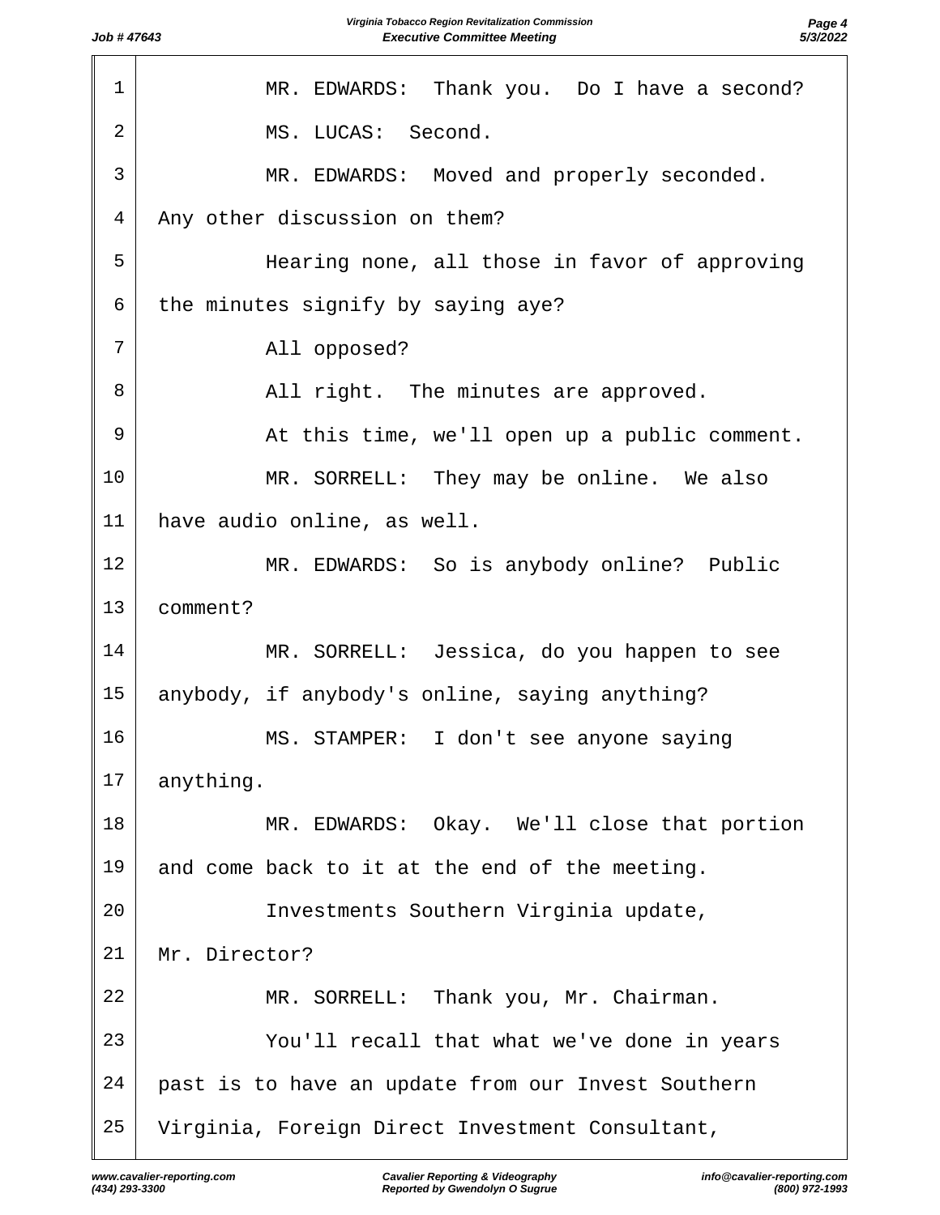1 MR. EDWARDS: Thank you. Do I have a second?

2 MS. LUCAS: Second.

3 MR. EDWARDS: Moved and properly seconded.

4 Any other discussion on them?

5 Hearing none, all those in favor of approving

6 the minutes signify by saying aye?

7 All opposed?

8 All right. The minutes are approved.

9 At this time, we'll open up a public comment.

10 MR. SORRELL: They may be online. We also

11 have audio online, as well.

12 MR. EDWARDS: So is anybody online? Public

13 comment?

14 MR. SORRELL: Jessica, do you happen to see

15 anybody, if anybody's online, saying anything?

16 MS. STAMPER: I don't see anyone saying

17 anything.

18 MR. EDWARDS: Okay. We'll close that portion

19 and come back to it at the end of the meeting.

20 Investments Southern Virginia update,

21 Mr. Director?

22 MR. SORRELL: Thank you, Mr. Chairman.

23 You'll recall that what we've done in years

24 past is to have an update from our Invest Southern

25 Virginia, Foreign Direct Investment Consultant,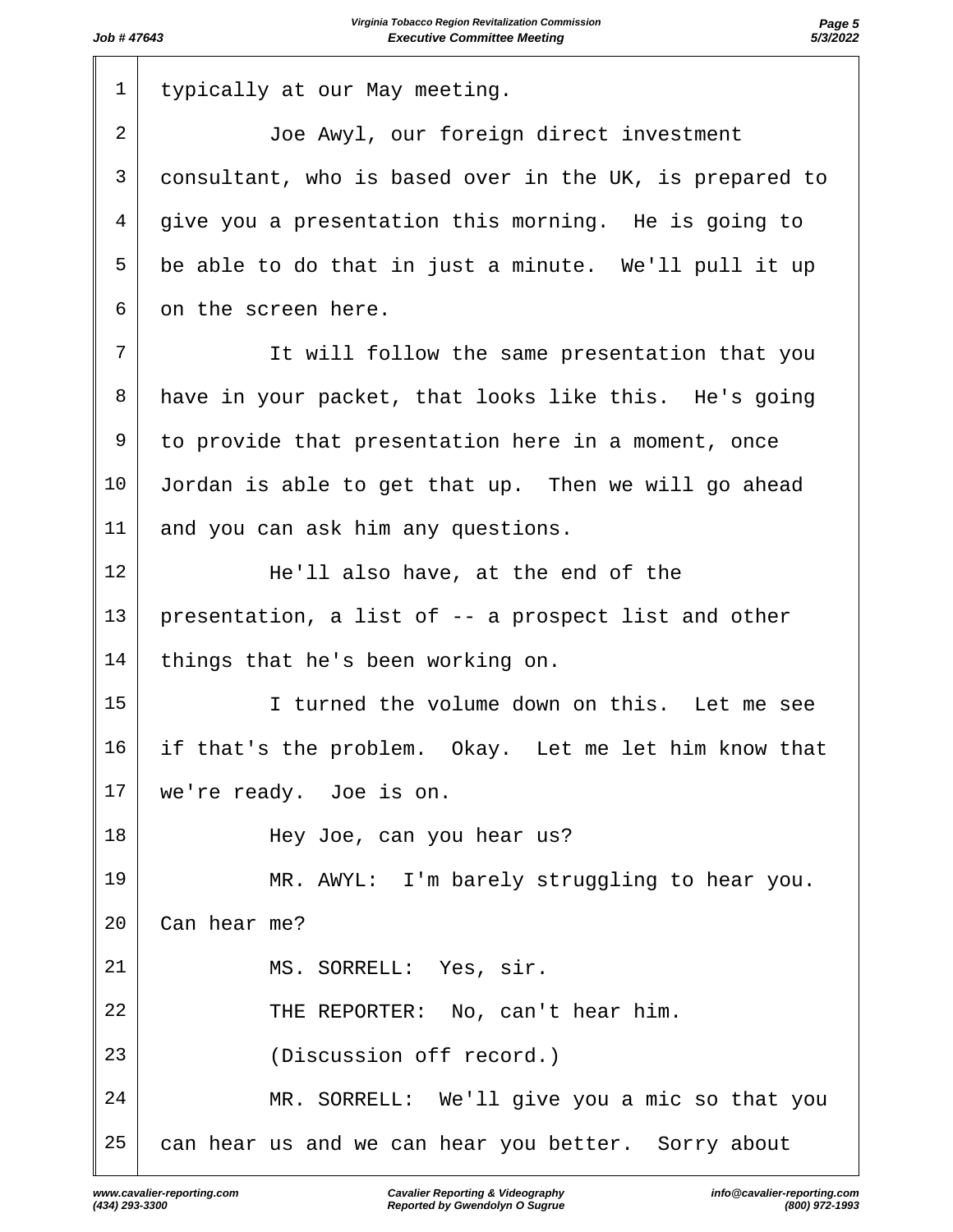1 typically at our May meeting.

2 Joe Awyl, our foreign direct investment

3 consultant, who is based over in the UK, is prepared to

4 give you a presentation this morning. He is going to

5 be able to do that in just a minute. We'll pull it up

6 on the screen here.

7 It will follow the same presentation that you

8 have in your packet, that looks like this. He's going

9 to provide that presentation here in a moment, once

10 Jordan is able to get that up. Then we will go ahead

11 and you can ask him any questions.

12 He'll also have, at the end of the

13 presentation, a list of -- a prospect list and other

14 things that he's been working on.

15 I turned the volume down on this. Let me see

16 if that's the problem. Okay. Let me let him know that

17 we're ready. Joe is on.

18 Hey Joe, can you hear us?

19 MR. AWYL: I'm barely struggling to hear you.

20 Can hear me?

21 MS. SORRELL: Yes, sir.

22 THE REPORTER: No, can't hear him.

23 (Discussion off record.)

24 MR. SORRELL: We'll give you a mic so that you

25 can hear us and we can hear you better. Sorry about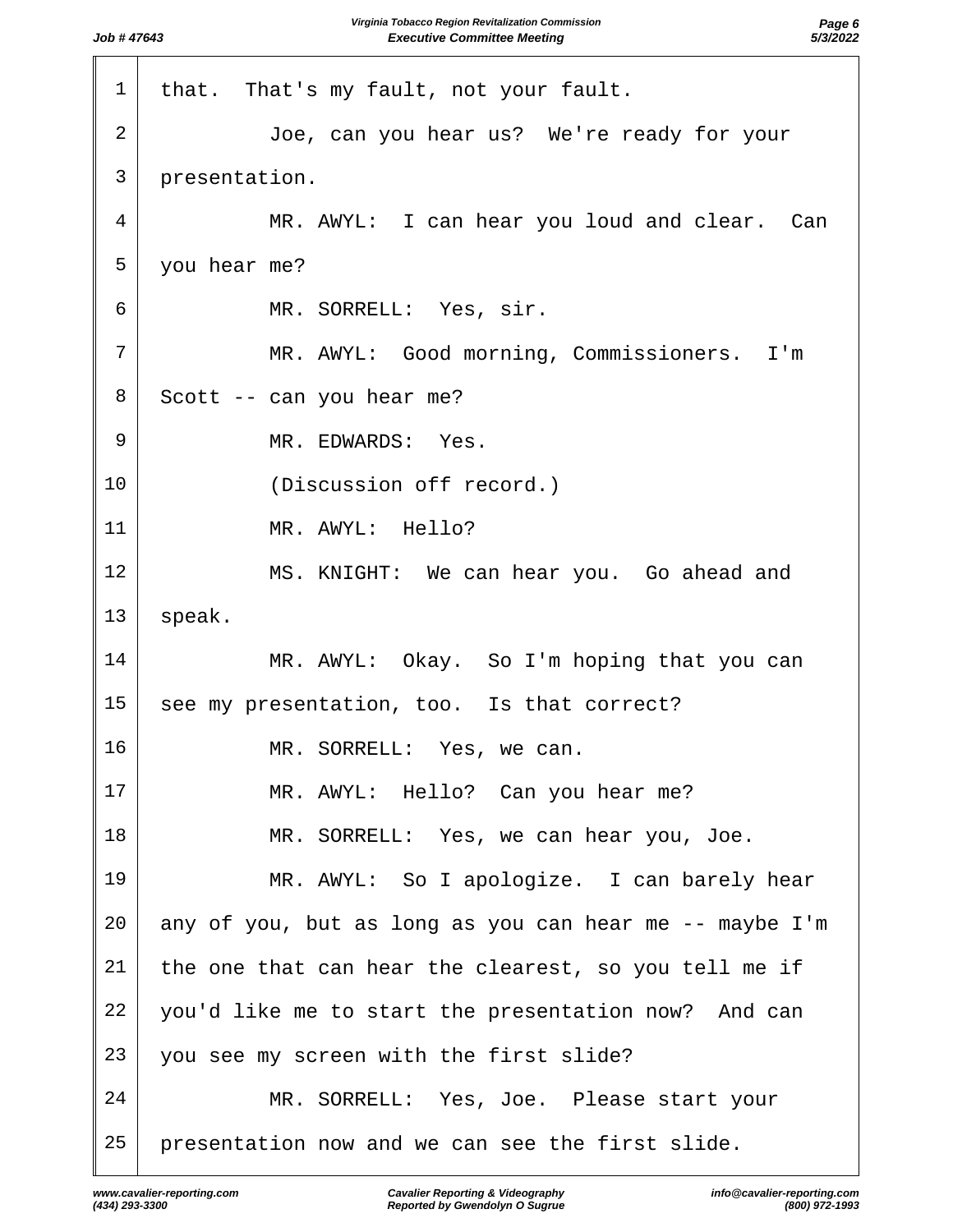1 that. That's my fault, not your fault.

2 Joe, can you hear us? We're ready for your

3 presentation.

4 MR. AWYL: I can hear you loud and clear. Can

5 you hear me?

6 MR. SORRELL: Yes, sir.

7 MR. AWYL: Good morning, Commissioners. I'm

8 Scott -- can you hear me?

9 MR. EDWARDS: Yes.

10 (Discussion off record.)

11 MR. AWYL: Hello?

12 MS. KNIGHT: We can hear you. Go ahead and

13 speak.

14 MR. AWYL: Okay. So I'm hoping that you can

15 see my presentation, too. Is that correct?

16 MR. SORRELL: Yes, we can.

17 MR. AWYL: Hello? Can you hear me?

18 MR. SORRELL: Yes, we can hear you, Joe.

19 MR. AWYL: So I apologize. I can barely hear

20 any of you, but as long as you can hear me -- maybe I'm

21 the one that can hear the clearest, so you tell me if

22 you'd like me to start the presentation now? And can

23 you see my screen with the first slide?

24 MR. SORRELL: Yes, Joe. Please start your

25 presentation now and we can see the first slide.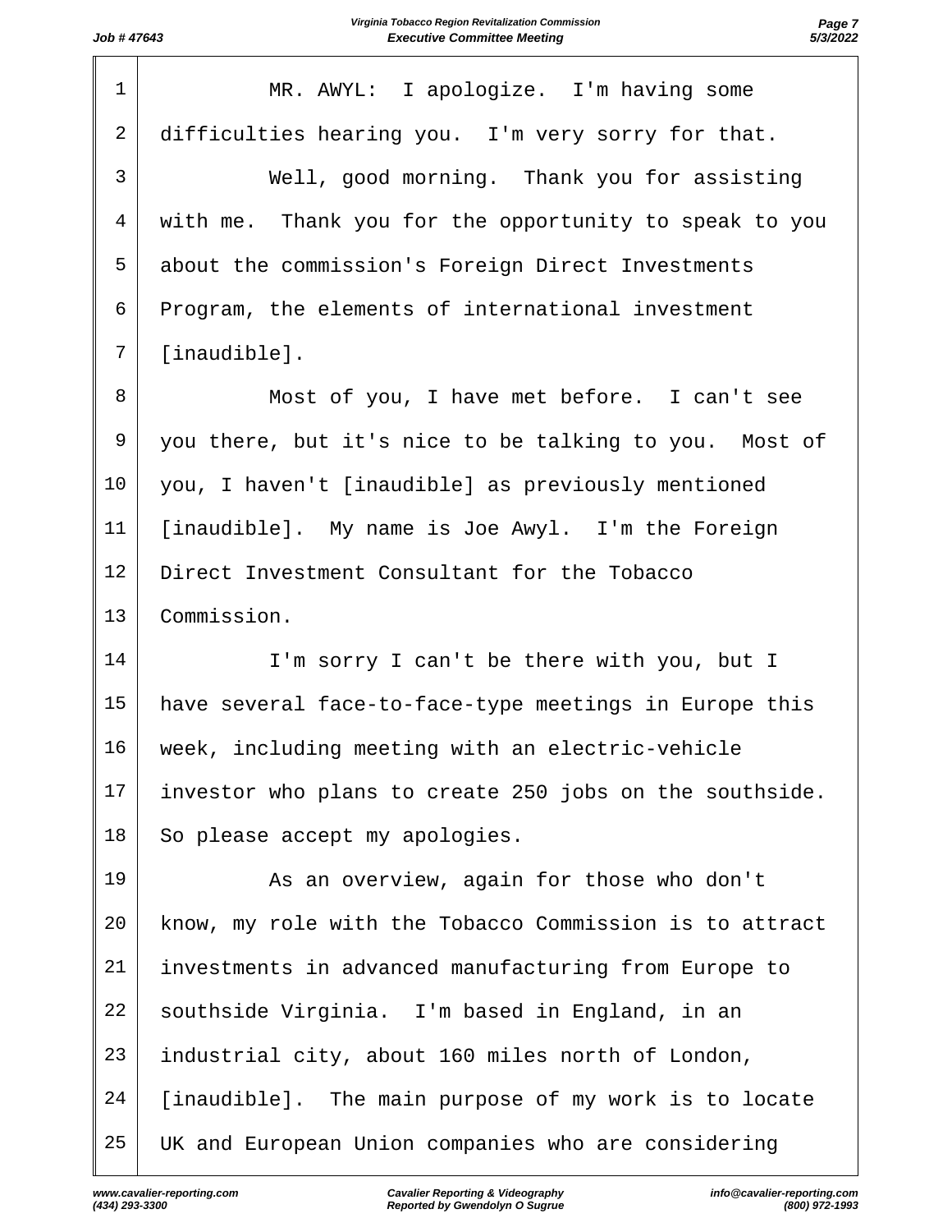MR. AWYL: I apologize. I'm having some difficulties hearing you. I'm very sorry for that.

Well, good morning. Thank you for assisting with me. Thank you for the opportunity to speak to you about the commission's Foreign Direct Investments Program, the elements of international investment [inaudible].

Most of you, I have met before. I can't see you there, but it's nice to be talking to you. Most of you, I haven't [inaudible] as previously mentioned [inaudible]. My name is Joe Awyl. I'm the Foreign Direct Investment Consultant for the Tobacco Commission.

I'm sorry I can't be there with you, but I have several face-to-face-type meetings in Europe this week, including meeting with an electric-vehicle investor who plans to create 250 jobs on the southside. So please accept my apologies.

As an overview, again for those who don't know, my role with the Tobacco Commission is to attract investments in advanced manufacturing from Europe to southside Virginia. I'm based in England, in an industrial city, about 160 miles north of London, [inaudible]. The main purpose of my work is to locate UK and European Union companies who are considering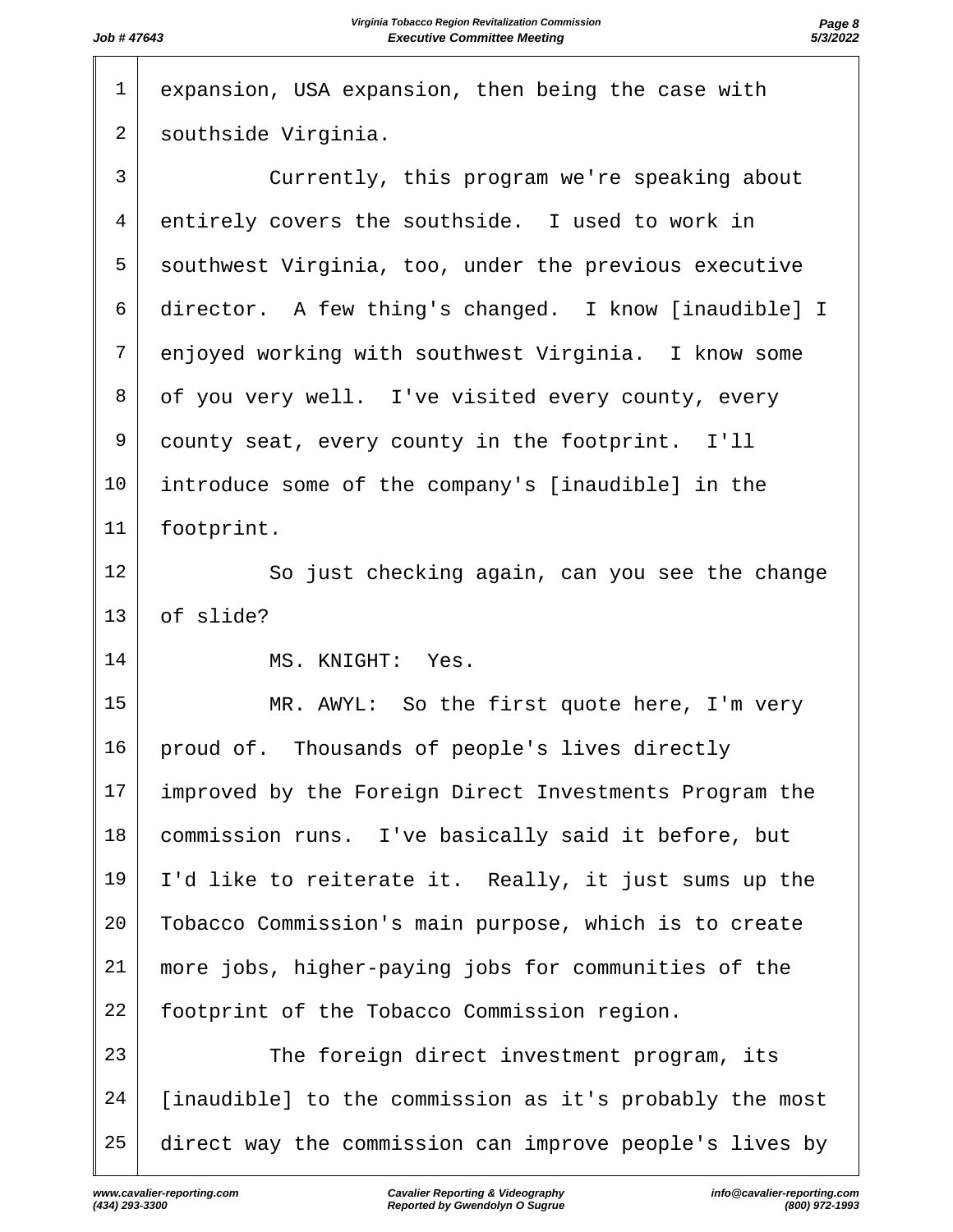1 expansion, USA expansion, then being the case with
2 southside Virginia.
3 Currently, this program we're speaking about
4 entirely covers the southside. I used to work in
5 southwest Virginia, too, under the previous executive
6 director. A few thing's changed. I know [inaudible] I
7 enjoyed working with southwest Virginia. I know some
8 of you very well. I've visited every county, every
9 county seat, every county in the footprint. I'll
10 introduce some of the company's [inaudible] in the
11 footprint.
12 So just checking again, can you see the change
13 of slide?
14 MS. KNIGHT: Yes.
15 MR. AWYL: So the first quote here, I'm very
16 proud of. Thousands of people's lives directly
17 improved by the Foreign Direct Investments Program the
18 commission runs. I've basically said it before, but
19 I'd like to reiterate it. Really, it just sums up the
20 Tobacco Commission's main purpose, which is to create
21 more jobs, higher-paying jobs for communities of the
22 footprint of the Tobacco Commission region.
23 The foreign direct investment program, its
24 [inaudible] to the commission as it's probably the most
25 direct way the commission can improve people's lives by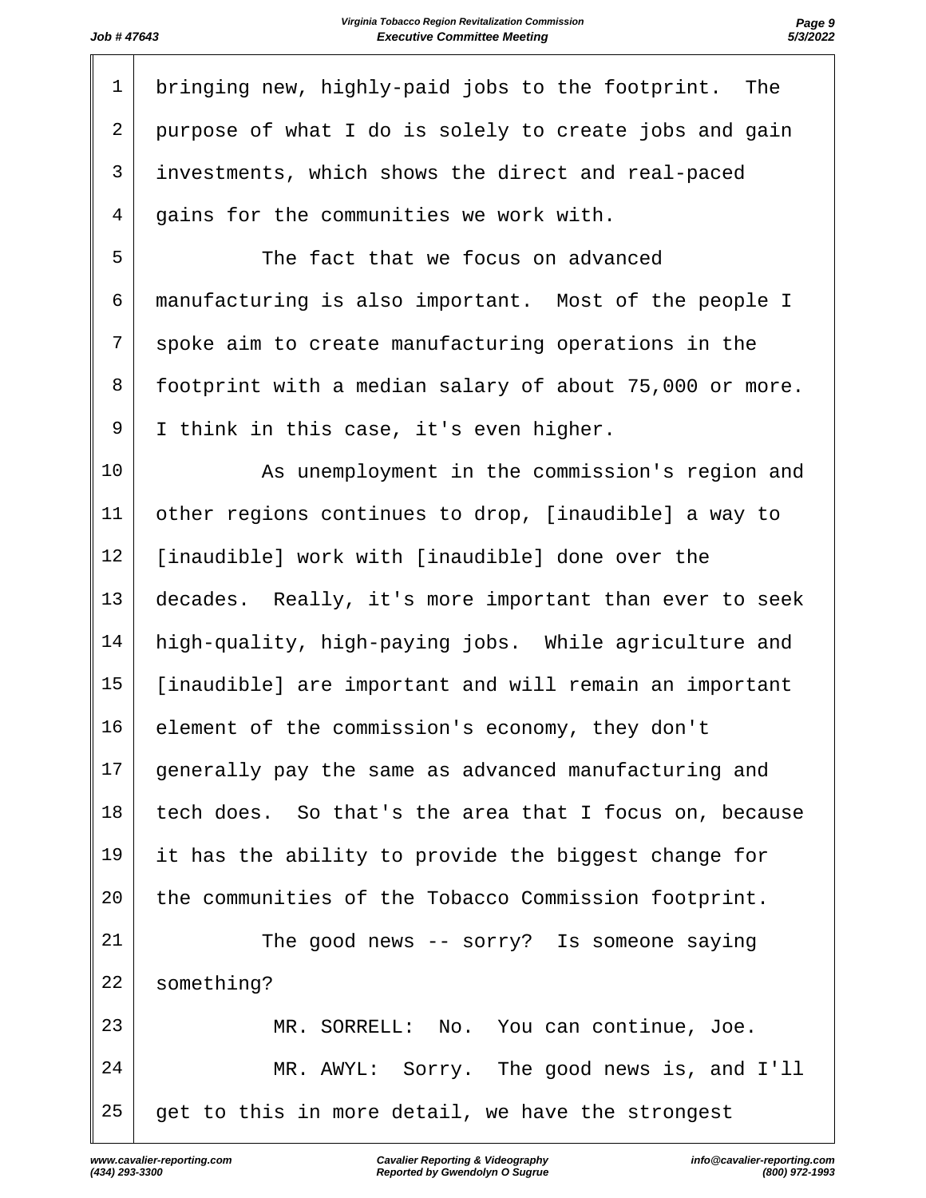bringing new, highly-paid jobs to the footprint. The purpose of what I do is solely to create jobs and gain investments, which shows the direct and real-paced gains for the communities we work with.

The fact that we focus on advanced manufacturing is also important. Most of the people I spoke aim to create manufacturing operations in the footprint with a median salary of about 75,000 or more. I think in this case, it's even higher.

As unemployment in the commission's region and other regions continues to drop, [inaudible] a way to [inaudible] work with [inaudible] done over the decades. Really, it's more important than ever to seek high-quality, high-paying jobs. While agriculture and [inaudible] are important and will remain an important element of the commission's economy, they don't generally pay the same as advanced manufacturing and tech does. So that's the area that I focus on, because it has the ability to provide the biggest change for the communities of the Tobacco Commission footprint.

The good news -- sorry? Is someone saying something?

MR. SORRELL: No. You can continue, Joe.

MR. AWYL: Sorry. The good news is, and I'll get to this in more detail, we have the strongest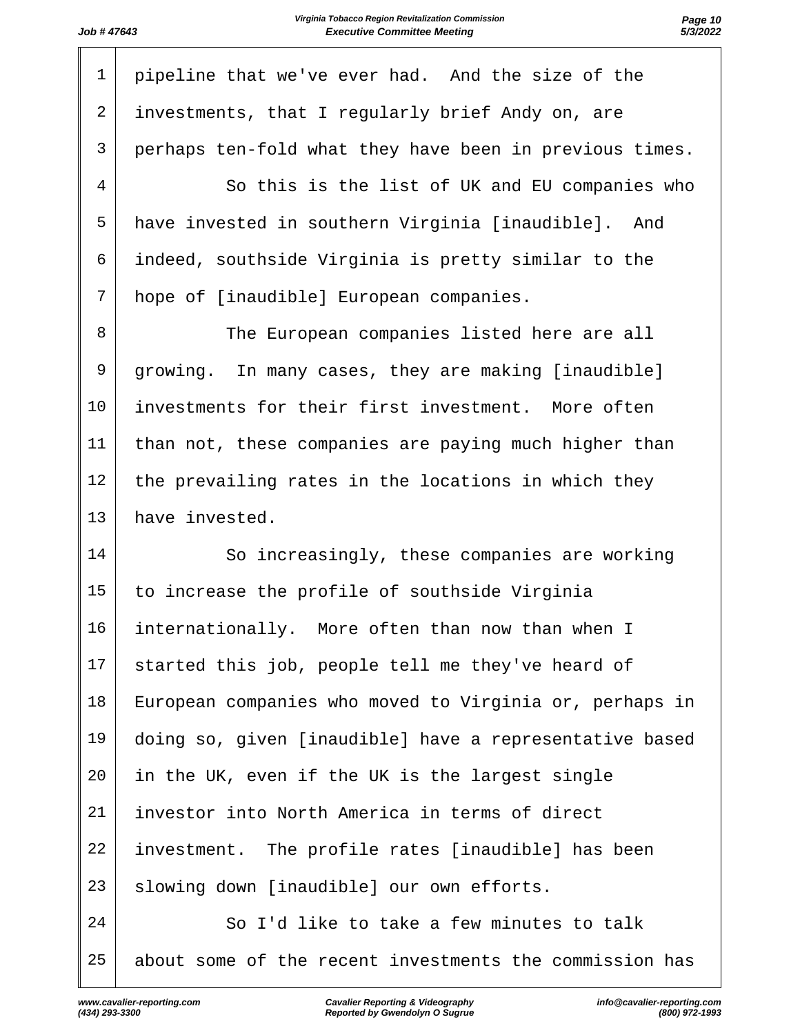pipeline that we've ever had. And the size of the investments, that I regularly brief Andy on, are perhaps ten-fold what they have been in previous times.

So this is the list of UK and EU companies who have invested in southern Virginia [inaudible]. And indeed, southside Virginia is pretty similar to the hope of [inaudible] European companies.

The European companies listed here are all growing. In many cases, they are making [inaudible] investments for their first investment. More often than not, these companies are paying much higher than the prevailing rates in the locations in which they have invested.

So increasingly, these companies are working to increase the profile of southside Virginia internationally. More often than now than when I started this job, people tell me they've heard of European companies who moved to Virginia or, perhaps in doing so, given [inaudible] have a representative based in the UK, even if the UK is the largest single investor into North America in terms of direct investment. The profile rates [inaudible] has been slowing down [inaudible] our own efforts.

So I'd like to take a few minutes to talk about some of the recent investments the commission has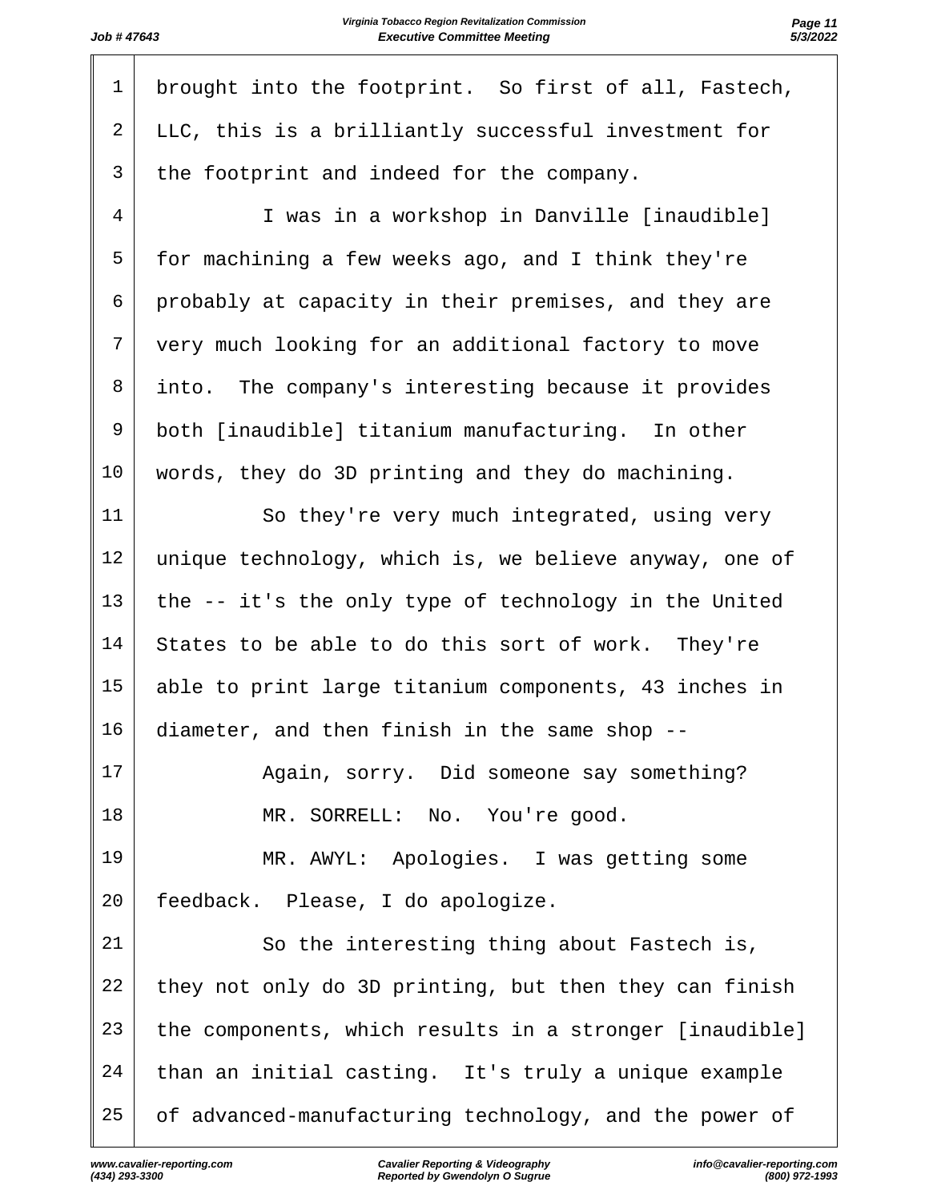brought into the footprint. So first of all, Fastech, LLC, this is a brilliantly successful investment for the footprint and indeed for the company.

I was in a workshop in Danville [inaudible] for machining a few weeks ago, and I think they're probably at capacity in their premises, and they are very much looking for an additional factory to move into. The company's interesting because it provides both [inaudible] titanium manufacturing. In other words, they do 3D printing and they do machining.

So they're very much integrated, using very unique technology, which is, we believe anyway, one of the -- it's the only type of technology in the United States to be able to do this sort of work. They're able to print large titanium components, 43 inches in diameter, and then finish in the same shop --

Again, sorry. Did someone say something?

MR. SORRELL: No. You're good.

MR. AWYL: Apologies. I was getting some feedback. Please, I do apologize.

So the interesting thing about Fastech is, they not only do 3D printing, but then they can finish the components, which results in a stronger [inaudible] than an initial casting. It's truly a unique example of advanced-manufacturing technology, and the power of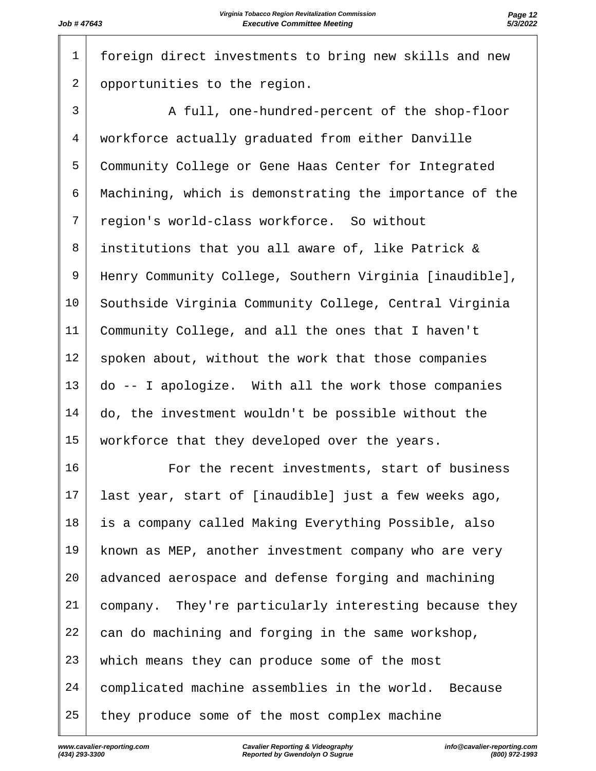foreign direct investments to bring new skills and new opportunities to the region.

A full, one-hundred-percent of the shop-floor workforce actually graduated from either Danville Community College or Gene Haas Center for Integrated Machining, which is demonstrating the importance of the region's world-class workforce. So without institutions that you all aware of, like Patrick & Henry Community College, Southern Virginia [inaudible], Southside Virginia Community College, Central Virginia Community College, and all the ones that I haven't spoken about, without the work that those companies do -- I apologize. With all the work those companies do, the investment wouldn't be possible without the workforce that they developed over the years.

For the recent investments, start of business last year, start of [inaudible] just a few weeks ago, is a company called Making Everything Possible, also known as MEP, another investment company who are very advanced aerospace and defense forging and machining company. They're particularly interesting because they can do machining and forging in the same workshop, which means they can produce some of the most complicated machine assemblies in the world. Because they produce some of the most complex machine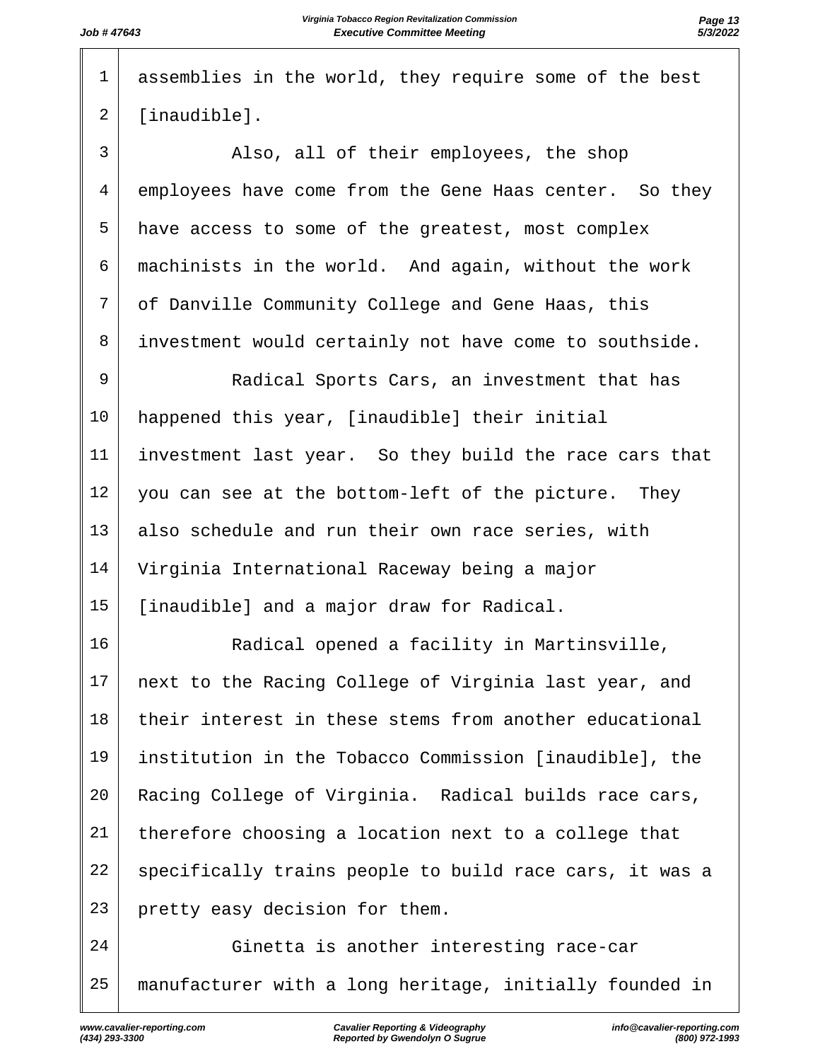assemblies in the world, they require some of the best [inaudible].

Also, all of their employees, the shop employees have come from the Gene Haas center. So they have access to some of the greatest, most complex machinists in the world. And again, without the work of Danville Community College and Gene Haas, this investment would certainly not have come to southside.

Radical Sports Cars, an investment that has happened this year, [inaudible] their initial investment last year. So they build the race cars that you can see at the bottom-left of the picture. They also schedule and run their own race series, with Virginia International Raceway being a major [inaudible] and a major draw for Radical.

Radical opened a facility in Martinsville, next to the Racing College of Virginia last year, and their interest in these stems from another educational institution in the Tobacco Commission [inaudible], the Racing College of Virginia. Radical builds race cars, therefore choosing a location next to a college that specifically trains people to build race cars, it was a pretty easy decision for them.

Ginetta is another interesting race-car manufacturer with a long heritage, initially founded in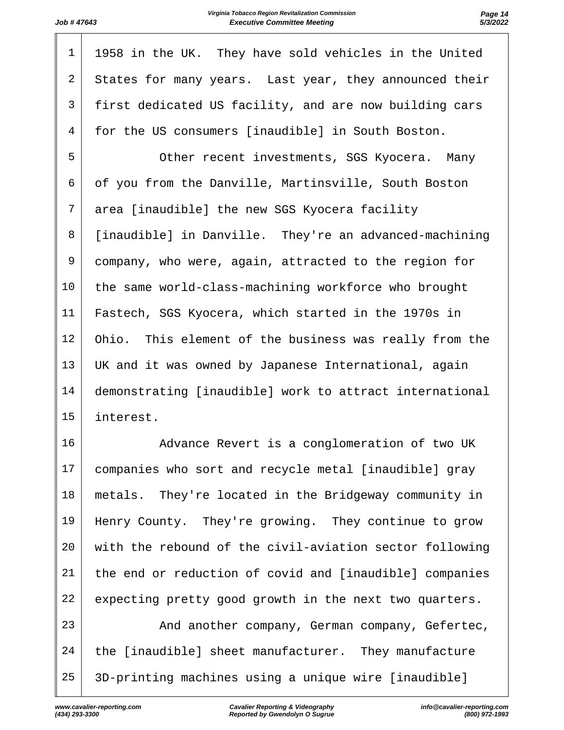1958 in the UK. They have sold vehicles in the United States for many years. Last year, they announced their first dedicated US facility, and are now building cars for the US consumers [inaudible] in South Boston.

Other recent investments, SGS Kyocera. Many of you from the Danville, Martinsville, South Boston area [inaudible] the new SGS Kyocera facility [inaudible] in Danville. They're an advanced-machining company, who were, again, attracted to the region for the same world-class-machining workforce who brought Fastech, SGS Kyocera, which started in the 1970s in Ohio. This element of the business was really from the UK and it was owned by Japanese International, again demonstrating [inaudible] work to attract international interest.

Advance Revert is a conglomeration of two UK companies who sort and recycle metal [inaudible] gray metals. They're located in the Bridgeway community in Henry County. They're growing. They continue to grow with the rebound of the civil-aviation sector following the end or reduction of covid and [inaudible] companies expecting pretty good growth in the next two quarters.

And another company, German company, Gefertec, the [inaudible] sheet manufacturer. They manufacture 3D-printing machines using a unique wire [inaudible]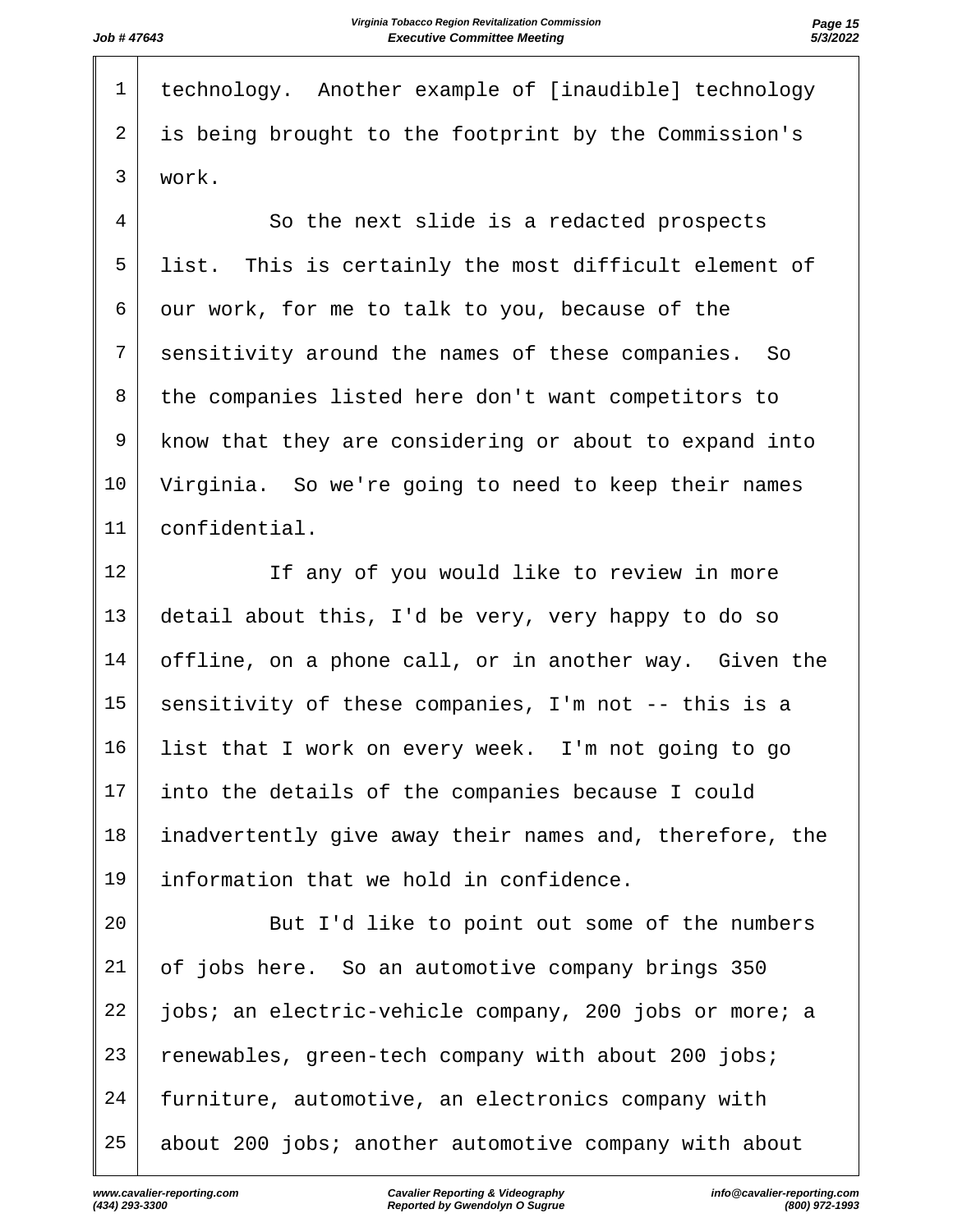technology. Another example of [inaudible] technology is being brought to the footprint by the Commission's work.

So the next slide is a redacted prospects list. This is certainly the most difficult element of our work, for me to talk to you, because of the sensitivity around the names of these companies. So the companies listed here don't want competitors to know that they are considering or about to expand into Virginia. So we're going to need to keep their names confidential.

If any of you would like to review in more detail about this, I'd be very, very happy to do so offline, on a phone call, or in another way. Given the sensitivity of these companies, I'm not -- this is a list that I work on every week. I'm not going to go into the details of the companies because I could inadvertently give away their names and, therefore, the information that we hold in confidence.

But I'd like to point out some of the numbers of jobs here. So an automotive company brings 350 jobs; an electric-vehicle company, 200 jobs or more; a renewables, green-tech company with about 200 jobs; furniture, automotive, an electronics company with about 200 jobs; another automotive company with about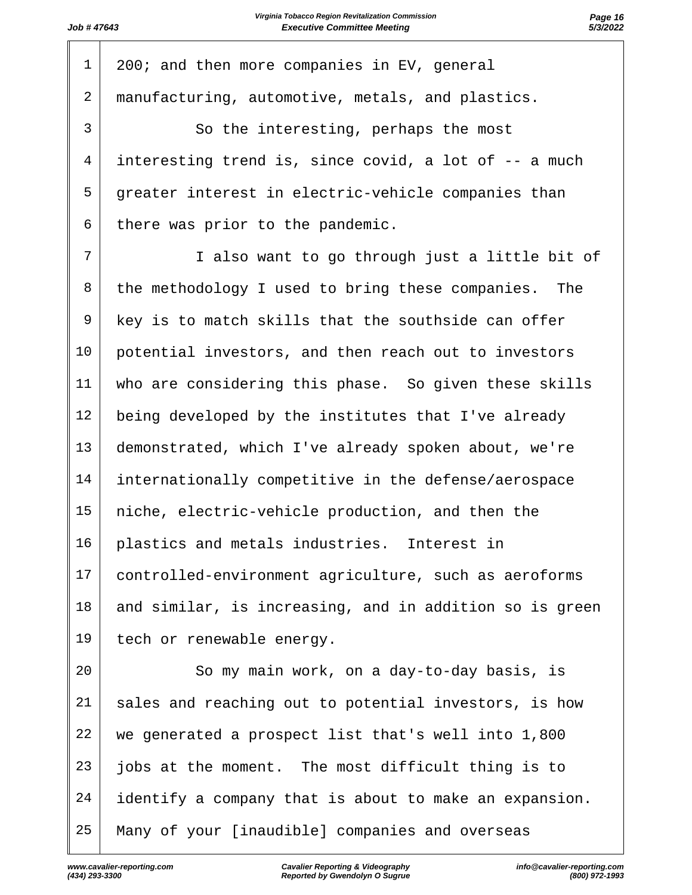200; and then more companies in EV, general manufacturing, automotive, metals, and plastics.

So the interesting, perhaps the most interesting trend is, since covid, a lot of -- a much greater interest in electric-vehicle companies than there was prior to the pandemic.

I also want to go through just a little bit of the methodology I used to bring these companies. The key is to match skills that the southside can offer potential investors, and then reach out to investors who are considering this phase. So given these skills being developed by the institutes that I've already demonstrated, which I've already spoken about, we're internationally competitive in the defense/aerospace niche, electric-vehicle production, and then the plastics and metals industries. Interest in controlled-environment agriculture, such as aeroforms and similar, is increasing, and in addition so is green tech or renewable energy.

So my main work, on a day-to-day basis, is sales and reaching out to potential investors, is how we generated a prospect list that's well into 1,800 jobs at the moment. The most difficult thing is to identify a company that is about to make an expansion. Many of your [inaudible] companies and overseas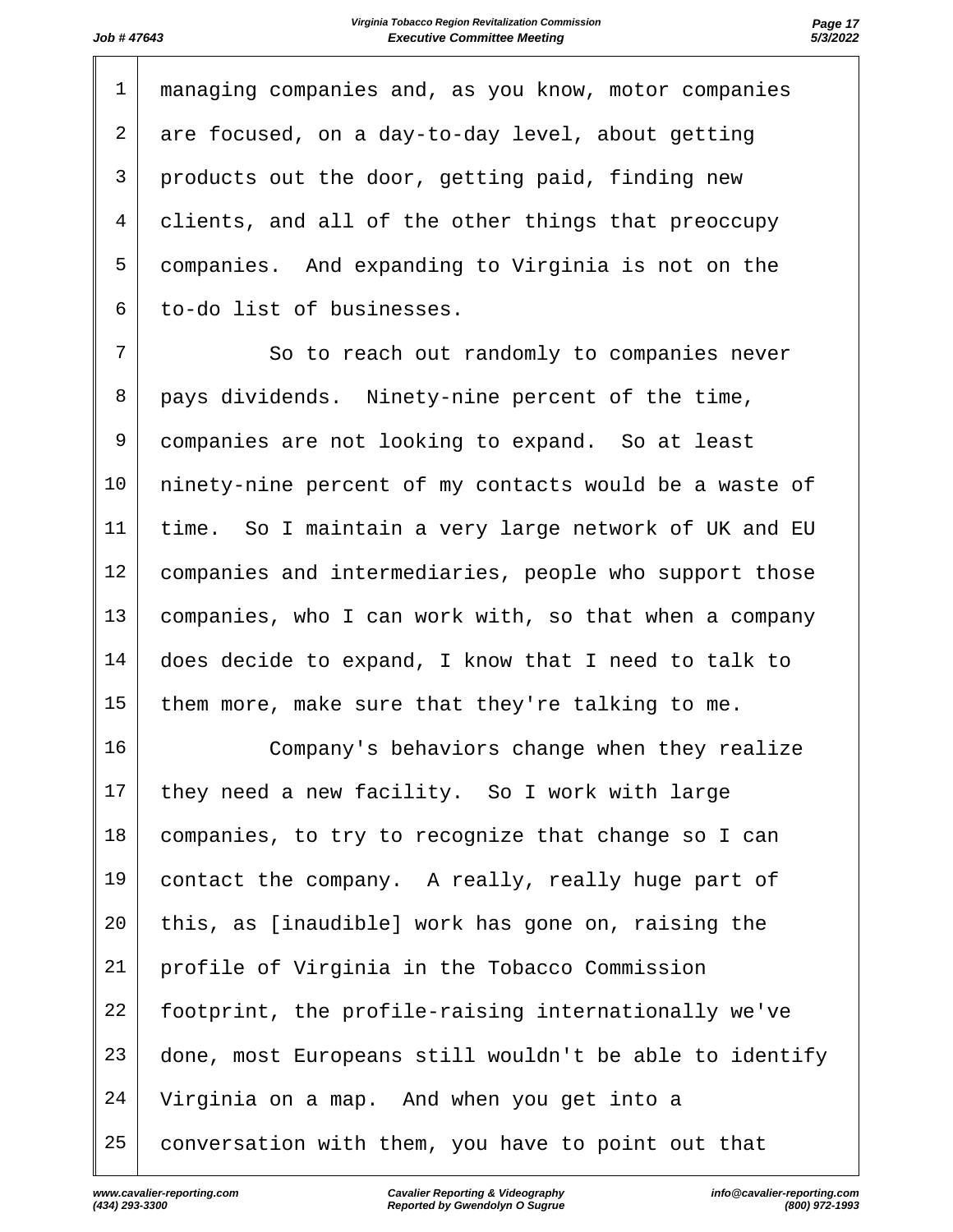managing companies and, as you know, motor companies are focused, on a day-to-day level, about getting products out the door, getting paid, finding new clients, and all of the other things that preoccupy companies. And expanding to Virginia is not on the to-do list of businesses.

So to reach out randomly to companies never pays dividends. Ninety-nine percent of the time, companies are not looking to expand. So at least ninety-nine percent of my contacts would be a waste of time. So I maintain a very large network of UK and EU companies and intermediaries, people who support those companies, who I can work with, so that when a company does decide to expand, I know that I need to talk to them more, make sure that they're talking to me.

Company's behaviors change when they realize they need a new facility. So I work with large companies, to try to recognize that change so I can contact the company. A really, really huge part of this, as [inaudible] work has gone on, raising the profile of Virginia in the Tobacco Commission footprint, the profile-raising internationally we've done, most Europeans still wouldn't be able to identify Virginia on a map. And when you get into a conversation with them, you have to point out that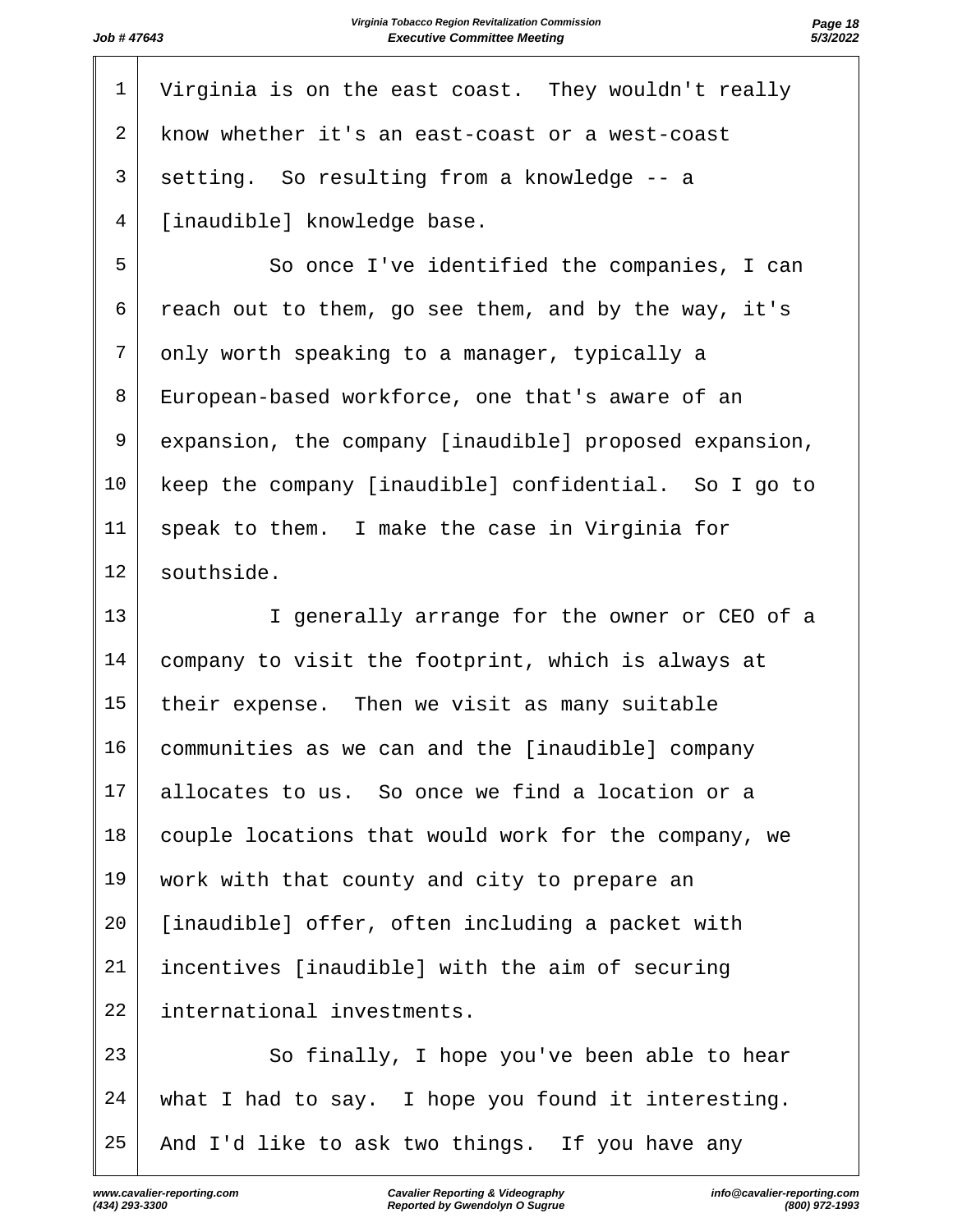1 Virginia is on the east coast. They wouldn't really
2 know whether it's an east-coast or a west-coast
3 setting. So resulting from a knowledge -- a
4 [inaudible] knowledge base.
5 So once I've identified the companies, I can
6 reach out to them, go see them, and by the way, it's
7 only worth speaking to a manager, typically a
8 European-based workforce, one that's aware of an
9 expansion, the company [inaudible] proposed expansion,
10 keep the company [inaudible] confidential. So I go to
11 speak to them. I make the case in Virginia for
12 southside.
13 I generally arrange for the owner or CEO of a
14 company to visit the footprint, which is always at
15 their expense. Then we visit as many suitable
16 communities as we can and the [inaudible] company
17 allocates to us. So once we find a location or a
18 couple locations that would work for the company, we
19 work with that county and city to prepare an
20 [inaudible] offer, often including a packet with
21 incentives [inaudible] with the aim of securing
22 international investments.
23 So finally, I hope you've been able to hear
24 what I had to say. I hope you found it interesting.
25 And I'd like to ask two things. If you have any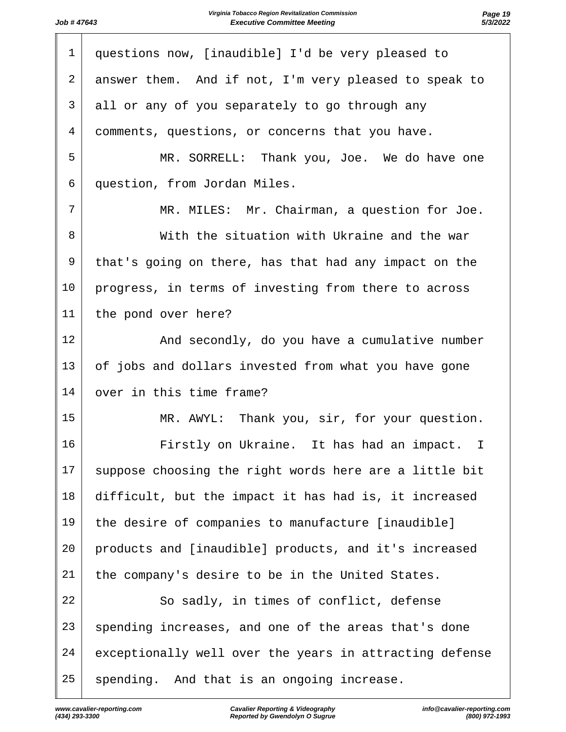questions now, [inaudible] I'd be very pleased to answer them. And if not, I'm very pleased to speak to all or any of you separately to go through any comments, questions, or concerns that you have.

MR. SORRELL: Thank you, Joe. We do have one question, from Jordan Miles.

MR. MILES: Mr. Chairman, a question for Joe.

With the situation with Ukraine and the war that's going on there, has that had any impact on the progress, in terms of investing from there to across the pond over here?

And secondly, do you have a cumulative number of jobs and dollars invested from what you have gone over in this time frame?

MR. AWYL: Thank you, sir, for your question.

Firstly on Ukraine. It has had an impact. I suppose choosing the right words here are a little bit difficult, but the impact it has had is, it increased the desire of companies to manufacture [inaudible] products and [inaudible] products, and it's increased the company's desire to be in the United States.

So sadly, in times of conflict, defense spending increases, and one of the areas that's done exceptionally well over the years in attracting defense spending. And that is an ongoing increase.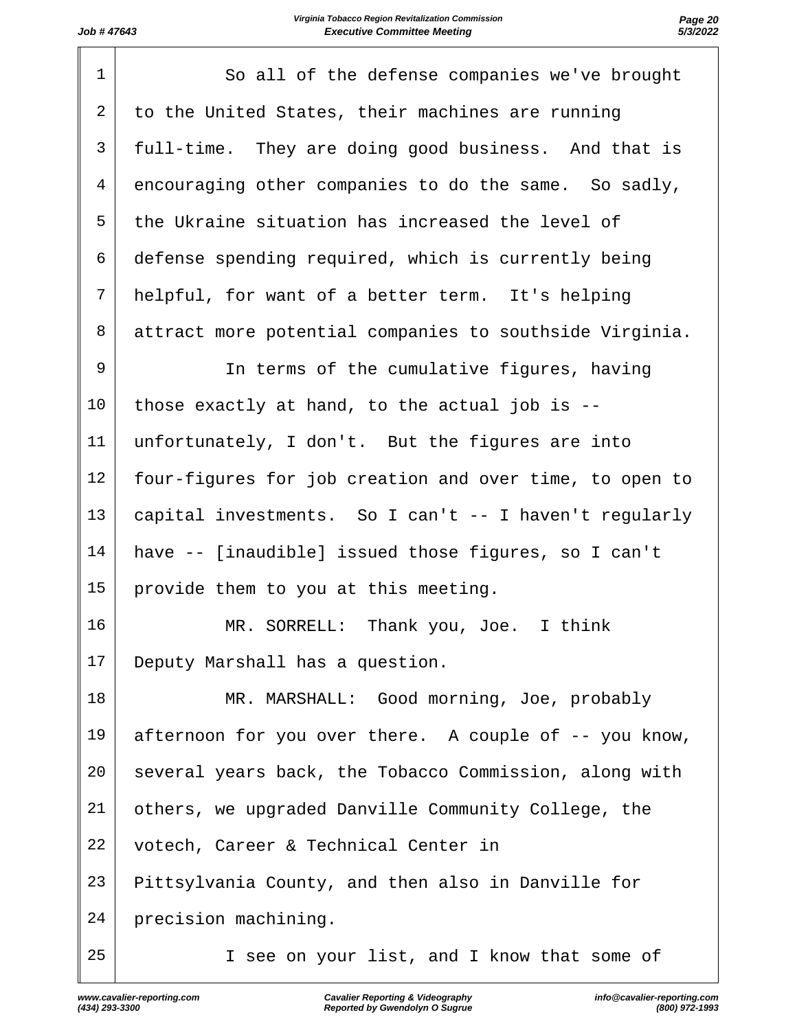So all of the defense companies we've brought to the United States, their machines are running full-time. They are doing good business. And that is encouraging other companies to do the same. So sadly, the Ukraine situation has increased the level of defense spending required, which is currently being helpful, for want of a better term. It's helping attract more potential companies to southside Virginia.

In terms of the cumulative figures, having those exactly at hand, to the actual job is -- unfortunately, I don't. But the figures are into four-figures for job creation and over time, to open to capital investments. So I can't -- I haven't regularly have -- [inaudible] issued those figures, so I can't provide them to you at this meeting.

MR. SORRELL: Thank you, Joe. I think Deputy Marshall has a question.

MR. MARSHALL: Good morning, Joe, probably afternoon for you over there. A couple of -- you know, several years back, the Tobacco Commission, along with others, we upgraded Danville Community College, the votech, Career & Technical Center in Pittsylvania County, and then also in Danville for precision machining.

I see on your list, and I know that some of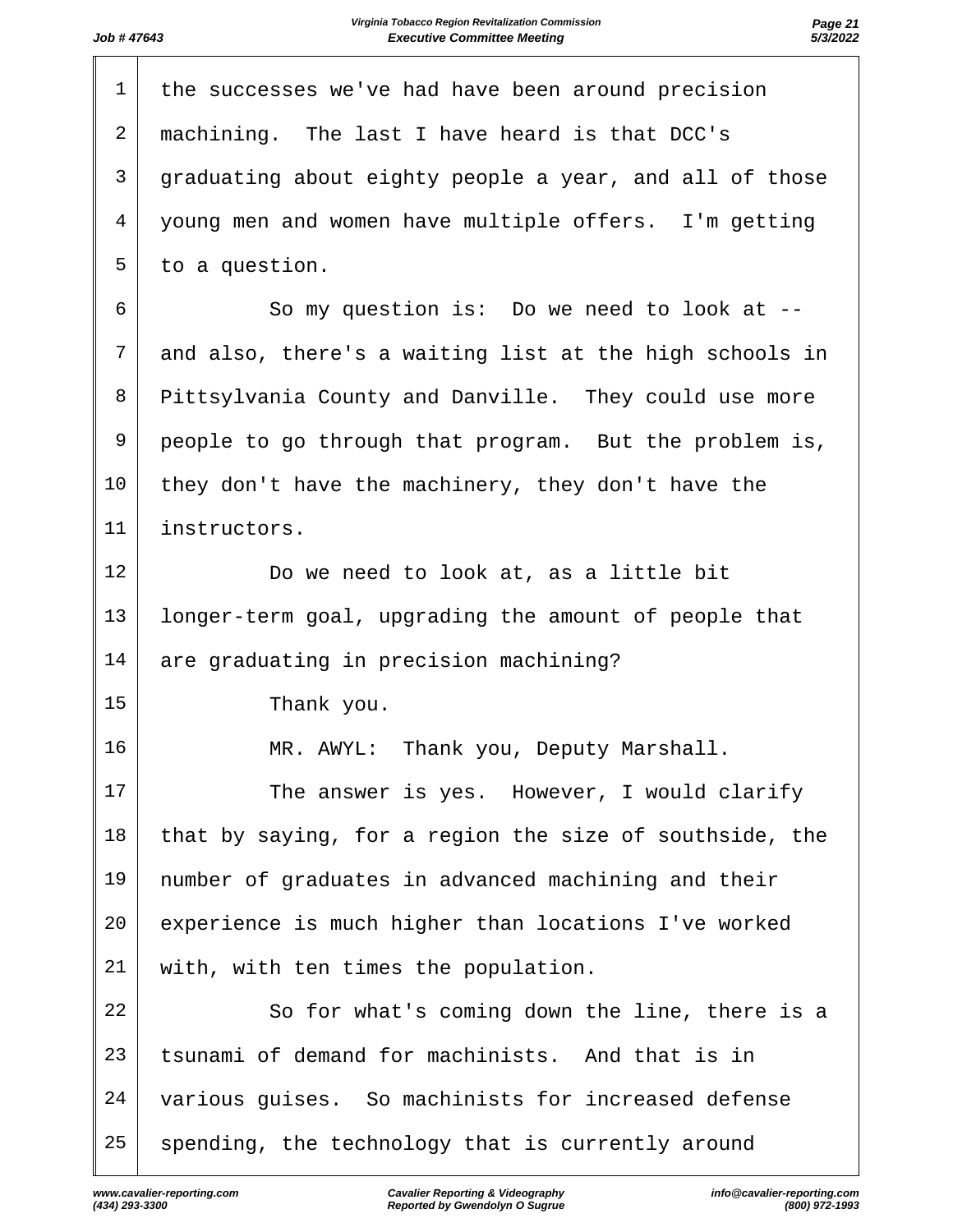the successes we've had have been around precision machining. The last I have heard is that DCC's graduating about eighty people a year, and all of those young men and women have multiple offers. I'm getting to a question.

So my question is: Do we need to look at -- and also, there's a waiting list at the high schools in Pittsylvania County and Danville. They could use more people to go through that program. But the problem is, they don't have the machinery, they don't have the instructors.

Do we need to look at, as a little bit longer-term goal, upgrading the amount of people that are graduating in precision machining?

Thank you.

MR. AWYL: Thank you, Deputy Marshall.

The answer is yes. However, I would clarify that by saying, for a region the size of southside, the number of graduates in advanced machining and their experience is much higher than locations I've worked with, with ten times the population.

So for what's coming down the line, there is a tsunami of demand for machinists. And that is in various guises. So machinists for increased defense spending, the technology that is currently around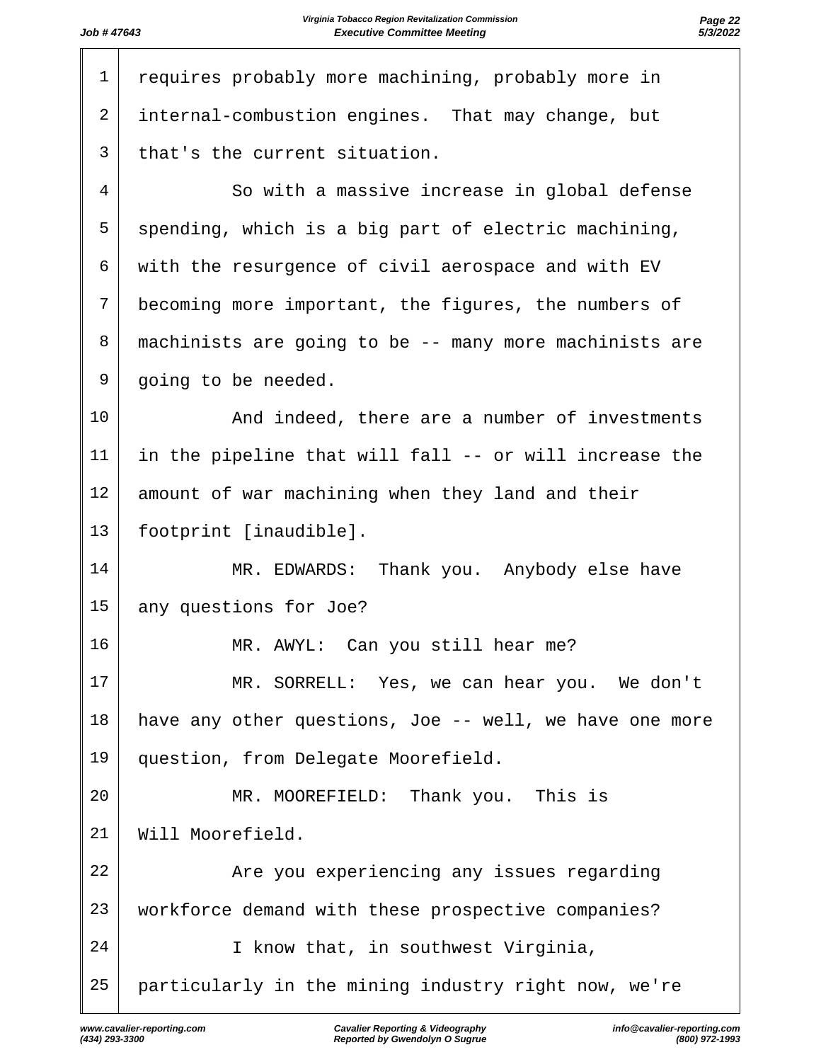requires probably more machining, probably more in internal-combustion engines. That may change, but that's the current situation.

So with a massive increase in global defense spending, which is a big part of electric machining, with the resurgence of civil aerospace and with EV becoming more important, the figures, the numbers of machinists are going to be -- many more machinists are going to be needed.

And indeed, there are a number of investments in the pipeline that will fall -- or will increase the amount of war machining when they land and their footprint [inaudible].

MR. EDWARDS: Thank you. Anybody else have any questions for Joe?

MR. AWYL: Can you still hear me?

MR. SORRELL: Yes, we can hear you. We don't have any other questions, Joe -- well, we have one more question, from Delegate Moorefield.

MR. MOOREFIELD: Thank you. This is Will Moorefield.

Are you experiencing any issues regarding workforce demand with these prospective companies?

I know that, in southwest Virginia, particularly in the mining industry right now, we're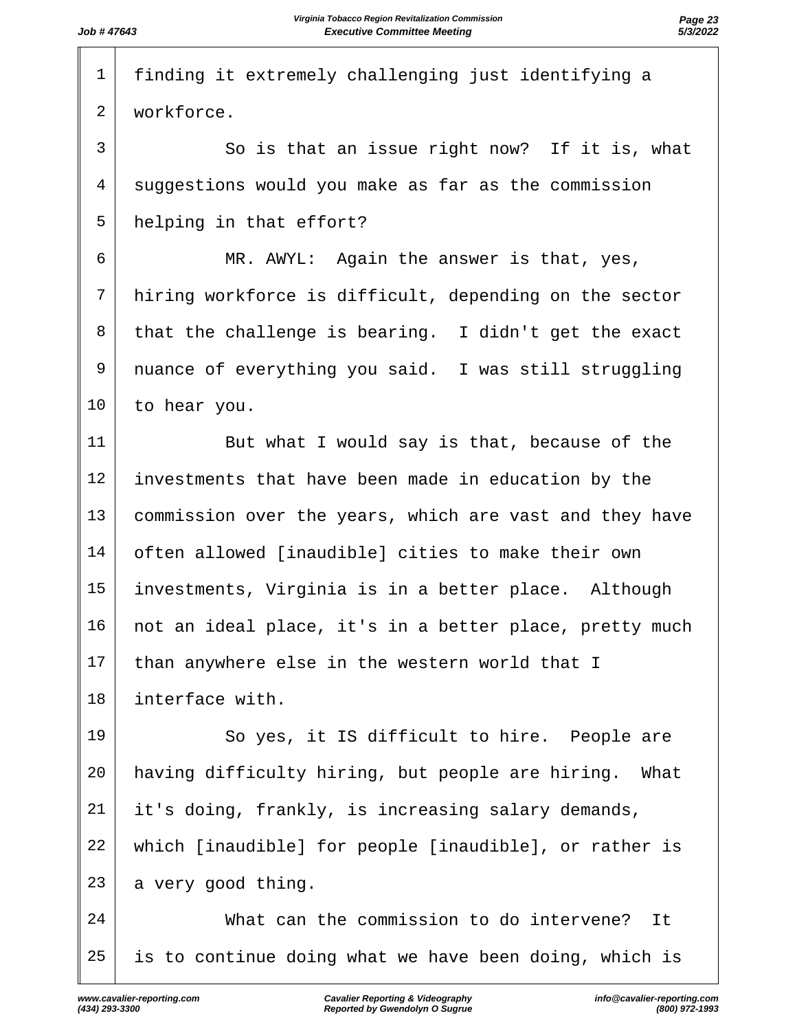finding it extremely challenging just identifying a workforce.

So is that an issue right now? If it is, what suggestions would you make as far as the commission helping in that effort?

MR. AWYL: Again the answer is that, yes, hiring workforce is difficult, depending on the sector that the challenge is bearing. I didn't get the exact nuance of everything you said. I was still struggling to hear you.

But what I would say is that, because of the investments that have been made in education by the commission over the years, which are vast and they have often allowed [inaudible] cities to make their own investments, Virginia is in a better place. Although not an ideal place, it's in a better place, pretty much than anywhere else in the western world that I interface with.

So yes, it IS difficult to hire. People are having difficulty hiring, but people are hiring. What it's doing, frankly, is increasing salary demands, which [inaudible] for people [inaudible], or rather is a very good thing.

What can the commission to do intervene? It is to continue doing what we have been doing, which is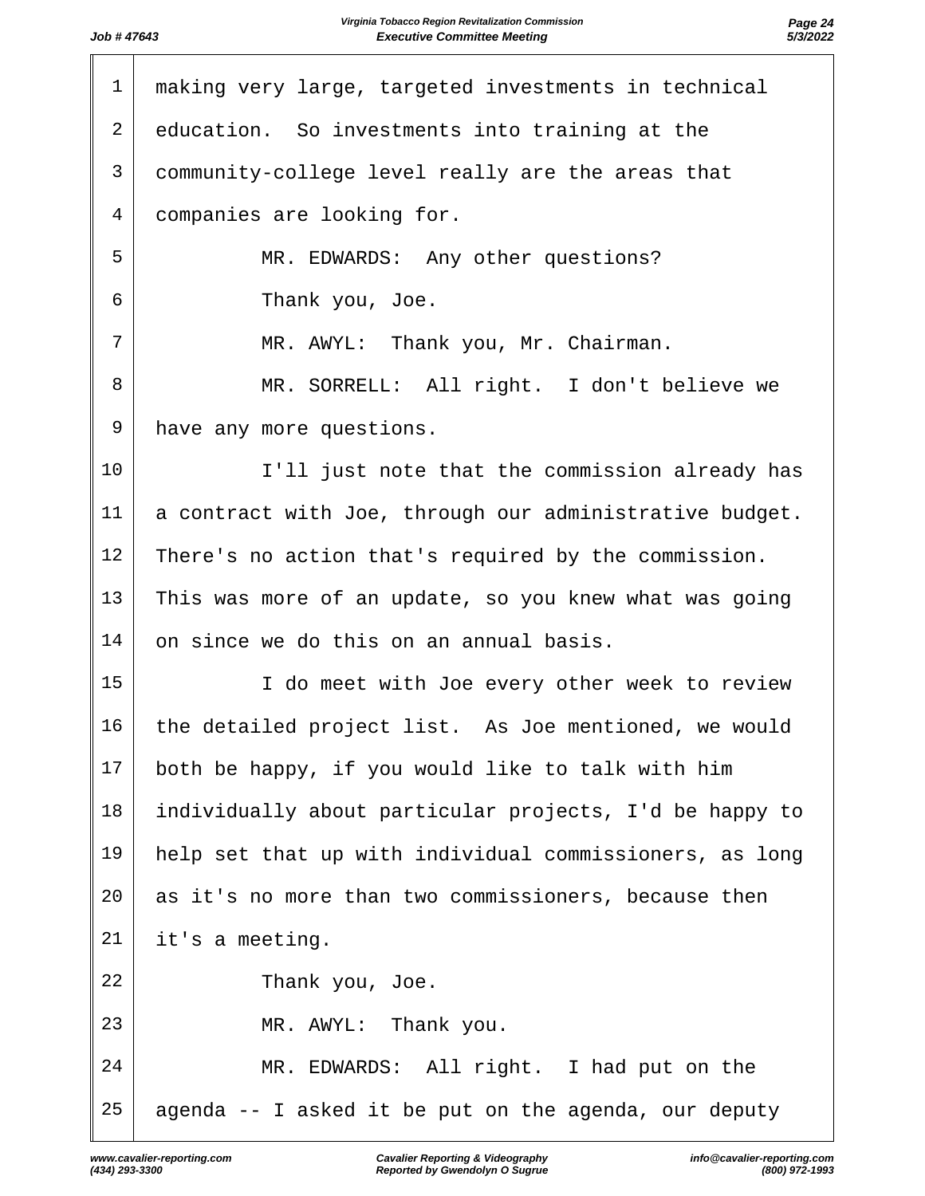making very large, targeted investments in technical education. So investments into training at the community-college level really are the areas that companies are looking for.

MR. EDWARDS: Any other questions?

Thank you, Joe.

MR. AWYL: Thank you, Mr. Chairman.

MR. SORRELL: All right. I don't believe we have any more questions.

I'll just note that the commission already has a contract with Joe, through our administrative budget. There's no action that's required by the commission. This was more of an update, so you knew what was going on since we do this on an annual basis.

I do meet with Joe every other week to review the detailed project list. As Joe mentioned, we would both be happy, if you would like to talk with him individually about particular projects, I'd be happy to help set that up with individual commissioners, as long as it's no more than two commissioners, because then it's a meeting.

Thank you, Joe.

MR. AWYL: Thank you.

MR. EDWARDS: All right. I had put on the agenda -- I asked it be put on the agenda, our deputy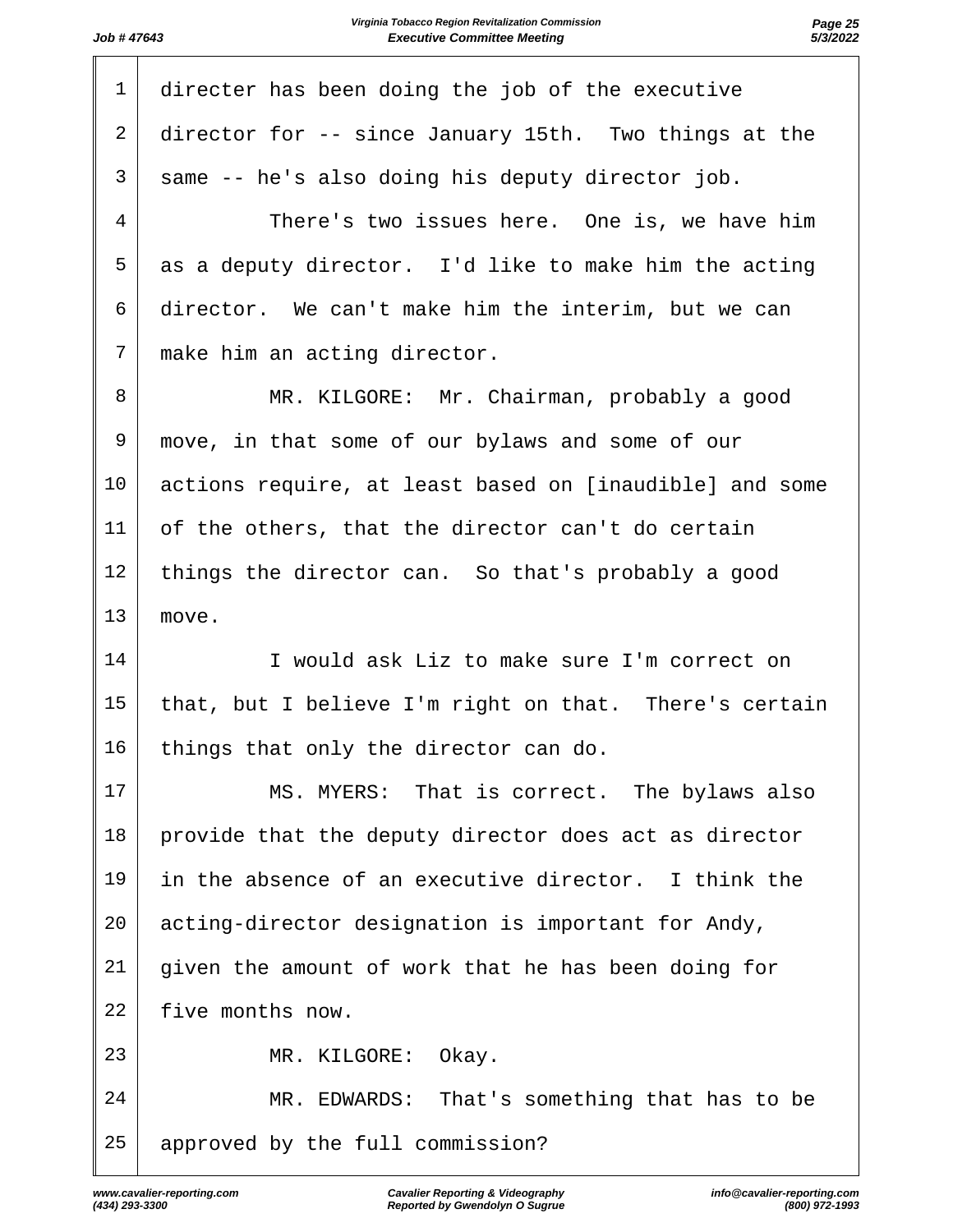directer has been doing the job of the executive director for -- since January 15th. Two things at the same -- he's also doing his deputy director job.

There's two issues here. One is, we have him as a deputy director. I'd like to make him the acting director. We can't make him the interim, but we can make him an acting director.

MR. KILGORE: Mr. Chairman, probably a good move, in that some of our bylaws and some of our actions require, at least based on [inaudible] and some of the others, that the director can't do certain things the director can. So that's probably a good move.

I would ask Liz to make sure I'm correct on that, but I believe I'm right on that. There's certain things that only the director can do.

MS. MYERS: That is correct. The bylaws also provide that the deputy director does act as director in the absence of an executive director. I think the acting-director designation is important for Andy, given the amount of work that he has been doing for five months now.

MR. KILGORE: Okay.

MR. EDWARDS: That's something that has to be approved by the full commission?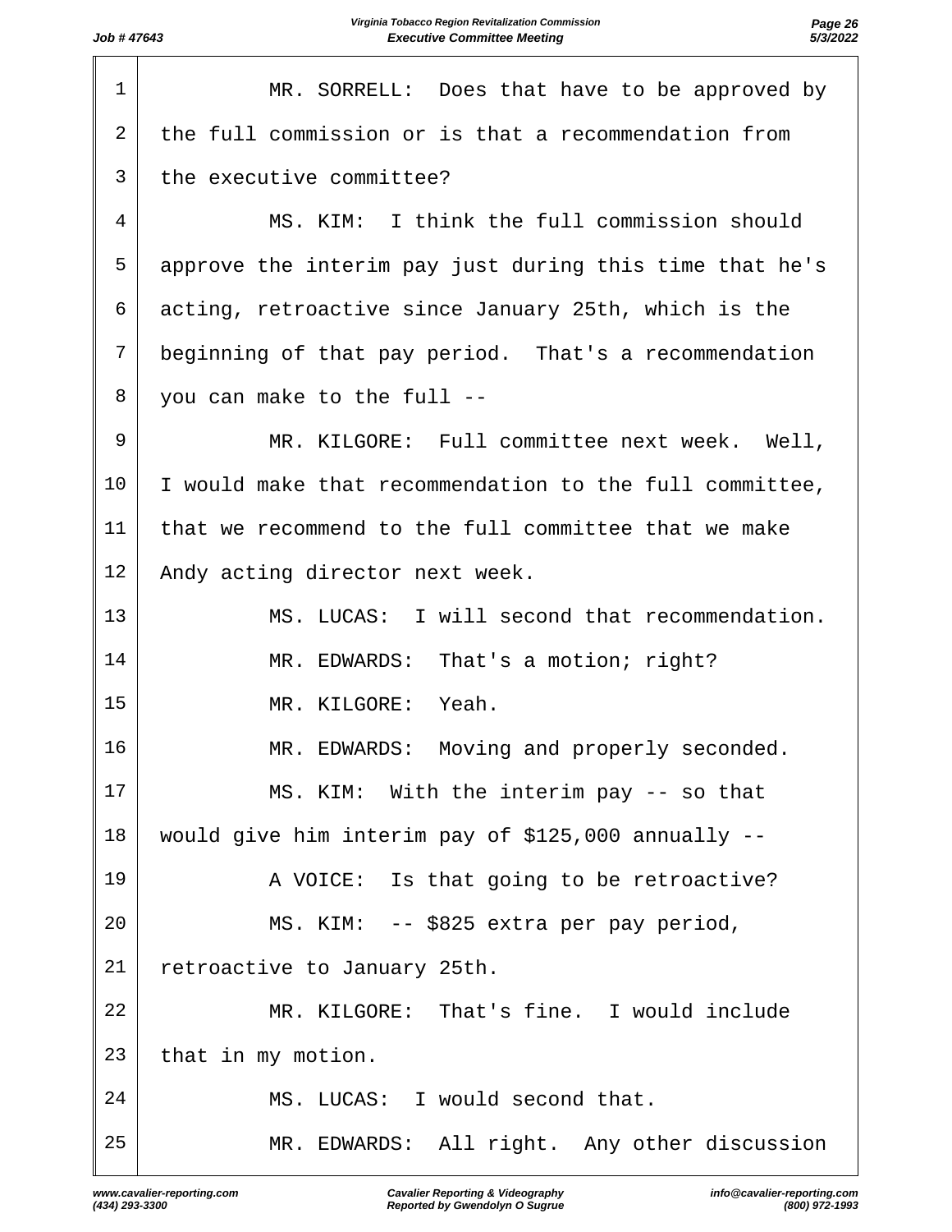MR. SORRELL: Does that have to be approved by the full commission or is that a recommendation from the executive committee?

MS. KIM: I think the full commission should approve the interim pay just during this time that he's acting, retroactive since January 25th, which is the beginning of that pay period. That's a recommendation you can make to the full --

MR. KILGORE: Full committee next week. Well, I would make that recommendation to the full committee, that we recommend to the full committee that we make Andy acting director next week.

MS. LUCAS: I will second that recommendation.

MR. EDWARDS: That's a motion; right?

MR. KILGORE: Yeah.

MR. EDWARDS: Moving and properly seconded.

MS. KIM: With the interim pay -- so that would give him interim pay of $125,000 annually --

A VOICE: Is that going to be retroactive?

MS. KIM: -- $825 extra per pay period, retroactive to January 25th.

MR. KILGORE: That's fine. I would include that in my motion.

MS. LUCAS: I would second that.

MR. EDWARDS: All right. Any other discussion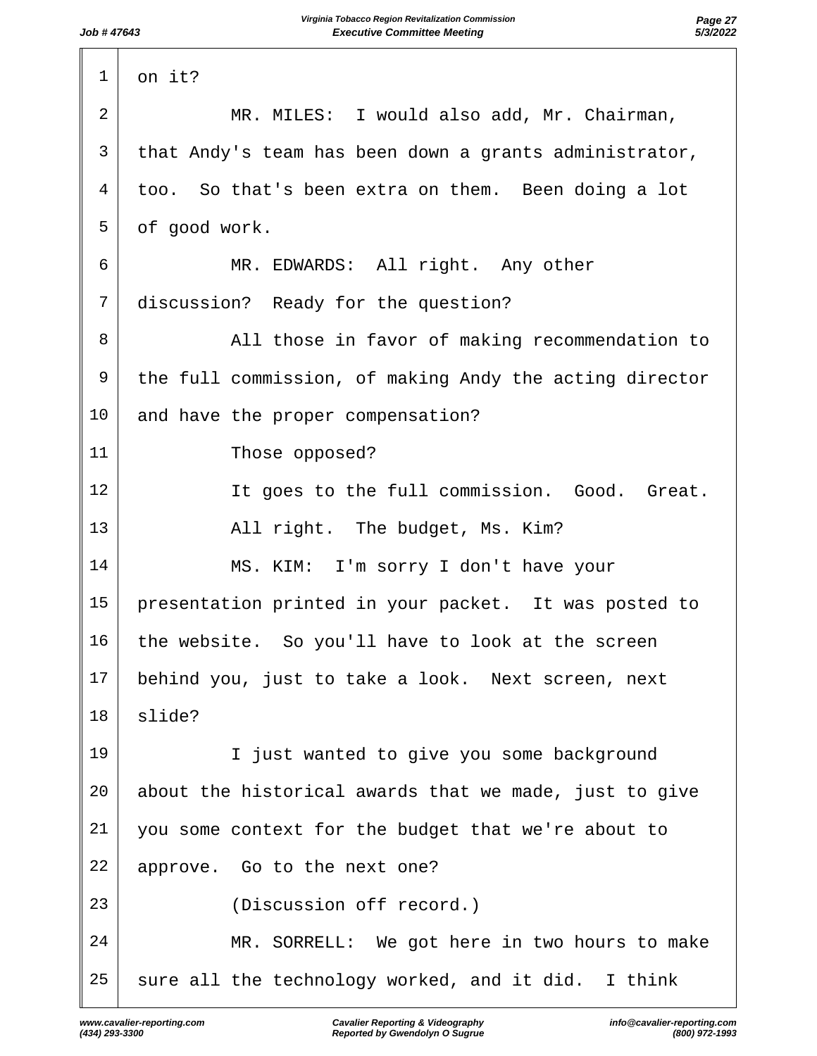on it?

MR. MILES: I would also add, Mr. Chairman, that Andy's team has been down a grants administrator, too. So that's been extra on them. Been doing a lot of good work.

MR. EDWARDS: All right. Any other discussion? Ready for the question?

All those in favor of making recommendation to the full commission, of making Andy the acting director and have the proper compensation?

Those opposed?

It goes to the full commission. Good. Great.

All right. The budget, Ms. Kim?

MS. KIM: I'm sorry I don't have your presentation printed in your packet. It was posted to the website. So you'll have to look at the screen behind you, just to take a look. Next screen, next slide?

I just wanted to give you some background about the historical awards that we made, just to give you some context for the budget that we're about to approve. Go to the next one?

(Discussion off record.)

MR. SORRELL: We got here in two hours to make sure all the technology worked, and it did. I think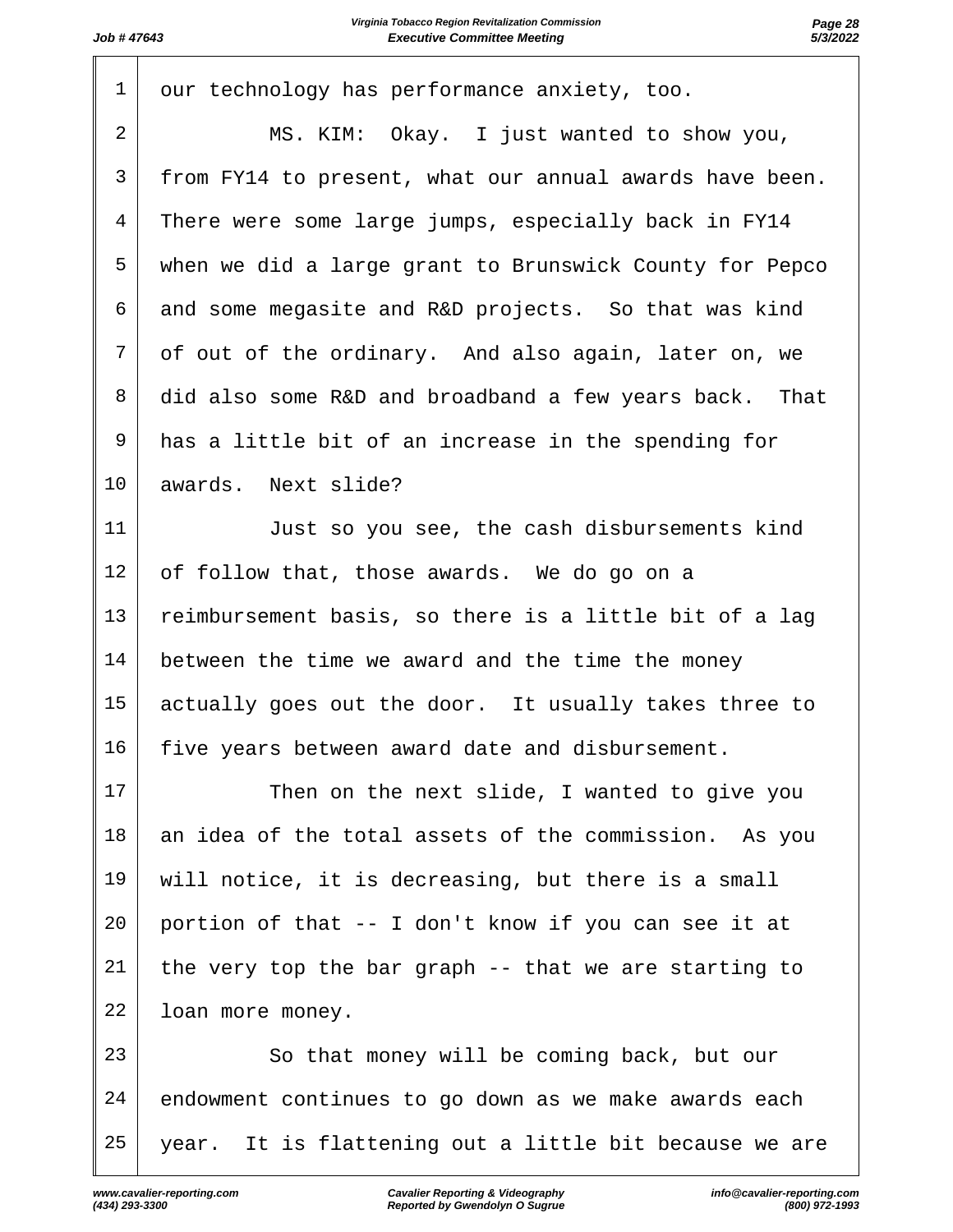1 our technology has performance anxiety, too.

2 MS. KIM: Okay. I just wanted to show you,

3 from FY14 to present, what our annual awards have been.

4 There were some large jumps, especially back in FY14

5 when we did a large grant to Brunswick County for Pepco

6 and some megasite and R&D projects. So that was kind

7 of out of the ordinary. And also again, later on, we

8 did also some R&D and broadband a few years back. That

9 has a little bit of an increase in the spending for

10 awards. Next slide?

11 Just so you see, the cash disbursements kind

12 of follow that, those awards. We do go on a

13 reimbursement basis, so there is a little bit of a lag

14 between the time we award and the time the money

15 actually goes out the door. It usually takes three to

16 five years between award date and disbursement.

17 Then on the next slide, I wanted to give you

18 an idea of the total assets of the commission. As you

19 will notice, it is decreasing, but there is a small

20 portion of that -- I don't know if you can see it at

21 the very top the bar graph -- that we are starting to

22 loan more money.

23 So that money will be coming back, but our

24 endowment continues to go down as we make awards each

25 year. It is flattening out a little bit because we are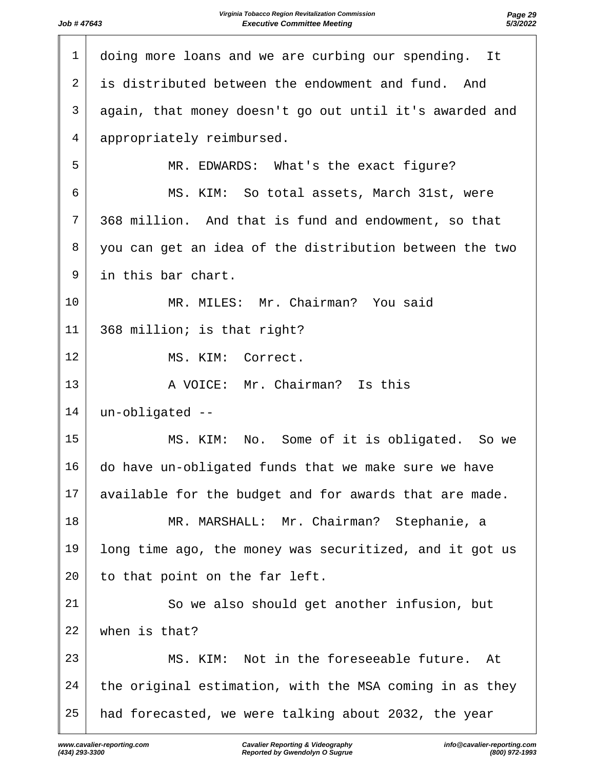1 doing more loans and we are curbing our spending. It
2 is distributed between the endowment and fund. And
3 again, that money doesn't go out until it's awarded and
4 appropriately reimbursed.
5 MR. EDWARDS: What's the exact figure?
6 MS. KIM: So total assets, March 31st, were
7 368 million. And that is fund and endowment, so that
8 you can get an idea of the distribution between the two
9 in this bar chart.
10 MR. MILES: Mr. Chairman? You said
11 368 million; is that right?
12 MS. KIM: Correct.
13 A VOICE: Mr. Chairman? Is this
14 un-obligated --
15 MS. KIM: No. Some of it is obligated. So we
16 do have un-obligated funds that we make sure we have
17 available for the budget and for awards that are made.
18 MR. MARSHALL: Mr. Chairman? Stephanie, a
19 long time ago, the money was securitized, and it got us
20 to that point on the far left.
21 So we also should get another infusion, but
22 when is that?
23 MS. KIM: Not in the foreseeable future. At
24 the original estimation, with the MSA coming in as they
25 had forecasted, we were talking about 2032, the year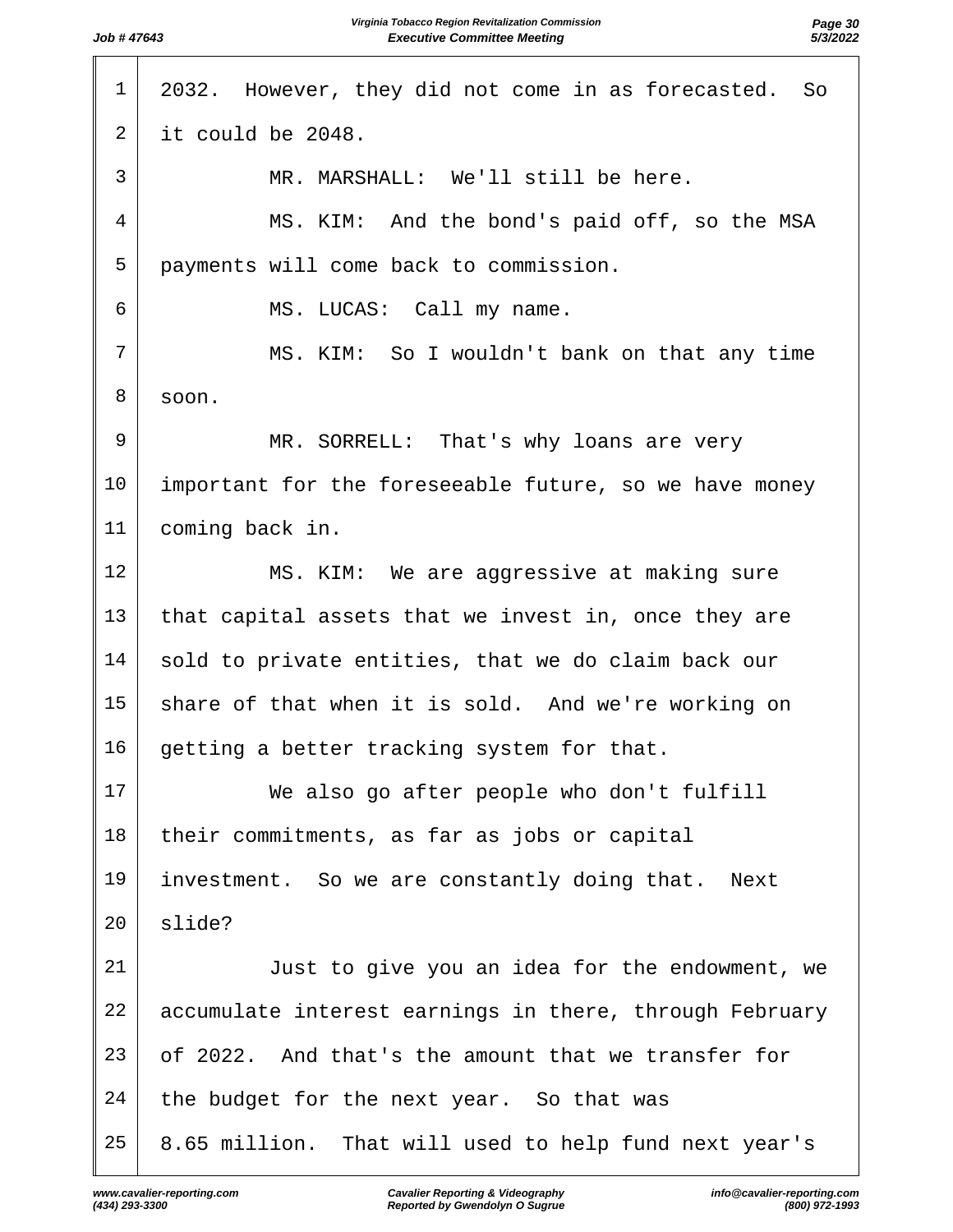2032. However, they did not come in as forecasted. So it could be 2048.

MR. MARSHALL: We'll still be here.

MS. KIM: And the bond's paid off, so the MSA payments will come back to commission.

MS. LUCAS: Call my name.

MS. KIM: So I wouldn't bank on that any time soon.

MR. SORRELL: That's why loans are very important for the foreseeable future, so we have money coming back in.

MS. KIM: We are aggressive at making sure that capital assets that we invest in, once they are sold to private entities, that we do claim back our share of that when it is sold. And we're working on getting a better tracking system for that.

We also go after people who don't fulfill their commitments, as far as jobs or capital investment. So we are constantly doing that. Next slide?

Just to give you an idea for the endowment, we accumulate interest earnings in there, through February of 2022. And that's the amount that we transfer for the budget for the next year. So that was 8.65 million. That will used to help fund next year's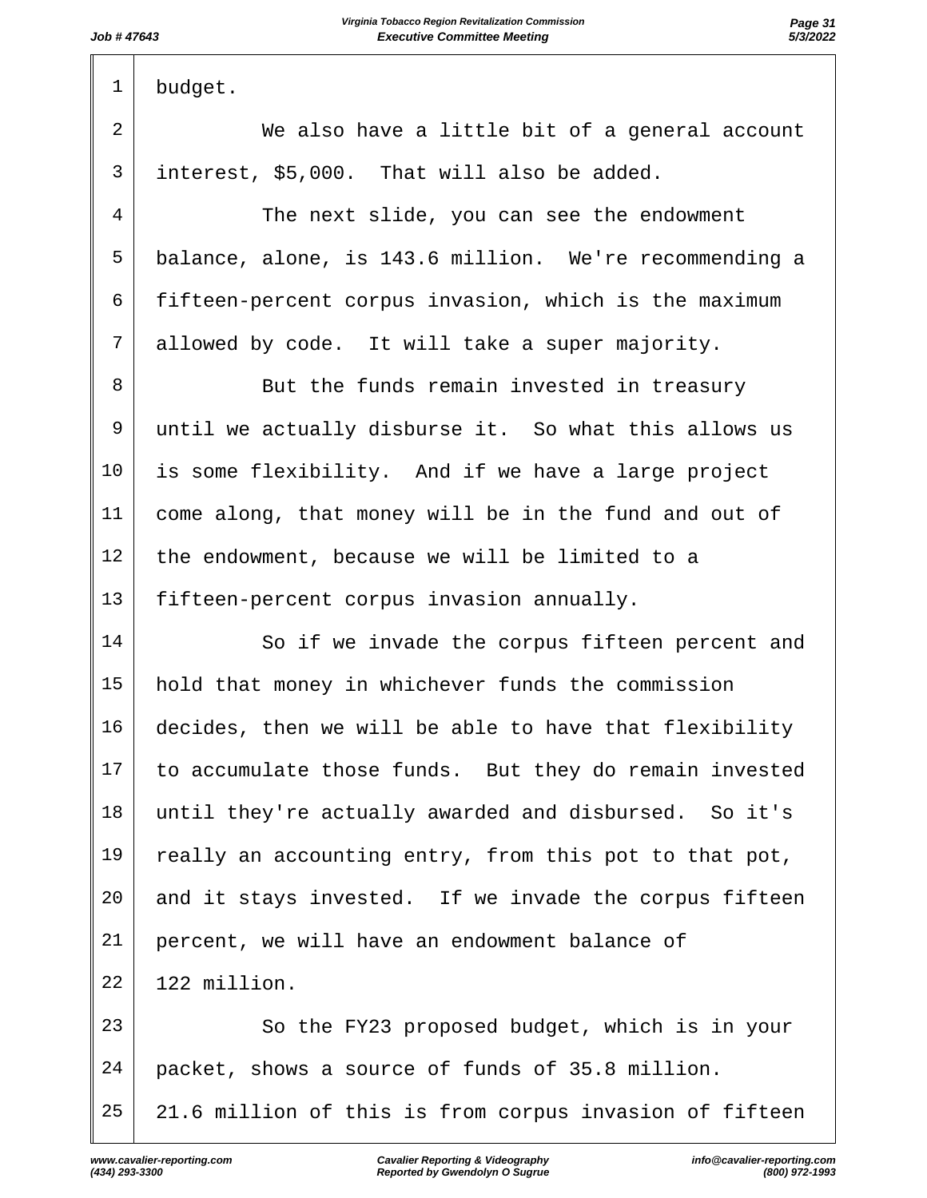budget.

We also have a little bit of a general account interest, $5,000. That will also be added.

The next slide, you can see the endowment balance, alone, is 143.6 million. We're recommending a fifteen-percent corpus invasion, which is the maximum allowed by code. It will take a super majority.

But the funds remain invested in treasury until we actually disburse it. So what this allows us is some flexibility. And if we have a large project come along, that money will be in the fund and out of the endowment, because we will be limited to a fifteen-percent corpus invasion annually.

So if we invade the corpus fifteen percent and hold that money in whichever funds the commission decides, then we will be able to have that flexibility to accumulate those funds. But they do remain invested until they're actually awarded and disbursed. So it's really an accounting entry, from this pot to that pot, and it stays invested. If we invade the corpus fifteen percent, we will have an endowment balance of 122 million.

So the FY23 proposed budget, which is in your packet, shows a source of funds of 35.8 million. 21.6 million of this is from corpus invasion of fifteen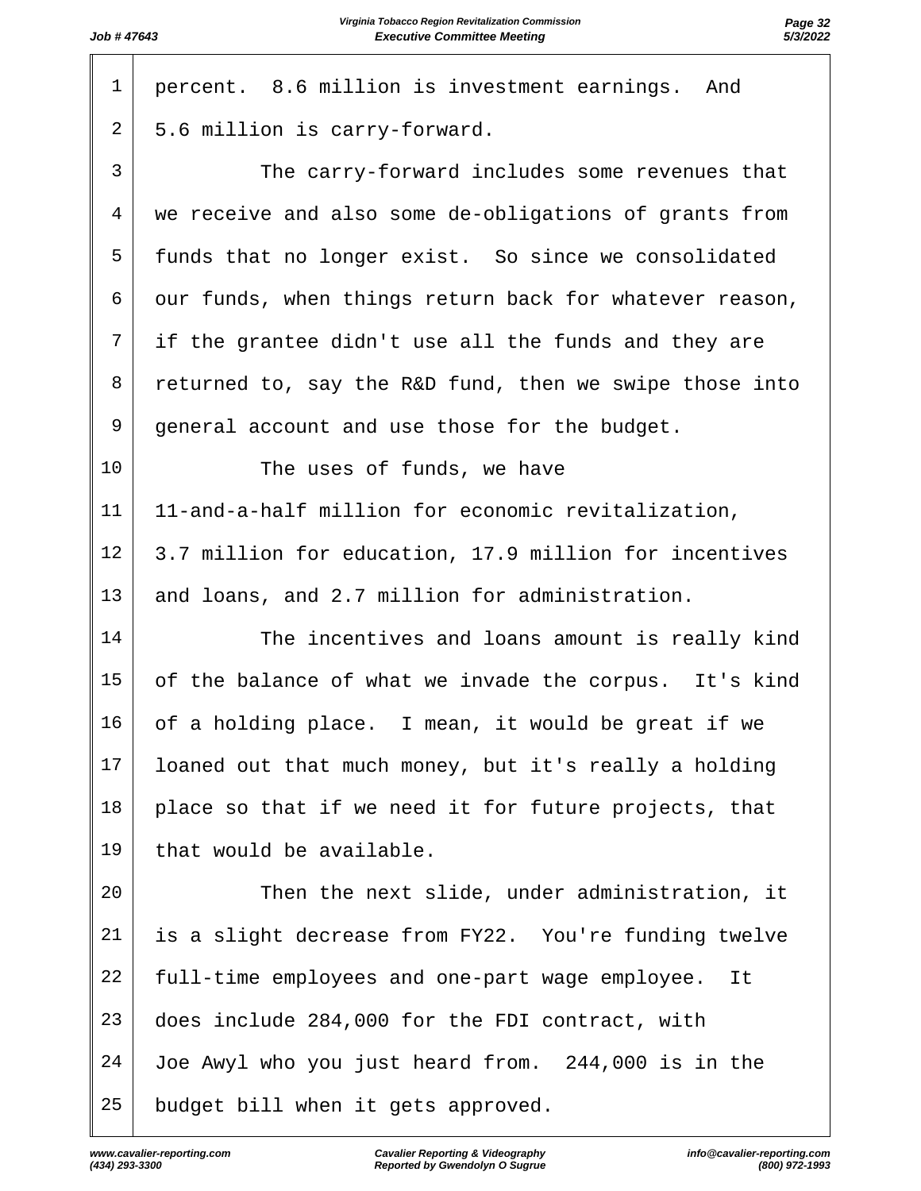percent. 8.6 million is investment earnings. And 5.6 million is carry-forward.

The carry-forward includes some revenues that we receive and also some de-obligations of grants from funds that no longer exist. So since we consolidated our funds, when things return back for whatever reason, if the grantee didn't use all the funds and they are returned to, say the R&D fund, then we swipe those into general account and use those for the budget.

The uses of funds, we have 11-and-a-half million for economic revitalization, 3.7 million for education, 17.9 million for incentives and loans, and 2.7 million for administration.

The incentives and loans amount is really kind of the balance of what we invade the corpus. It's kind of a holding place. I mean, it would be great if we loaned out that much money, but it's really a holding place so that if we need it for future projects, that that would be available.

Then the next slide, under administration, it is a slight decrease from FY22. You're funding twelve full-time employees and one-part wage employee. It does include 284,000 for the FDI contract, with Joe Awyl who you just heard from. 244,000 is in the budget bill when it gets approved.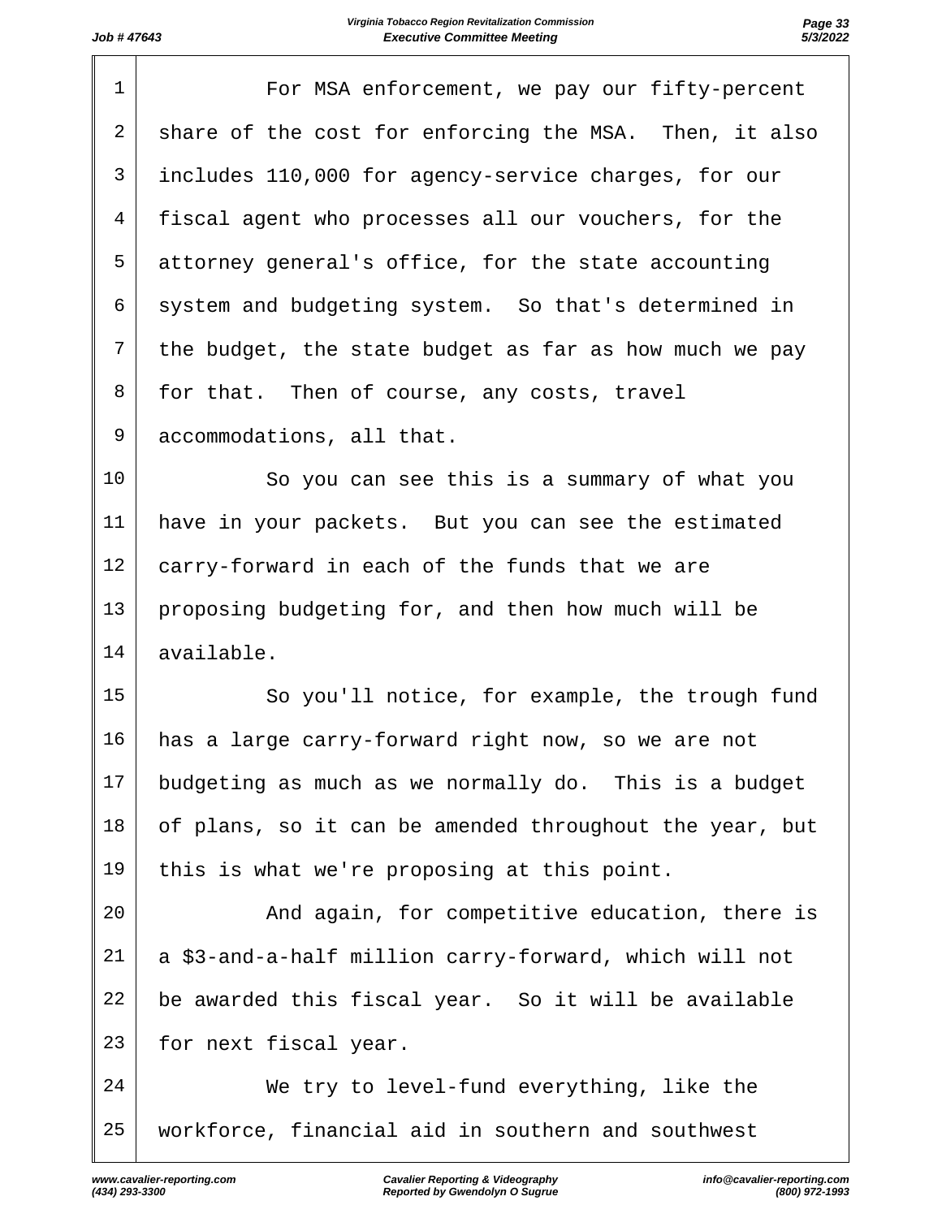For MSA enforcement, we pay our fifty-percent share of the cost for enforcing the MSA. Then, it also includes 110,000 for agency-service charges, for our fiscal agent who processes all our vouchers, for the attorney general's office, for the state accounting system and budgeting system. So that's determined in the budget, the state budget as far as how much we pay for that. Then of course, any costs, travel accommodations, all that.

So you can see this is a summary of what you have in your packets. But you can see the estimated carry-forward in each of the funds that we are proposing budgeting for, and then how much will be available.

So you'll notice, for example, the trough fund has a large carry-forward right now, so we are not budgeting as much as we normally do. This is a budget of plans, so it can be amended throughout the year, but this is what we're proposing at this point.

And again, for competitive education, there is a $3-and-a-half million carry-forward, which will not be awarded this fiscal year. So it will be available for next fiscal year.

We try to level-fund everything, like the workforce, financial aid in southern and southwest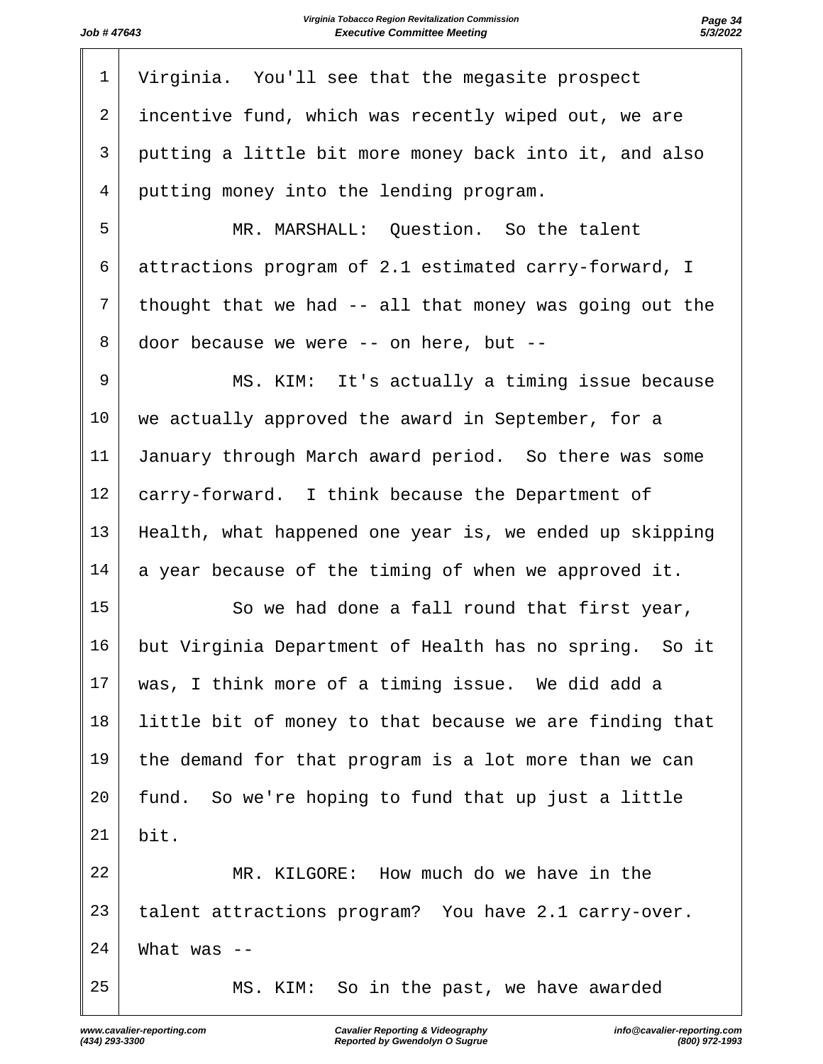Virginia. You'll see that the megasite prospect incentive fund, which was recently wiped out, we are putting a little bit more money back into it, and also putting money into the lending program.

MR. MARSHALL: Question. So the talent attractions program of 2.1 estimated carry-forward, I thought that we had -- all that money was going out the door because we were -- on here, but --

MS. KIM: It's actually a timing issue because we actually approved the award in September, for a January through March award period. So there was some carry-forward. I think because the Department of Health, what happened one year is, we ended up skipping a year because of the timing of when we approved it.

So we had done a fall round that first year, but Virginia Department of Health has no spring. So it was, I think more of a timing issue. We did add a little bit of money to that because we are finding that the demand for that program is a lot more than we can fund. So we're hoping to fund that up just a little bit.

MR. KILGORE: How much do we have in the talent attractions program? You have 2.1 carry-over. What was --

MS. KIM: So in the past, we have awarded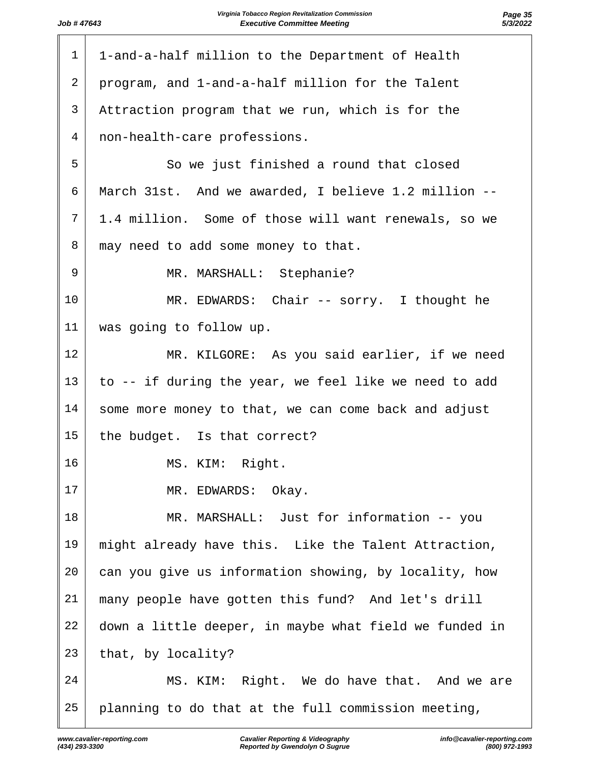1-and-a-half million to the Department of Health program, and 1-and-a-half million for the Talent Attraction program that we run, which is for the non-health-care professions.

So we just finished a round that closed March 31st. And we awarded, I believe 1.2 million -- 1.4 million. Some of those will want renewals, so we may need to add some money to that.

MR. MARSHALL: Stephanie?

MR. EDWARDS: Chair -- sorry. I thought he was going to follow up.

MR. KILGORE: As you said earlier, if we need to -- if during the year, we feel like we need to add some more money to that, we can come back and adjust the budget. Is that correct?

MS. KIM: Right.

MR. EDWARDS: Okay.

MR. MARSHALL: Just for information -- you might already have this. Like the Talent Attraction, can you give us information showing, by locality, how many people have gotten this fund? And let's drill down a little deeper, in maybe what field we funded in that, by locality?

MS. KIM: Right. We do have that. And we are planning to do that at the full commission meeting,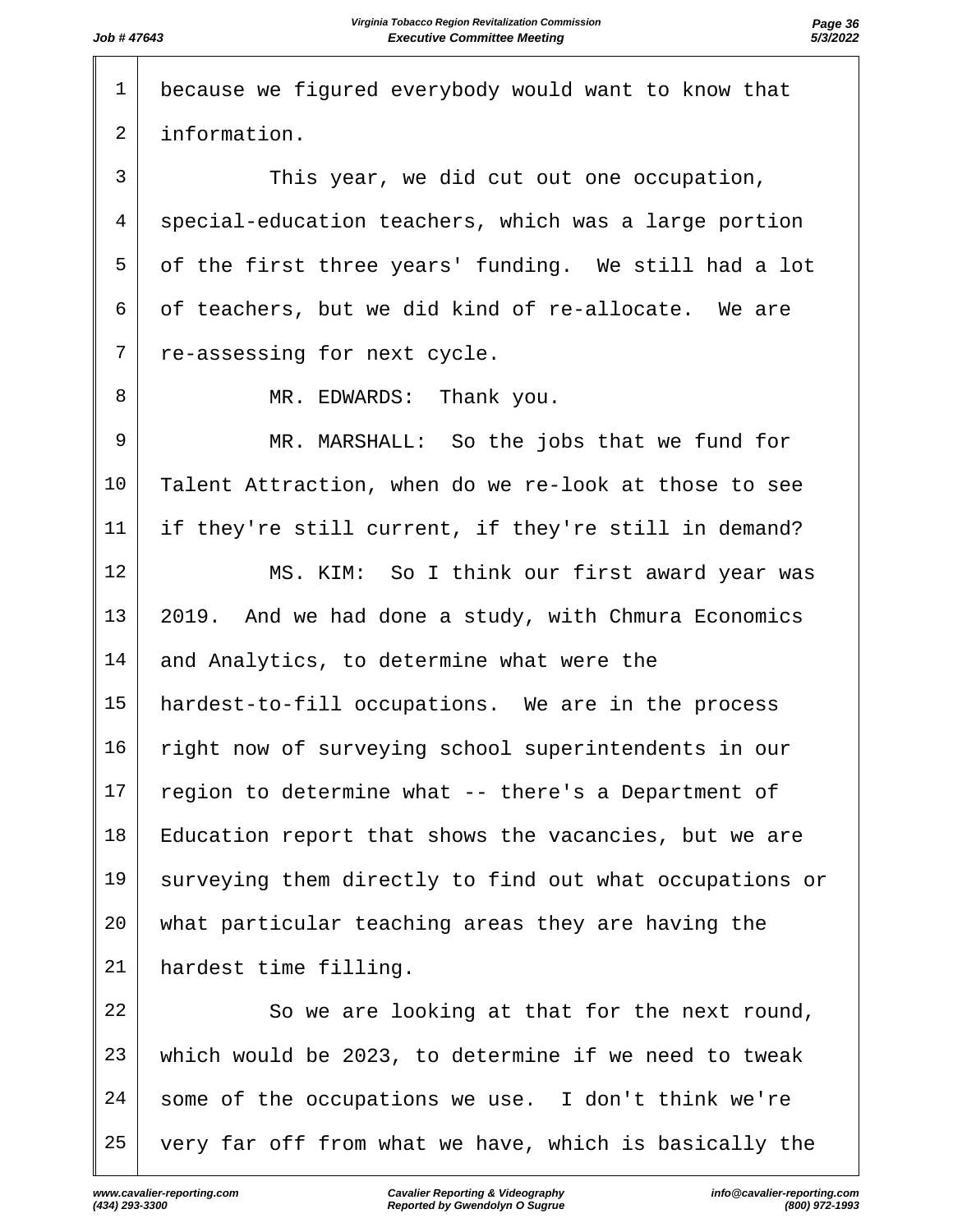1 because we figured everybody would want to know that
2 information.

3 This year, we did cut out one occupation,
4 special-education teachers, which was a large portion
5 of the first three years' funding. We still had a lot
6 of teachers, but we did kind of re-allocate. We are
7 re-assessing for next cycle.

8 MR. EDWARDS: Thank you.

9 MR. MARSHALL: So the jobs that we fund for
10 Talent Attraction, when do we re-look at those to see
11 if they're still current, if they're still in demand?

12 MS. KIM: So I think our first award year was
13 2019. And we had done a study, with Chmura Economics
14 and Analytics, to determine what were the
15 hardest-to-fill occupations. We are in the process
16 right now of surveying school superintendents in our
17 region to determine what -- there's a Department of
18 Education report that shows the vacancies, but we are
19 surveying them directly to find out what occupations or
20 what particular teaching areas they are having the
21 hardest time filling.

22 So we are looking at that for the next round,
23 which would be 2023, to determine if we need to tweak
24 some of the occupations we use. I don't think we're
25 very far off from what we have, which is basically the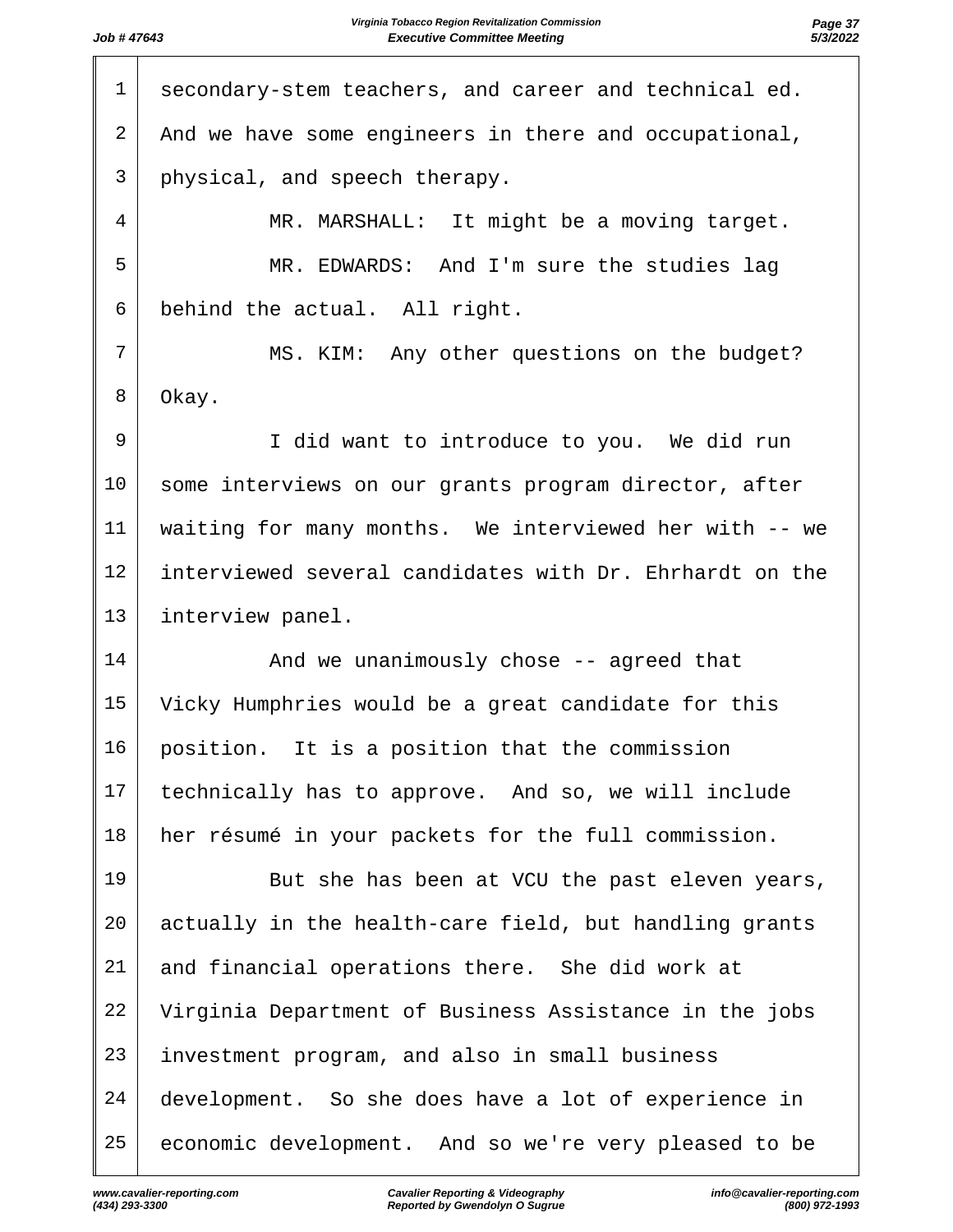secondary-stem teachers, and career and technical ed. And we have some engineers in there and occupational, physical, and speech therapy.

MR. MARSHALL: It might be a moving target.

MR. EDWARDS: And I'm sure the studies lag behind the actual. All right.

MS. KIM: Any other questions on the budget? Okay.

I did want to introduce to you. We did run some interviews on our grants program director, after waiting for many months. We interviewed her with -- we interviewed several candidates with Dr. Ehrhardt on the interview panel.

And we unanimously chose -- agreed that Vicky Humphries would be a great candidate for this position. It is a position that the commission technically has to approve. And so, we will include her résumé in your packets for the full commission.

But she has been at VCU the past eleven years, actually in the health-care field, but handling grants and financial operations there. She did work at Virginia Department of Business Assistance in the jobs investment program, and also in small business development. So she does have a lot of experience in economic development. And so we're very pleased to be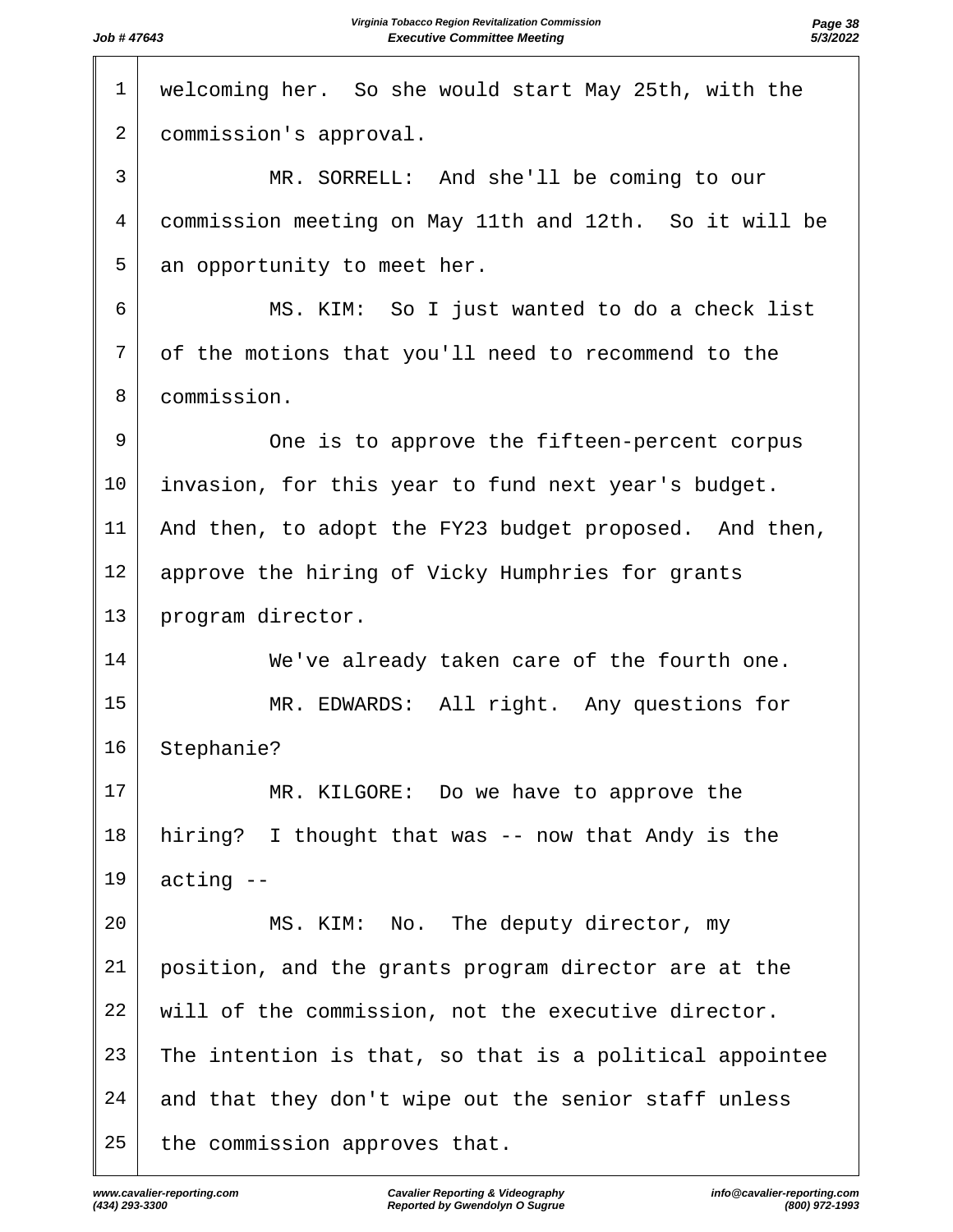1 welcoming her. So she would start May 25th, with the
2 commission's approval.
3 MR. SORRELL: And she'll be coming to our
4 commission meeting on May 11th and 12th. So it will be
5 an opportunity to meet her.
6 MS. KIM: So I just wanted to do a check list
7 of the motions that you'll need to recommend to the
8 commission.
9 One is to approve the fifteen-percent corpus
10 invasion, for this year to fund next year's budget.
11 And then, to adopt the FY23 budget proposed. And then,
12 approve the hiring of Vicky Humphries for grants
13 program director.
14 We've already taken care of the fourth one.
15 MR. EDWARDS: All right. Any questions for
16 Stephanie?
17 MR. KILGORE: Do we have to approve the
18 hiring? I thought that was -- now that Andy is the
19 acting --
20 MS. KIM: No. The deputy director, my
21 position, and the grants program director are at the
22 will of the commission, not the executive director.
23 The intention is that, so that is a political appointee
24 and that they don't wipe out the senior staff unless
25 the commission approves that.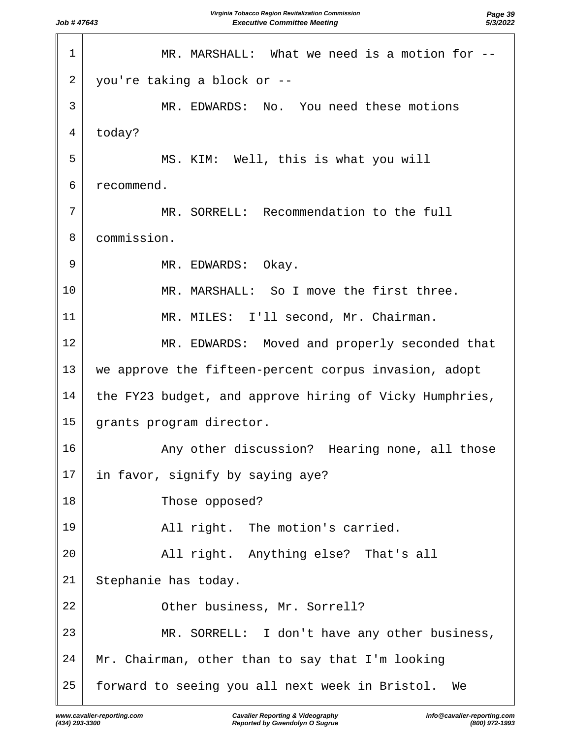1 MR. MARSHALL: What we need is a motion for --
2 you're taking a block or --
3 MR. EDWARDS: No. You need these motions
4 today?
5 MS. KIM: Well, this is what you will
6 recommend.
7 MR. SORRELL: Recommendation to the full
8 commission.
9 MR. EDWARDS: Okay.
10 MR. MARSHALL: So I move the first three.
11 MR. MILES: I'll second, Mr. Chairman.
12 MR. EDWARDS: Moved and properly seconded that
13 we approve the fifteen-percent corpus invasion, adopt
14 the FY23 budget, and approve hiring of Vicky Humphries,
15 grants program director.
16 Any other discussion? Hearing none, all those
17 in favor, signify by saying aye?
18 Those opposed?
19 All right. The motion's carried.
20 All right. Anything else? That's all
21 Stephanie has today.
22 Other business, Mr. Sorrell?
23 MR. SORRELL: I don't have any other business,
24 Mr. Chairman, other than to say that I'm looking
25 forward to seeing you all next week in Bristol. We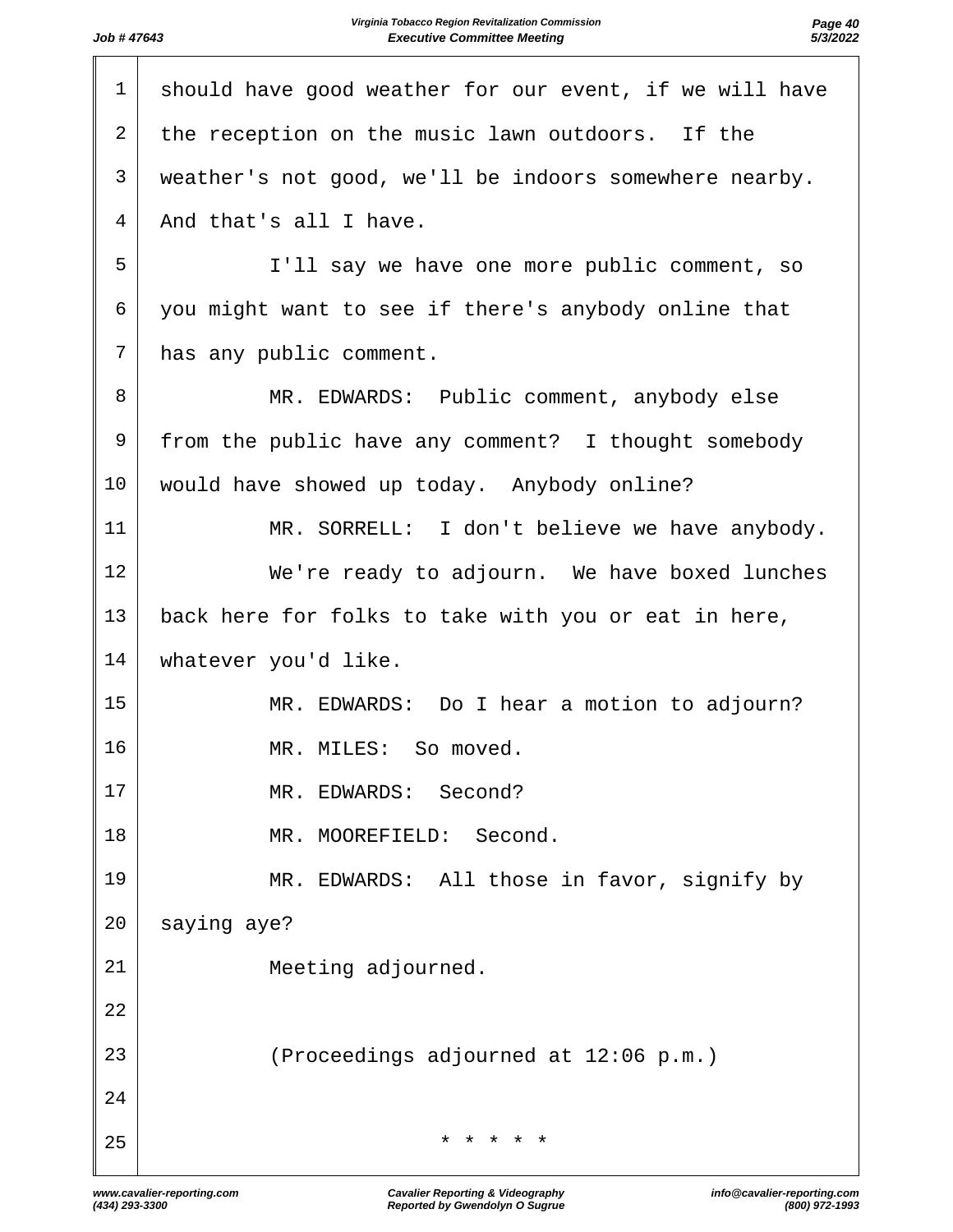should have good weather for our event, if we will have the reception on the music lawn outdoors. If the weather's not good, we'll be indoors somewhere nearby. And that's all I have.

I'll say we have one more public comment, so you might want to see if there's anybody online that has any public comment.

MR. EDWARDS: Public comment, anybody else from the public have any comment? I thought somebody would have showed up today. Anybody online?

MR. SORRELL: I don't believe we have anybody.

We're ready to adjourn. We have boxed lunches back here for folks to take with you or eat in here, whatever you'd like.

MR. EDWARDS: Do I hear a motion to adjourn?

MR. MILES: So moved.

MR. EDWARDS: Second?

MR. MOOREFIELD: Second.

MR. EDWARDS: All those in favor, signify by saying aye?

Meeting adjourned.

(Proceedings adjourned at 12:06 p.m.)

* * * * *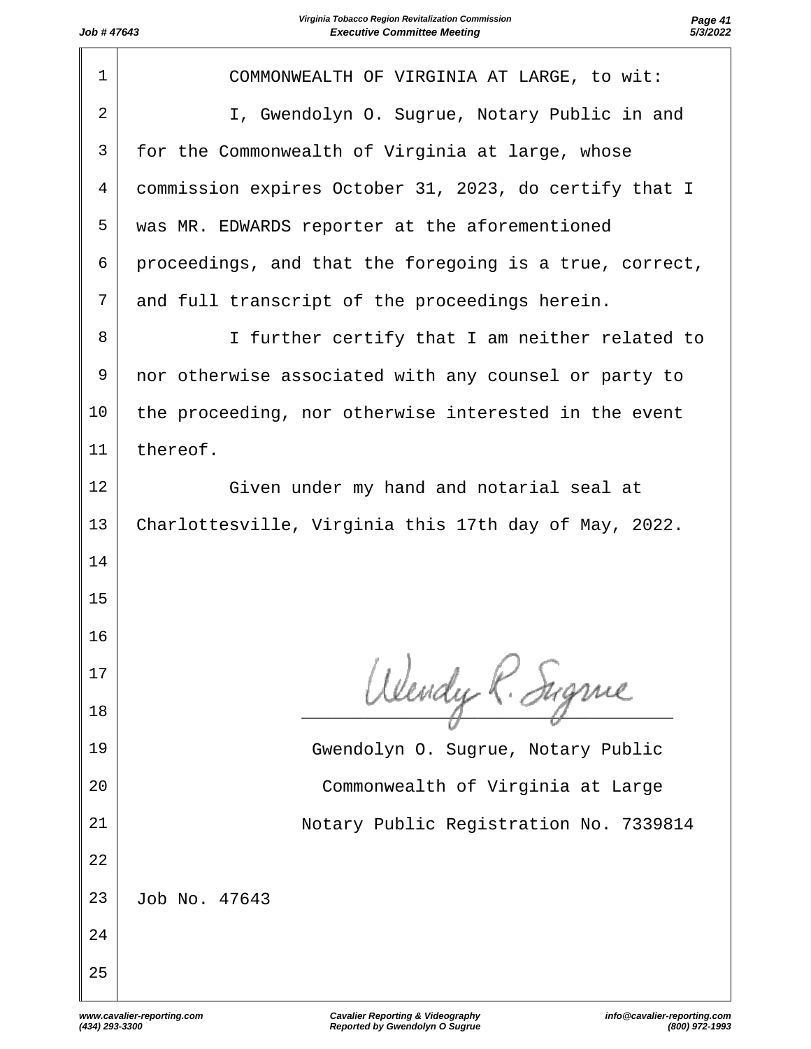COMMONWEALTH OF VIRGINIA AT LARGE, to wit:

I, Gwendolyn O. Sugrue, Notary Public in and for the Commonwealth of Virginia at large, whose commission expires October 31, 2023, do certify that I was MR. EDWARDS reporter at the aforementioned proceedings, and that the foregoing is a true, correct, and full transcript of the proceedings herein.

I further certify that I am neither related to nor otherwise associated with any counsel or party to the proceeding, nor otherwise interested in the event thereof.

Given under my hand and notarial seal at Charlottesville, Virginia this 17th day of May, 2022.

Gwendolyn O. Sugrue, Notary Public
Commonwealth of Virginia at Large
Notary Public Registration No. 7339814

Job No. 47643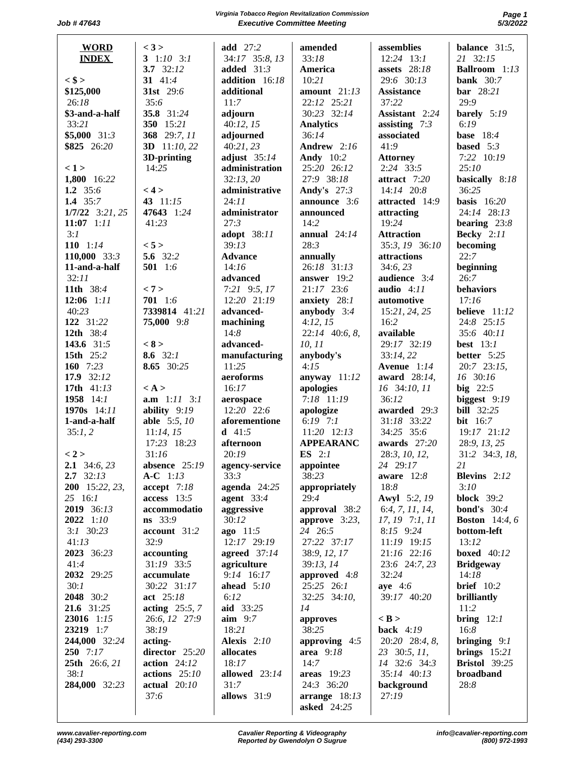**WORD INDEX**

**< $ >**
**$125,000** 26:18
**$3-and-a-half** 33:21
**$5,000** 31:3
**$825** 26:20

**< 1 >**
**1,800** 16:22
**1.2** 35:6
**1.4** 35:7
**1/7/22** 3:21, 25
**11:07** 1:11 3:1
**110** 1:14
**110,000** 33:3
**11-and-a-half** 32:11
**11th** 38:4
**12:06** 1:11 40:23
**122** 31:22
**12th** 38:4
**143.6** 31:5
**15th** 25:2
**160** 7:23
**17.9** 32:12
**17th** 41:13
**1958** 14:1
**1970s** 14:11
**1-and-a-half** 35:1, 2

**< 2 >**
**2.1** 34:6, 23
**2.7** 32:13
**200** 15:22, 23, 25 16:1
**2019** 36:13
**2022** 1:10 3:1 30:23 41:13
**2023** 36:23 41:4
**2032** 29:25 30:1
**2048** 30:2
**21.6** 31:25
**23016** 1:15
**23219** 1:7
**244,000** 32:24
**250** 7:17
**25th** 26:6, 21 38:1
**284,000** 32:23

**< 3 >**
**3** 1:10 3:1
**3.7** 32:12
**31** 41:4
**31st** 29:6 35:6
**35.8** 31:24
**350** 15:21
**368** 29:7, 11
**3D** 11:10, 22
**3D-printing** 14:25

**< 4 >**
**43** 11:15
**47643** 1:24 41:23

**< 5 >**
**5.6** 32:2
**501** 1:6

**< 7 >**
**701** 1:6
**7339814** 41:21
**75,000** 9:8

**< 8 >**
**8.6** 32:1
**8.65** 30:25

**< A >**
**a.m** 1:11 3:1
**ability** 9:19
**able** 5:5, 10 11:14, 15 17:23 18:23 31:16
**absence** 25:19
**A-C** 1:13
**accept** 7:18
**access** 13:5
**accommodations** 33:9
**account** 31:2 32:9
**accounting** 31:19 33:5
**accumulate** 30:22 31:17
**act** 25:18
**acting** 25:5, 7 26:6, 12 27:9 38:19
**acting-director** 25:20
**action** 24:12
**actions** 25:10
**actual** 20:10 37:6
**add** 27:2 34:17 35:8, 13
**added** 31:3
**addition** 16:18
**additional** 11:7
**adjourn** 40:12, 15
**adjourned** 40:21, 23
**adjust** 35:14
**administration** 32:13, 20
**administrative** 24:11
**administrator** 27:3
**adopt** 38:11 39:13
**Advance** 14:16
**advanced** 7:21 9:5, 17 12:20 21:19
**advanced-machining** 14:8
**advanced-manufacturing** 11:25
**aeroforms** 16:17
**aerospace** 12:20 22:6
**aforementioned** 41:5
**afternoon** 20:19
**agency-service** 33:3
**agenda** 24:25
**agent** 33:4
**aggressive** 30:12
**ago** 11:5 12:17 29:19
**agreed** 37:14
**agriculture** 9:14 16:17
**ahead** 5:10 6:12
**aid** 33:25
**aim** 9:7 18:21
**Alexis** 2:10
**allocates** 18:17
**allowed** 23:14 31:7
**allows** 31:9
**amended** 33:18
**America** 10:21
**amount** 21:13 22:12 25:21 30:23 32:14
**Analytics** 36:14
**Andrew** 2:16
**Andy** 10:2 25:20 26:12 27:9 38:18
**Andy's** 27:3
**announce** 3:6
**announced** 14:2
**annual** 24:14 28:3
**annually** 26:18 31:13
**answer** 19:2 21:17 23:6
**anxiety** 28:1
**anybody** 3:4 4:12, 15 22:14 40:6, 8, 10, 11
**anybody's** 4:15
**anyway** 11:12
**apologies** 7:18 11:19
**apologize** 6:19 7:1 11:20 12:13
**APPEARANCES** 2:1
**appointee** 38:23
**appropriately** 29:4
**approval** 38:2
**approve** 3:23, 24 26:5 27:22 37:17 38:9, 12, 17 39:13, 14
**approved** 4:8 25:25 26:1 32:25 34:10, 14
**approves** 38:25
**approving** 4:5
**area** 9:18 14:7
**areas** 19:23 24:3 36:20
**arrange** 18:13
**asked** 24:25
**assemblies** 12:24 13:1
**assets** 28:18 29:6 30:13
**Assistance** 37:22
**Assistant** 2:24
**assisting** 7:3
**associated** 41:9
**Attorney** 2:24 33:5
**attract** 7:20 14:14 20:8
**attracted** 14:9
**attracting** 19:24
**Attraction** 35:3, 19 36:10
**attractions** 34:6, 23
**audience** 3:4
**audio** 4:11
**automotive** 15:21, 24, 25 16:2
**available** 29:17 32:19 33:14, 22
**Avenue** 1:14
**award** 28:14, 16 34:10, 11 36:12
**awarded** 29:3 31:18 33:22 34:25 35:6
**awards** 27:20 28:3, 10, 12, 24 29:17
**aware** 12:8 18:8
**Awyl** 5:2, 19 6:4, 7, 11, 14, 17, 19 7:1, 11 8:15 9:24 11:19 19:15 21:16 22:16 23:6 24:7, 23 32:24
**aye** 4:6 39:17 40:20

**< B >**
**back** 4:19 20:20 28:4, 8, 23 30:5, 11, 14 32:6 34:3 35:14 40:13
**background** 27:19
**balance** 31:5, 21 32:15
**Ballroom** 1:13
**bank** 30:7
**bar** 28:21 29:9
**barely** 5:19 6:19
**base** 18:4
**based** 5:3 7:22 10:19 25:10
**basically** 8:18 36:25
**basis** 16:20 24:14 28:13
**bearing** 23:8
**Becky** 2:11
**becoming** 22:7
**beginning** 26:7
**behaviors** 17:16
**believe** 11:12 24:8 25:15 35:6 40:11
**best** 13:1
**better** 5:25 20:7 23:15, 16 30:16
**big** 22:5
**biggest** 9:19
**bill** 32:25
**bit** 16:7 19:17 21:12 28:9, 13, 25 31:2 34:3, 18, 21
**Blevins** 2:12 3:10
**block** 39:2
**bond's** 30:4
**Boston** 14:4, 6
**bottom-left** 13:12
**boxed** 40:12
**Bridgeway** 14:18
**brief** 10:2
**brilliantly** 11:2
**bring** 12:1 16:8
**bringing** 9:1
**brings** 15:21
**Bristol** 39:25
**broadband** 28:8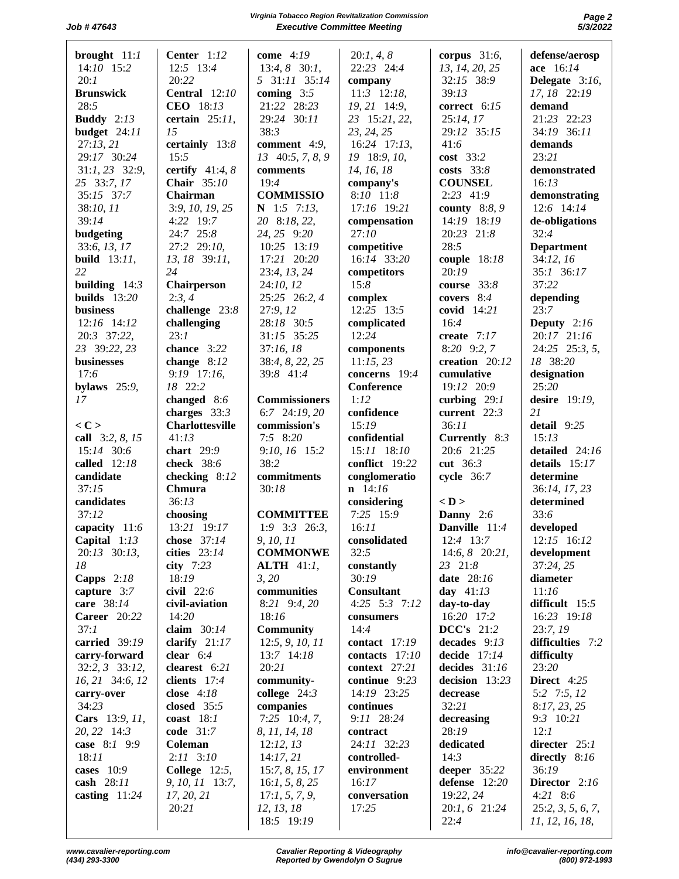**brought** 11:*1* 14:*10* 15:*2* 20:*1*
**Brunswick** 28:*5*
**Buddy** 2:*13*
**budget** 24:*11* 27:*13, 21* 29:*17* 30:*24* 31:*1, 23* 32:*9, 25* 33:*7, 17* 35:*15* 37:*7* 38:*10, 11* 39:*14*
**budgeting** 33:*6, 13, 17*
**build** 13:*11, 22*
**building** 14:*3*
**builds** 13:*20*
**business** 12:*16* 14:*12* 20:*3* 37:*22, 23* 39:*22, 23*
**businesses** 17:*6*
**bylaws** 25:*9, 17*

**< C >**
**call** 3:*2, 8, 15* 15:*14* 30:*6*
**called** 12:*18*
**candidate** 37:*15*
**candidates** 37:*12*
**capacity** 11:*6*
**Capital** 1:*13* 20:*13* 30:*13, 18*
**Capps** 2:*18*
**capture** 3:*7*
**care** 38:*14*
**Career** 20:*22* 37:*1*
**carried** 39:*19*
**carry-forward** 32:*2, 3* 33:*12, 16, 21* 34:*6, 12*
**carry-over** 34:*23*
**Cars** 13:*9, 11, 20, 22* 14:*3*
**case** 8:*1* 9:*9* 18:*11*
**cases** 10:*9*
**cash** 28:*11*
**casting** 11:*24*

**Center** 1:*12* 12:*5* 13:*4* 20:*22*
**Central** 12:*10*
**CEO** 18:*13*
**certain** 25:*11, 15*
**certainly** 13:*8* 15:*5*
**certify** 41:*4, 8*
**Chair** 35:*10*
**Chairman** 3:*9, 10, 19, 25* 4:*22* 19:*7* 24:*7* 25:*8* 27:*2* 29:*10, 13, 18* 39:*11, 24*
**Chairperson** 2:*3, 4*
**challenge** 23:*8*
**challenging** 23:*1*
**chance** 3:*22*
**change** 8:*12* 9:*19* 17:*16, 18* 22:*2*
**changed** 8:*6*
**charges** 33:*3*
**Charlottesville** 41:*13*
**chart** 29:*9*
**check** 38:*6*
**checking** 8:*12*
**Chmura** 36:*13*
**choosing** 13:*21* 19:*17*
**chose** 37:*14*
**cities** 23:*14*
**city** 7:*23* 18:*19*
**civil** 22:*6*
**civil-aviation** 14:*20*
**claim** 30:*14*
**clarify** 21:*17*
**clear** 6:*4*
**clearest** 6:*21*
**clients** 17:*4*
**close** 4:*18*
**closed** 35:*5*
**coast** 18:*1*
**code** 31:*7*
**Coleman** 2:*11* 3:*10*
**College** 12:*5, 9, 10, 11* 13:*7, 17, 20, 21* 20:*21*

**come** 4:*19* 13:*4, 8* 30:*1, 5* 31:*11* 35:*14*
**coming** 3:*5* 21:*22* 28:*23* 29:*24* 30:*11* 38:*3*
**comment** 4:*9, 13* 40:*5, 7, 8, 9*
**comments** 19:*4*
**COMMISSION** 1:*5* 7:*13, 20* 8:*18, 22, 24, 25* 9:*20* 10:*25* 13:*19* 17:*21* 20:*20* 23:*4, 13, 24* 24:*10, 12* 25:*25* 26:*2, 4* 27:*9, 12* 28:*18* 30:*5* 31:*15* 35:*25* 37:*16, 18* 38:*4, 8, 22, 25* 39:*8* 41:*4*
**Commissioners** 6:*7* 24:*19, 20*
**commission's** 7:*5* 8:*20* 9:*10, 16* 15:*2* 38:*2*
**commitments** 30:*18*
**COMMITTEE** 1:*9* 3:*3* 26:*3, 9, 10, 11*
**COMMONWEALTH** 41:*1, 3, 20*
**communities** 8:*21* 9:*4, 20* 18:*16*
**Community** 12:*5, 9, 10, 11* 13:*7* 14:*18* 20:*21*
**community-college** 24:*3*
**companies** 7:*25* 10:*4, 7, 8, 11, 14, 18* 12:*12, 13* 14:*17, 21* 15:*7, 8, 15, 17* 16:*1, 5, 8, 25* 17:*1, 5, 7, 9, 12, 13, 18* 18:*5* 19:*19*

20:*1, 4, 8* 22:*23* 24:*4*
**company** 11:*3* 12:*18, 19, 21* 14:*9, 23* 15:*21, 22, 23, 24, 25* 16:*24* 17:*13, 19* 18:*9, 10, 14, 16, 18*
**company's** 8:*10* 11:*8* 17:*16* 19:*21*
**compensation** 27:*10*
**competitive** 16:*14* 33:*20*
**competitors** 15:*8*
**complex** 12:*25* 13:*5*
**complicated** 12:*24*
**components** 11:*15, 23*
**concerns** 19:*4*
**Conference** 1:*12*
**confidence** 15:*19*
**confidential** 15:*11* 18:*10*
**conflict** 19:*22*
**conglomeration** 14:*16*
**considering** 7:*25* 15:*9* 16:*11*
**consolidated** 32:*5*
**constantly** 30:*19*
**Consultant** 4:*25* 5:*3* 7:*12*
**consumers** 14:*4*
**contact** 17:*19*
**contacts** 17:*10*
**context** 27:*21*
**continue** 9:*23* 14:*19* 23:*25*
**continues** 9:*11* 28:*24*
**contract** 24:*11* 32:*23*
**controlled-environment** 16:*17*
**conversation** 17:*25*

**corpus** 31:*6, 13, 14, 20, 25* 32:*15* 38:*9* 39:*13*
**correct** 6:*15* 25:*14, 17* 29:*12* 35:*15* 41:*6*
**cost** 33:*2*
**costs** 33:*8*
**COUNSEL** 2:*23* 41:*9*
**county** 8:*8, 9* 14:*19* 18:*19* 20:*23* 21:*8* 28:*5*
**couple** 18:*18* 20:*19*
**course** 33:*8*
**covers** 8:*4*
**covid** 14:*21* 16:*4*
**create** 7:*17* 8:*20* 9:*2, 7*
**creation** 20:*12*
**cumulative** 19:*12* 20:*9*
**curbing** 29:*1*
**current** 22:*3* 36:*11*
**Currently** 8:*3* 20:*6* 21:*25*
**cut** 36:*3*
**cycle** 36:*7*

**< D >**
**Danny** 2:*6*
**Danville** 11:*4* 12:*4* 13:*7* 14:*6, 8* 20:*21, 23* 21:*8*
**date** 28:*16*
**day** 41:*13*
**day-to-day** 16:*20* 17:*2*
**DCC's** 21:*2*
**decades** 9:*13*
**decide** 17:*14*
**decides** 31:*16*
**decision** 13:*23*
**decrease** 32:*21*
**decreasing** 28:*19*
**dedicated** 14:*3*
**deeper** 35:*22*
**defense** 12:*20* 19:*22, 24* 20:*1, 6* 21:*24* 22:*4*

**defense/aerospace** 16:*14*
**Delegate** 3:*16, 17, 18* 22:*19*
**demand** 21:*23* 22:*23* 34:*19* 36:*11*
**demands** 23:*21*
**demonstrated** 16:*13*
**demonstrating** 12:*6* 14:*14*
**de-obligations** 32:*4*
**Department** 34:*12, 16* 35:*1* 36:*17* 37:*22*
**depending** 23:*7*
**Deputy** 2:*16* 20:*17* 21:*16* 24:*25* 25:*3, 5, 18* 38:*20*
**designation** 25:*20*
**desire** 19:*19, 21*
**detail** 9:*25* 15:*13*
**detailed** 24:*16*
**details** 15:*17*
**determine** 36:*14, 17, 23*
**determined** 33:*6*
**developed** 12:*15* 16:*12*
**development** 37:*24, 25*
**diameter** 11:*16*
**difficult** 15:*5* 16:*23* 19:*18* 23:*7, 19*
**difficulties** 7:*2*
**difficulty** 23:*20*
**Direct** 4:*25* 5:*2* 7:*5, 12* 8:*17, 23, 25* 9:*3* 10:*21* 12:*1*
**directer** 25:*1*
**directly** 8:*16* 36:*19*
**Director** 2:*16* 4:*21* 8:*6* 25:*2, 3, 5, 6, 7, 11, 12, 16, 18,*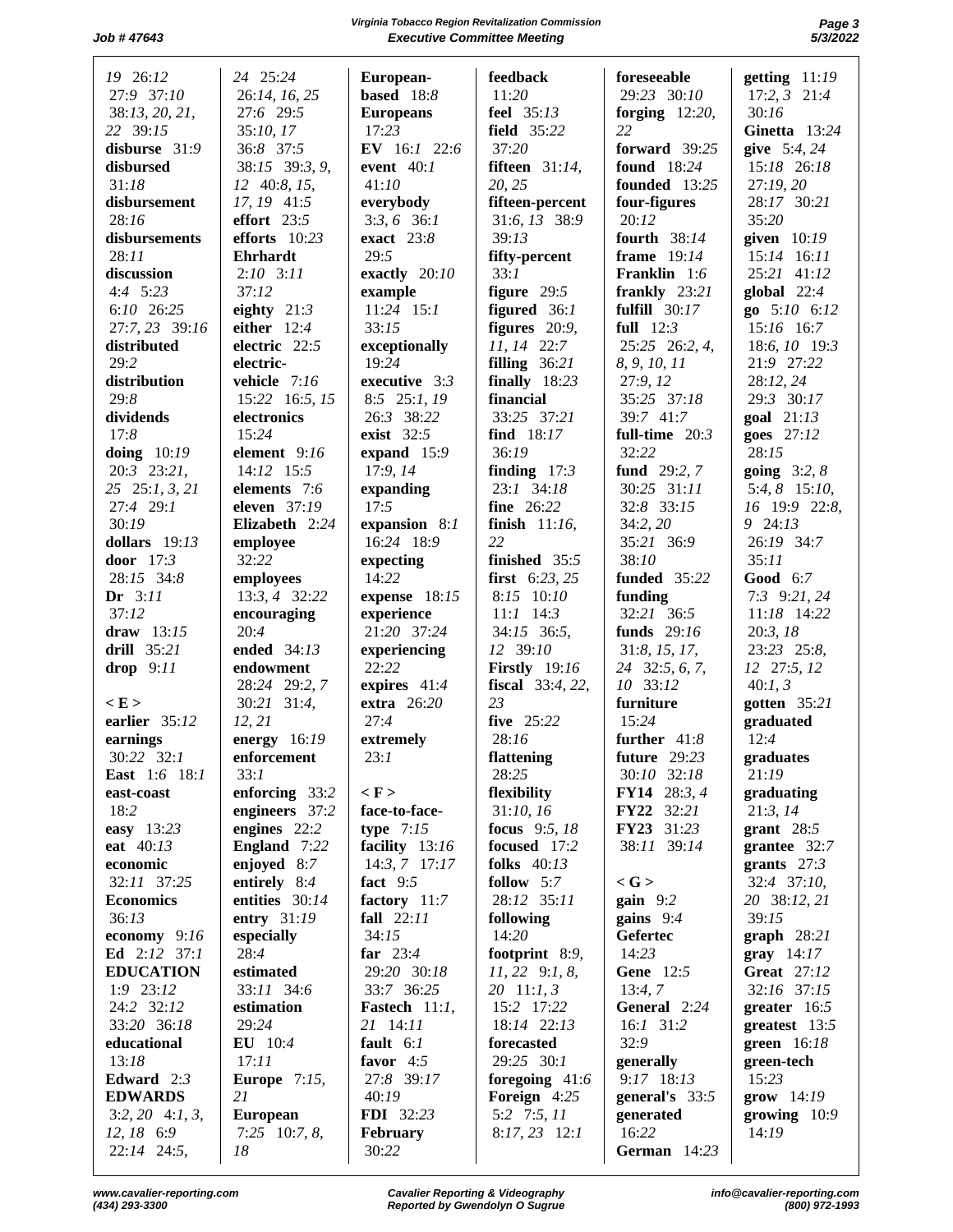19 26:12
27:9 37:10
38:13, 20, 21,
22 39:15
**disburse** 31:9
**disbursed**
31:18
**disbursement**
28:16
**disbursements**
28:11
**discussion**
4:4 5:23
6:10 26:25
27:7, 23 39:16
**distributed**
29:2
**distribution**
29:8
**dividends**
17:8
**doing** 10:19
20:3 23:21,
25 25:1, 3, 21
27:4 29:1
30:19
**dollars** 19:13
**door** 17:3
28:15 34:8
**Dr** 3:11
37:12
**draw** 13:15
**drill** 35:21
**drop** 9:11

**< E >**
**earlier** 35:12
**earnings**
30:22 32:1
**East** 1:6 18:1
**east-coast**
18:2
**easy** 13:23
**eat** 40:13
**economic**
32:11 37:25
**Economics**
36:13
**economy** 9:16
**Ed** 2:12 37:1
**EDUCATION**
1:9 23:12
24:2 32:12
33:20 36:18
**educational**
13:18
**Edward** 2:3
**EDWARDS**
3:2, 20 4:1, 3,
12, 18 6:9
22:14 24:5,
24 25:24
26:14, 16, 25
27:6 29:5
35:10, 17
36:8 37:5
38:15 39:3, 9,
12 40:8, 15,
17, 19 41:5
**effort** 23:5
**efforts** 10:23
**Ehrhardt**
2:10 3:11
37:12
**eighty** 21:3
**either** 12:4
**electric** 22:5
**electric-vehicle** 7:16
15:22 16:5, 15
**electronics**
15:24
**element** 9:16
14:12 15:5
**elements** 7:6
**eleven** 37:19
**Elizabeth** 2:24
**employee**
32:22
**employees**
13:3, 4 32:22
**encouraging**
20:4
**ended** 34:13
**endowment**
28:24 29:2, 7
30:21 31:4,
12, 21
**energy** 16:19
**enforcement**
33:1
**enforcing** 33:2
**engineers** 37:2
**engines** 22:2
**England** 7:22
**enjoyed** 8:7
**entirely** 8:4
**entities** 30:14
**entry** 31:19
**especially**
28:4
**estimated**
33:11 34:6
**estimation**
29:24
**EU** 10:4
17:11
**Europe** 7:15,
21
**European**
7:25 10:7, 8,
18
**European-based** 18:8
**Europeans**
17:23
**EV** 16:1 22:6
**event** 40:1
41:10
**everybody**
3:3, 6 36:1
**exact** 23:8
29:5
**exactly** 20:10
**example**
11:24 15:1
33:15
**exceptionally**
19:24
**executive** 3:3
8:5 25:1, 19
26:3 38:22
**exist** 32:5
**expand** 15:9
17:9, 14
**expanding**
17:5
**expansion** 8:1
16:24 18:9
**expecting**
14:22
**expense** 18:15
**experience**
21:20 37:24
**experiencing**
22:22
**expires** 41:4
**extra** 26:20
27:4
**extremely**
23:1

**< F >**
**face-to-face-type** 7:15
**facility** 13:16
14:3, 7 17:17
**fact** 9:5
**factory** 11:7
**fall** 22:11
34:15
**far** 23:4
29:20 30:18
33:7 36:25
**Fastech** 11:1,
21 14:11
**fault** 6:1
**favor** 4:5
27:8 39:17
40:19
**FDI** 32:23
**February**
30:22
**feedback**
11:20
**feel** 35:13
**field** 35:22
37:20
**fifteen** 31:14,
20, 25
**fifteen-percent**
31:6, 13 38:9
39:13
**fifty-percent**
33:1
**figure** 29:5
**figured** 36:1
**figures** 20:9,
11, 14 22:7
**filling** 36:21
**finally** 18:23
**financial**
33:25 37:21
**find** 18:17
36:19
**finding** 17:3
23:1 34:18
**fine** 26:22
**finish** 11:16,
22
**finished** 35:5
**first** 6:23, 25
8:15 10:10
11:1 14:3
34:15 36:5,
12 39:10
**Firstly** 19:16
**fiscal** 33:4, 22,
23
**five** 25:22
28:16
**flattening**
28:25
**flexibility**
31:10, 16
**focus** 9:5, 18
**focused** 17:2
**folks** 40:13
**follow** 5:7
28:12 35:11
**following**
14:20
**footprint** 8:9,
11, 22 9:1, 8,
20 11:1, 3
15:2 17:22
18:14 22:13
**forecasted**
29:25 30:1
**foregoing** 41:6
**Foreign** 4:25
5:2 7:5, 11
8:17, 23 12:1
**foreseeable**
29:23 30:10
**forging** 12:20,
22
**forward** 39:25
**found** 18:24
**founded** 13:25
**four-figures**
20:12
**fourth** 38:14
**frame** 19:14
**Franklin** 1:6
**frankly** 23:21
**fulfill** 30:17
**full** 12:3
25:25 26:2, 4,
8, 9, 10, 11
27:9, 12
35:25 37:18
39:7 41:7
**full-time** 20:3
32:22
**fund** 29:2, 7
30:25 31:11
32:8 33:15
34:2, 20
35:21 36:9
38:10
**funded** 35:22
**funding**
32:21 36:5
**funds** 29:16
31:8, 15, 17,
24 32:5, 6, 7,
10 33:12
**furniture**
15:24
**further** 41:8
**future** 29:23
30:10 32:18
**FY14** 28:3, 4
**FY22** 32:21
**FY23** 31:23
38:11 39:14

**< G >**
**gain** 9:2
**gains** 9:4
**Gefertec**
14:23
**Gene** 12:5
13:4, 7
**General** 2:24
16:1 31:2
32:9
**generally**
9:17 18:13
**general's** 33:5
**generated**
16:22
**German** 14:23
**getting** 11:19
17:2, 3 21:4
30:16
**Ginetta** 13:24
**give** 5:4, 24
15:18 26:18
27:19, 20
28:17 30:21
35:20
**given** 10:19
15:14 16:11
25:21 41:12
**global** 22:4
**go** 5:10 6:12
15:16 16:7
18:6, 10 19:3
21:9 27:22
28:12, 24
29:3 30:17
**goal** 21:13
**goes** 27:12
28:15
**going** 3:2, 8
5:4, 8 15:10,
16 19:9 22:8,
9 24:13
26:19 34:7
35:11
**Good** 6:7
7:3 9:21, 24
11:18 14:22
20:3, 18
23:23 25:8,
12 27:5, 12
40:1, 3
**gotten** 35:21
**graduated**
12:4
**graduates**
21:19
**graduating**
21:3, 14
**grant** 28:5
**grantee** 32:7
**grants** 27:3
32:4 37:10,
20 38:12, 21
39:15
**graph** 28:21
**gray** 14:17
**Great** 27:12
32:16 37:15
**greater** 16:5
**greatest** 13:5
**green** 16:18
**green-tech**
15:23
**grow** 14:19
**growing** 10:9
14:19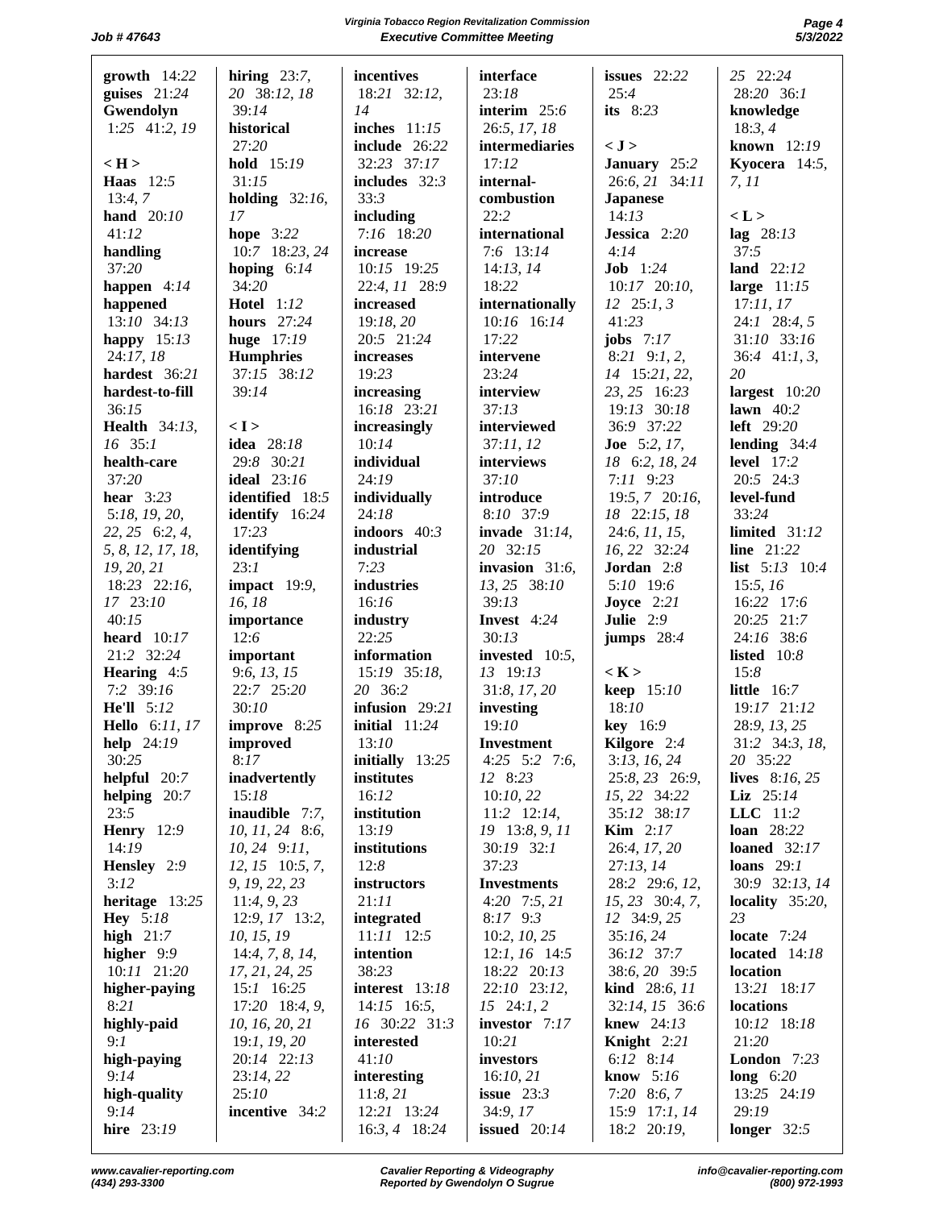**growth** 14:22
**guises** 21:24
**Gwendolyn** 1:25 41:2, 19

**< H >**
**Haas** 12:5 13:4, 7
**hand** 20:10 41:12
**handling** 37:20
**happen** 4:14 34:20
**happened** 13:10 34:13
**happy** 15:13 24:17, 18
**hardest** 36:21
**hardest-to-fill** 36:15
**Health** 34:13, 16 35:1
**health-care** 37:20
**hear** 3:23 5:18, 19, 20, 22, 25 6:2, 4, 5, 8, 12, 17, 18, 19, 20, 21 18:23 22:16, 17 23:10 40:15
**heard** 10:17 21:2 32:24
**Hearing** 4:5 7:2 39:16
**He'll** 5:12
**Hello** 6:11, 17
**help** 24:19 30:25
**helpful** 20:7
**helping** 20:7 23:5
**Henry** 12:9 14:19
**Hensley** 2:9 3:12
**heritage** 13:25
**Hey** 5:18
**high** 21:7
**higher** 9:9 10:11 21:20
**higher-paying** 8:21
**highly-paid** 9:1
**high-paying** 9:14
**high-quality** 9:14
**hire** 23:19
**hiring** 23:7, 20 38:12, 18 39:14
**historical** 27:20
**hold** 15:19 31:15
**holding** 32:16, 17
**hope** 3:22 10:7 18:23, 24
**hoping** 6:14 34:20
**Hotel** 1:12
**hours** 27:24
**huge** 17:19
**Humphries** 37:15 38:12 39:14

**< I >**
**idea** 28:18 29:8 30:21
**ideal** 23:16
**identified** 18:5
**identify** 16:24 17:23
**identifying** 23:1
**impact** 19:9, 16, 18
**importance** 12:6
**important** 9:6, 13, 15 22:7 25:20 30:10
**improve** 8:25
**improved** 8:17
**inadvertently** 15:18
**inaudible** 7:7, 10, 11, 24 8:6, 10, 24 9:11, 12, 15 10:5, 7, 9, 19, 22, 23 11:4, 9, 23 12:9, 17 13:2, 10, 15, 19 14:4, 7, 8, 14, 17, 21, 24, 25 15:1 16:25 17:20 18:4, 9, 10, 16, 20, 21 19:1, 19, 20 20:14 22:13 23:14, 22 25:10
**incentive** 34:2
**incentives** 18:21 32:12, 14
**inches** 11:15
**include** 26:22 32:23 37:17
**includes** 32:3 33:3
**including** 7:16 18:20
**increase** 10:15 19:25 22:4, 11 28:9
**increased** 19:18, 20 20:5 21:24
**increases** 19:23
**increasing** 16:18 23:21
**increasingly** 10:14
**individual** 24:19
**individually** 24:18
**indoors** 40:3
**industrial** 7:23
**industries** 16:16 39:13
**industry** 22:25
**information** 15:19 35:18, 20 36:2
**infusion** 29:21
**initial** 11:24 13:10
**initially** 13:25
**institutes** 16:12
**institution** 13:19
**institutions** 12:8
**instructors** 21:11
**integrated** 11:11 12:5
**intention** 38:23
**interest** 13:18 14:15 16:5, 16 30:22 31:3
**interested** 41:10
**interesting** 11:8, 21 12:21 13:24 16:3, 4 18:24
**interface** 23:18
**interim** 25:6 26:5, 17, 18
**intermediaries** 17:12
**internal-combustion** 22:2
**international** 7:6 13:14 14:13, 14 18:22
**internationally** 10:16 16:14 17:22
**intervene** 23:24
**interview** 37:13
**interviewed** 37:11, 12
**interviews** 37:10
**introduce** 8:10 37:9
**invade** 31:14, 20 32:15
**invasion** 31:6, 13, 25 38:10 39:13
**Invest** 4:24 30:13
**invested** 10:5, 13 19:13 31:8, 17, 20
**investing** 19:10
**Investment** 4:25 5:2 7:6, 12 8:23 10:10, 22 11:2 12:14, 19 13:8, 9, 11 30:19 32:1 37:23
**Investments** 4:20 7:5, 21 8:17 9:3 10:2, 10, 25 12:1, 16 14:5 18:22 20:13 22:10 23:12, 15 24:1, 2
**investor** 7:17 10:21
**investors** 16:10, 21
**issue** 23:3 34:9, 17
**issued** 20:14
**issues** 22:22 25:4
**its** 8:23

**< J >**
**January** 25:2 26:6, 21 34:11
**Japanese** 14:13
**Jessica** 2:20 4:14
**Job** 1:24 10:17 20:10, 12 25:1, 3 41:23
**jobs** 7:17 8:21 9:1, 2, 14 15:21, 22, 23, 25 16:23 19:13 30:18 36:9 37:22
**Joe** 5:2, 17, 18 6:2, 18, 24 7:11 9:23 19:5, 7 20:16, 18 22:15, 18 24:6, 11, 15, 16, 22 32:24
**Jordan** 2:8 5:10 19:6
**Joyce** 2:21
**Julie** 2:9
**jumps** 28:4

**< K >**
**keep** 15:10 18:10
**key** 16:9
**Kilgore** 2:4 3:13, 16, 24 25:8, 23 26:9, 15, 22 34:22 35:12 38:17
**Kim** 2:17 26:4, 17, 20 27:13, 14 28:2 29:6, 12, 15, 23 30:4, 7, 12 34:9, 25 35:16, 24 36:12 37:7 38:6, 20 39:5
**kind** 28:6, 11 32:14, 15 36:6
**knew** 24:13
**Knight** 2:21 6:12 8:14
**know** 5:16 7:20 8:6, 7 15:9 17:1, 14 18:2 20:19, 25 22:24 28:20 36:1
**knowledge** 18:3, 4
**known** 12:19
**Kyocera** 14:5, 7, 11

**< L >**
**lag** 28:13 37:5
**land** 22:12
**large** 11:15 17:11, 17 24:1 28:4, 5 31:10 33:16 36:4 41:1, 3, 20
**largest** 10:20
**lawn** 40:2
**left** 29:20
**lending** 34:4
**level** 17:2 20:5 24:3
**level-fund** 33:24
**limited** 31:12
**line** 21:22
**list** 5:13 10:4 15:5, 16 16:22 17:6 20:25 21:7 24:16 38:6
**listed** 10:8 15:8
**little** 16:7 19:17 21:12 28:9, 13, 25 31:2 34:3, 18, 20 35:22
**lives** 8:16, 25
**Liz** 25:14
**LLC** 11:2
**loan** 28:22
**loaned** 32:17
**loans** 29:1 30:9 32:13, 14
**locality** 35:20, 23
**locate** 7:24
**located** 14:18
**location** 13:21 18:17
**locations** 10:12 18:18 21:20
**London** 7:23
**long** 6:20 13:25 24:19 29:19
**longer** 32:5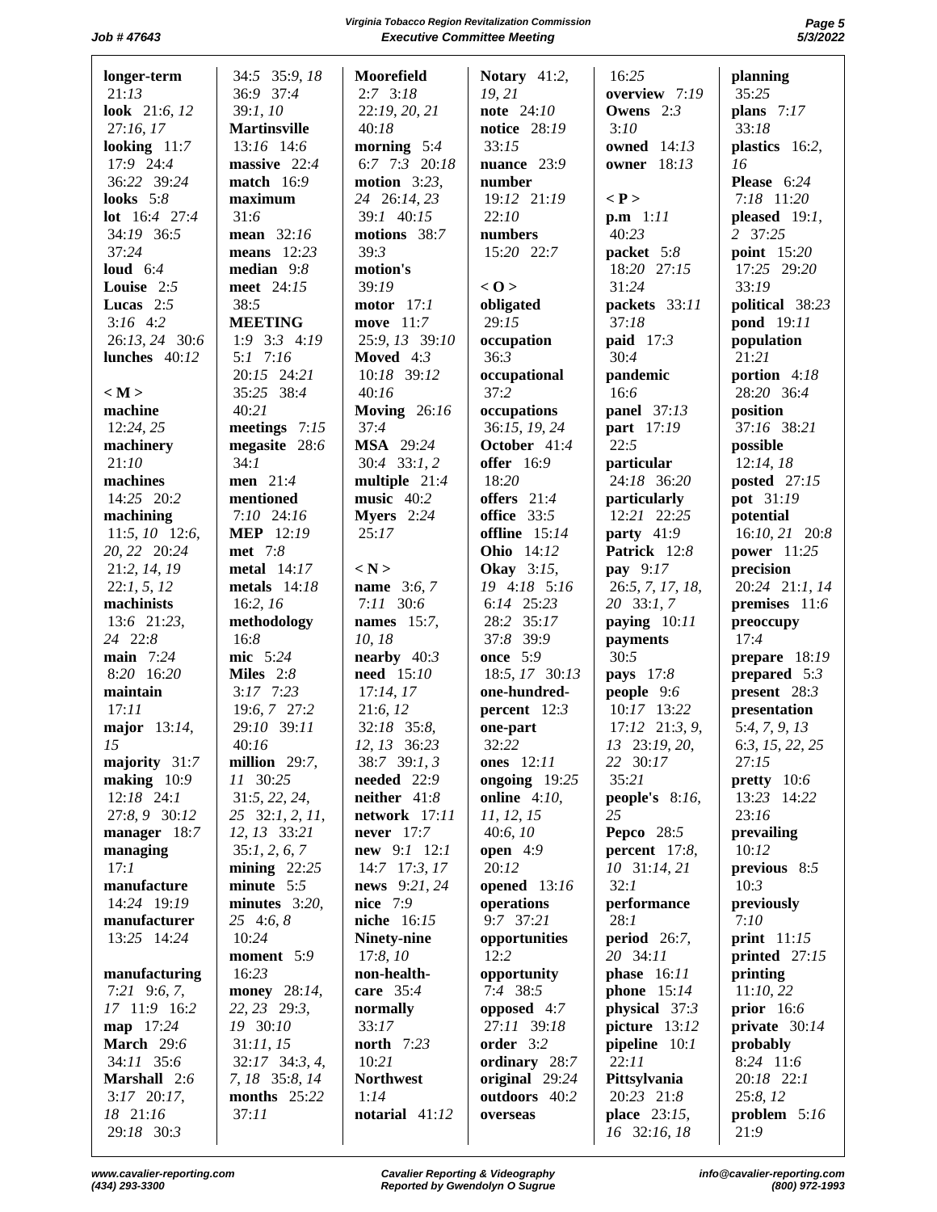**longer-term** 21:13
**look** 21:6, 12 27:16, 17
**looking** 11:7 17:9 24:4 36:22 39:24
**looks** 5:8
**lot** 16:4 27:4 34:19 36:5 37:24
**loud** 6:4
**Louise** 2:5
**Lucas** 2:5 3:16 4:2 26:13, 24 30:6
**lunches** 40:12

**< M >**
**machine** 12:24, 25
**machinery** 21:10
**machines** 14:25 20:2
**machining** 11:5, 10 12:6, 20, 22 20:24 21:2, 14, 19 22:1, 5, 12
**machinists** 13:6 21:23, 24 22:8
**main** 7:24 8:20 16:20
**maintain** 17:11
**major** 13:14, 15
**majority** 31:7
**making** 10:9 12:18 24:1 27:8, 9 30:12
**manager** 18:7
**managing** 17:1
**manufacture** 14:24 19:19
**manufacturer** 13:25 14:24

**manufacturing** 7:21 9:6, 7, 17 11:9 16:2
**map** 17:24
**March** 29:6 34:11 35:6
**Marshall** 2:6 3:17 20:17, 18 21:16 29:18 30:3 34:5 35:9, 18 36:9 37:4 39:1, 10
**Martinsville** 13:16 14:6
**massive** 22:4
**match** 16:9
**maximum** 31:6
**mean** 32:16
**means** 12:23
**median** 9:8
**meet** 24:15 38:5
**MEETING** 1:9 3:3 4:19 5:1 7:16 20:15 24:21 35:25 38:4 40:21
**meetings** 7:15
**megasite** 28:6 34:1
**men** 21:4
**mentioned** 7:10 24:16
**MEP** 12:19
**met** 7:8
**metal** 14:17
**metals** 14:18 16:2, 16
**methodology** 16:8
**mic** 5:24
**Miles** 2:8 3:17 7:23 19:6, 7 27:2 29:10 39:11 40:16
**million** 29:7, 11 30:25 31:5, 22, 24, 25 32:1, 2, 11, 12, 13 33:21 35:1, 2, 6, 7
**mining** 22:25
**minute** 5:5
**minutes** 3:20, 25 4:6, 8 10:24
**moment** 5:9 16:23
**money** 28:14, 22, 23 29:3, 19 30:10 31:11, 15 32:17 34:3, 4, 7, 18 35:8, 14
**months** 25:22 37:11
**Moorefield** 2:7 3:18 22:19, 20, 21 40:18
**morning** 5:4 6:7 7:3 20:18
**motion** 3:23, 24 26:14, 23 39:1 40:15
**motions** 38:7 39:3
**motion's** 39:19
**motor** 17:1
**move** 11:7 25:9, 13 39:10
**Moved** 4:3 10:18 39:12 40:16
**Moving** 26:16 37:4
**MSA** 29:24 30:4 33:1, 2
**multiple** 21:4
**music** 40:2
**Myers** 2:24 25:17

**< N >**
**name** 3:6, 7 7:11 30:6
**names** 15:7, 10, 18
**nearby** 40:3
**need** 15:10 17:14, 17 21:6, 12 32:18 35:8, 12, 13 36:23 38:7 39:1, 3
**needed** 22:9
**neither** 41:8
**network** 17:11
**never** 17:7
**new** 9:1 12:1 14:7 17:3, 17
**news** 9:21, 24
**nice** 7:9
**niche** 16:15
**Ninety-nine** 17:8, 10
**non-health-care** 35:4
**normally** 33:17
**north** 7:23 10:21
**Northwest** 1:14
**notarial** 41:12
**Notary** 41:2, 19, 21
**note** 24:10
**notice** 28:19 33:15
**nuance** 23:9
**number** 19:12 21:19 22:10
**numbers** 15:20 22:7

**< O >**
**obligated** 29:15
**occupation** 36:3
**occupational** 37:2
**occupations** 36:15, 19, 24
**October** 41:4
**offer** 16:9 18:20
**offers** 21:4
**office** 33:5
**offline** 15:14
**Ohio** 14:12
**Okay** 3:15, 19 4:18 5:16 6:14 25:23 28:2 35:17 37:8 39:9
**once** 5:9 18:5, 17 30:13
**one-hundred-percent** 12:3
**one-part** 32:22
**ones** 12:11
**ongoing** 19:25
**online** 4:10, 11, 12, 15 40:6, 10
**open** 4:9 20:12
**opened** 13:16
**operations** 9:7 37:21
**opportunities** 12:2
**opportunity** 7:4 38:5
**opposed** 4:7 27:11 39:18
**order** 3:2
**ordinary** 28:7
**original** 29:24
**outdoors** 40:2
**overseas** 16:25
**overview** 7:19
**Owens** 2:3 3:10
**owned** 14:13
**owner** 18:13

**< P >**
**p.m** 1:11 40:23
**packet** 5:8 18:20 27:15 31:24
**packets** 33:11 37:18
**paid** 17:3 30:4
**pandemic** 16:6
**panel** 37:13
**part** 17:19 22:5
**particular** 24:18 36:20
**particularly** 12:21 22:25
**party** 41:9
**Patrick** 12:8
**pay** 9:17 26:5, 7, 17, 18, 20 33:1, 7
**paying** 10:11
**payments** 30:5
**pays** 17:8
**people** 9:6 10:17 13:22 17:12 21:3, 9, 13 23:19, 20, 22 30:17 35:21
**people's** 8:16, 25
**Pepco** 28:5
**percent** 17:8, 10 31:14, 21 32:1
**performance** 28:1
**period** 26:7, 20 34:11
**phase** 16:11
**phone** 15:14
**physical** 37:3
**picture** 13:12
**pipeline** 10:1 22:11
**Pittsylvania** 20:23 21:8
**place** 23:15, 16 32:16, 18
**planning** 35:25
**plans** 7:17 33:18
**plastics** 16:2, 16
**Please** 6:24 7:18 11:20
**pleased** 19:1, 2 37:25
**point** 15:20 17:25 29:20 33:19
**political** 38:23
**pond** 19:11
**population** 21:21
**portion** 4:18 28:20 36:4
**position** 37:16 38:21
**possible** 12:14, 18
**posted** 27:15
**pot** 31:19
**potential** 16:10, 21 20:8
**power** 11:25
**precision** 20:24 21:1, 14
**premises** 11:6
**preoccupy** 17:4
**prepare** 18:19
**prepared** 5:3
**present** 28:3
**presentation** 5:4, 7, 9, 13 6:3, 15, 22, 25 27:15
**pretty** 10:6 13:23 14:22 23:16
**prevailing** 10:12
**previous** 8:5 10:3
**previously** 7:10
**print** 11:15
**printed** 27:15
**printing** 11:10, 22
**prior** 16:6
**private** 30:14
**probably** 8:24 11:6 20:18 22:1 25:8, 12
**problem** 5:16 21:9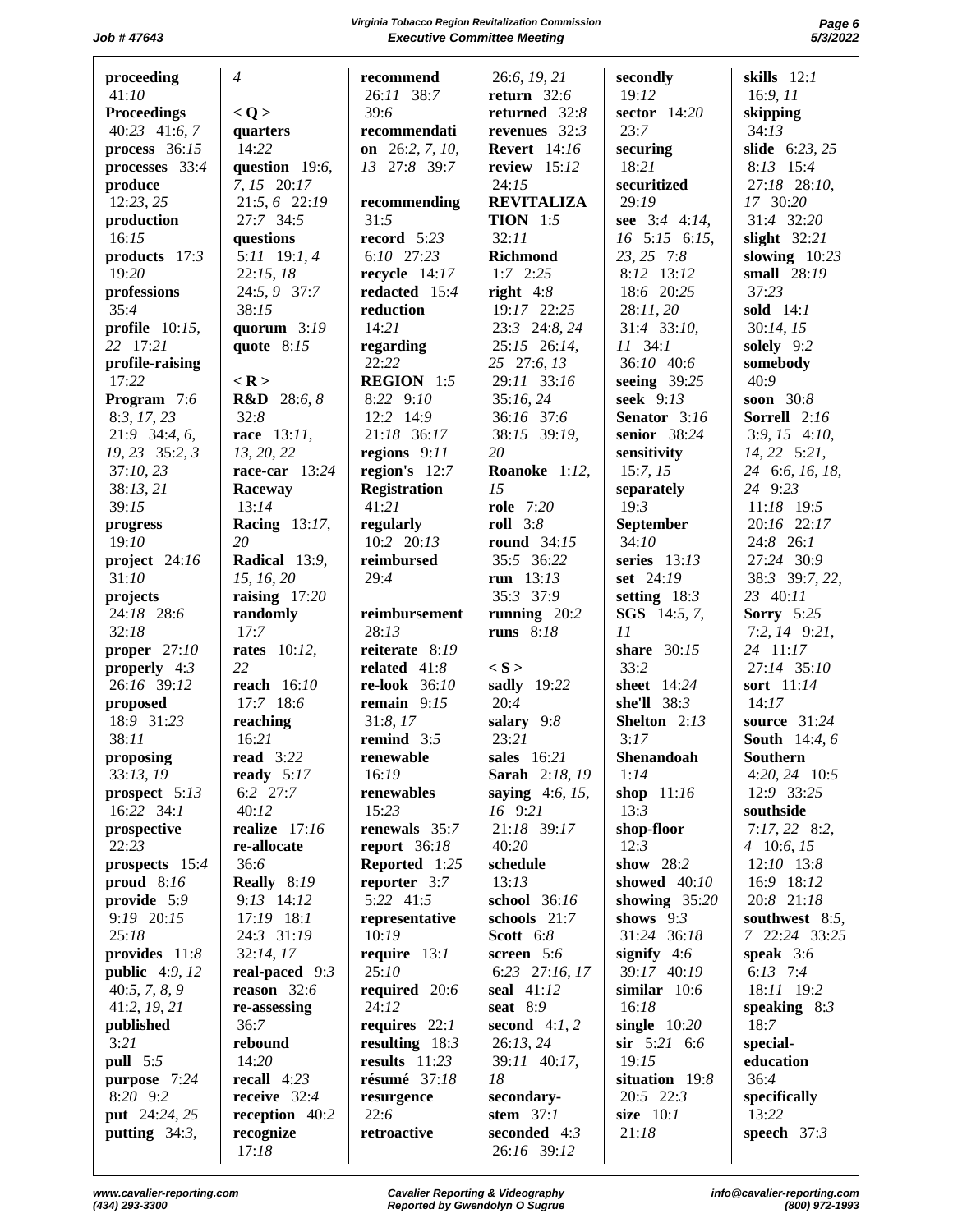**proceeding** 41:10
**Proceedings** 40:23 41:6, 7
**process** 36:15
**processes** 33:4
**produce** 12:23, 25
**production** 16:15
**products** 17:3 19:20
**professions** 35:4
**profile** 10:15, 22 17:21
**profile-raising** 17:22
**Program** 7:6 8:3, 17, 23 21:9 34:4, 6, 19, 23 35:2, 3 37:10, 23 38:13, 21 39:15
**progress** 19:10
**project** 24:16 31:10
**projects** 24:18 28:6 32:18
**proper** 27:10
**properly** 4:3 26:16 39:12
**proposed** 18:9 31:23 38:11
**proposing** 33:13, 19
**prospect** 5:13 16:22 34:1
**prospective** 22:23
**prospects** 15:4
**proud** 8:16
**provide** 5:9 9:19 20:15 25:18
**provides** 11:8
**public** 4:9, 12 40:5, 7, 8, 9 41:2, 19, 21
**published** 3:21
**pull** 5:5
**purpose** 7:24 8:20 9:2
**put** 24:24, 25
**putting** 34:3, 4

**< Q >**
**quarters** 14:22
**question** 19:6, 7, 15 20:17 21:5, 6 22:19 27:7 34:5
**questions** 5:11 19:1, 4 22:15, 18 24:5, 9 37:7 38:15
**quorum** 3:19
**quote** 8:15

**< R >**
**R&D** 28:6, 8 32:8
**race** 13:11, 13, 20, 22
**race-car** 13:24
**Raceway** 13:14
**Racing** 13:17, 20
**Radical** 13:9, 15, 16, 20
**raising** 17:20
**randomly** 17:7
**rates** 10:12, 22
**reach** 16:10 17:7 18:6
**reaching** 16:21
**read** 3:22
**ready** 5:17 6:2 27:7 40:12
**realize** 17:16
**re-allocate** 36:6
**Really** 8:19 9:13 14:12 17:19 18:1 24:3 31:19 32:14, 17
**real-paced** 9:3
**reason** 32:6
**re-assessing** 36:7
**rebound** 14:20
**recall** 4:23
**receive** 32:4
**reception** 40:2
**recognize** 17:18
**recommend** 26:11 38:7 39:6
**recommendation** 26:2, 7, 10, 13 27:8 39:7
**recommending** 31:5
**record** 5:23 6:10 27:23
**recycle** 14:17
**redacted** 15:4
**reduction** 14:21
**regarding** 22:22
**REGION** 1:5 8:22 9:10 12:2 14:9 21:18 36:17
**regions** 9:11
**region's** 12:7
**Registration** 41:21
**regularly** 10:2 20:13
**reimbursed** 29:4
**reimbursement** 28:13
**reiterate** 8:19
**related** 41:8
**re-look** 36:10
**remain** 9:15 31:8, 17
**remind** 3:5
**renewable** 16:19
**renewables** 15:23
**renewals** 35:7
**report** 36:18
**Reported** 1:25
**reporter** 3:7 5:22 41:5
**representative** 10:19
**require** 13:1 25:10
**required** 20:6 24:12
**requires** 22:1
**resulting** 18:3
**results** 11:23
**résumé** 37:18
**resurgence** 22:6
**retroactive** 26:6, 19, 21
**return** 32:6
**returned** 32:8
**revenues** 32:3
**Revert** 14:16
**review** 15:12 24:15
**REVITALIZATION** 1:5 32:11
**Richmond** 1:7 2:25
**right** 4:8 19:17 22:25 23:3 24:8, 24 25:15 26:14, 25 27:6, 13 29:11 33:16 35:16, 24 36:16 37:6 38:15 39:19, 20
**Roanoke** 1:12, 15
**role** 7:20
**roll** 3:8
**round** 34:15 35:5 36:22
**run** 13:13 35:3 37:9
**running** 20:2
**runs** 8:18

**< S >**
**sadly** 19:22 20:4
**salary** 9:8 23:21
**sales** 16:21
**Sarah** 2:18, 19
**saying** 4:6, 15, 16 9:21 21:18 39:17 40:20
**schedule** 13:13
**school** 36:16
**schools** 21:7
**Scott** 6:8
**screen** 5:6 6:23 27:16, 17
**seal** 41:12
**seat** 8:9
**second** 4:1, 2 26:13, 24 39:11 40:17, 18
**secondary-stem** 37:1
**seconded** 4:3 26:16 39:12
**secondly** 19:12
**sector** 14:20 23:7
**securing** 18:21
**securitized** 29:19
**see** 3:4 4:14, 16 5:15 6:15, 23, 25 7:8 8:12 13:12 18:6 20:25 28:11, 20 31:4 33:10, 11 34:1 36:10 40:6
**seeing** 39:25
**seek** 9:13
**Senator** 3:16
**senior** 38:24
**sensitivity** 15:7, 15
**separately** 19:3
**September** 34:10
**series** 13:13
**set** 24:19
**setting** 18:3
**SGS** 14:5, 7, 11
**share** 30:15 33:2
**sheet** 14:24
**she'll** 38:3
**Shelton** 2:13 3:17
**Shenandoah** 1:14
**shop** 11:16 13:3
**shop-floor** 12:3
**show** 28:2
**showed** 40:10
**showing** 35:20
**shows** 9:3 31:24 36:18
**signify** 4:6 39:17 40:19
**similar** 10:6 16:18
**single** 10:20
**sir** 5:21 6:6 19:15
**situation** 19:8 20:5 22:3
**size** 10:1 21:18
**skills** 12:1 16:9, 11
**skipping** 34:13
**slide** 6:23, 25 8:13 15:4 27:18 28:10, 17 30:20 31:4 32:20
**slight** 32:21
**slowing** 10:23
**small** 28:19 37:23
**sold** 14:1 30:14, 15
**solely** 9:2
**somebody** 40:9
**soon** 30:8
**Sorrell** 2:16 3:9, 15 4:10, 14, 22 5:21, 24 6:6, 16, 18, 24 9:23 11:18 19:5 20:16 22:17 24:8 26:1 27:24 30:9 38:3 39:7, 22, 23 40:11
**Sorry** 5:25 7:2, 14 9:21, 24 11:17 27:14 35:10
**sort** 11:14 14:17
**source** 31:24
**South** 14:4, 6
**Southern** 4:20, 24 10:5 12:9 33:25
**southside** 7:17, 22 8:2, 4 10:6, 15 12:10 13:8 16:9 18:12 20:8 21:18
**southwest** 8:5, 7 22:24 33:25
**speak** 3:6 6:13 7:4 18:11 19:2
**speaking** 8:3 18:7
**special-education** 36:4
**specifically** 13:22
**speech** 37:3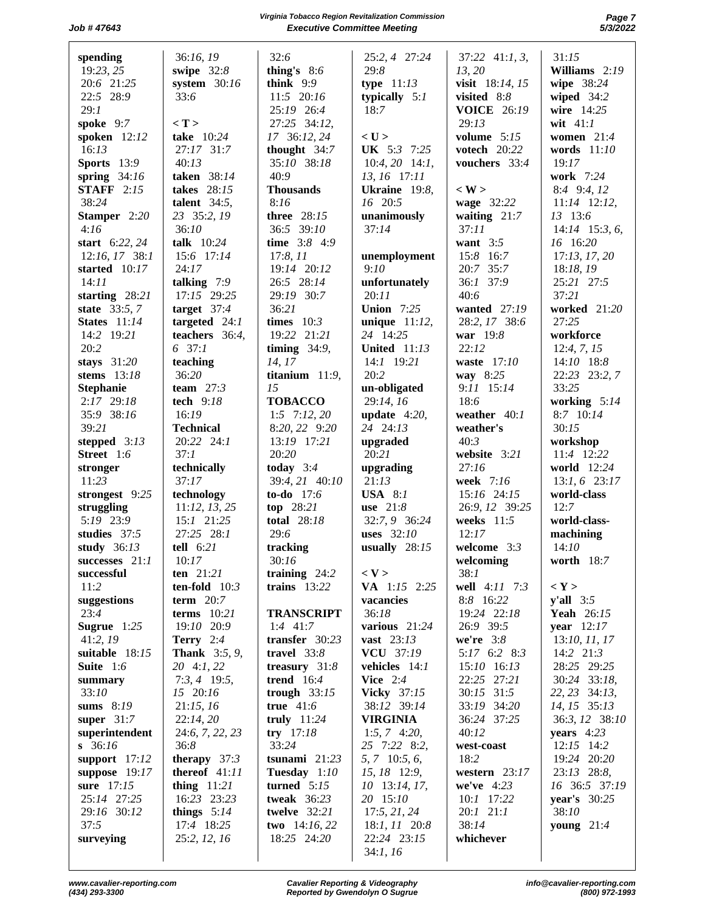**spending** 19:23, 25 20:6 21:25 22:5 28:9 29:1
**spoke** 9:7
**spoken** 12:12 16:13
**Sports** 13:9
**spring** 34:16
**STAFF** 2:15 38:24
**Stamper** 2:20 4:16
**start** 6:22, 24 12:16, 17 38:1
**started** 10:17 14:11
**starting** 28:21
**state** 33:5, 7
**States** 11:14 14:2 19:21 20:2
**stays** 31:20
**stems** 13:18
**Stephanie** 2:17 29:18 35:9 38:16 39:21
**stepped** 3:13
**Street** 1:6
**stronger** 11:23
**strongest** 9:25
**struggling** 5:19 23:9
**studies** 37:5
**study** 36:13
**successes** 21:1
**successful** 11:2
**suggestions** 23:4
**Sugrue** 1:25 41:2, 19
**suitable** 18:15
**Suite** 1:6
**summary** 33:10
**sums** 8:19
**super** 31:7
**superintendent s** 36:16
**support** 17:12
**suppose** 19:17
**sure** 17:15 25:14 27:25 29:16 30:12 37:5
**surveying** 36:16, 19
**swipe** 32:8
**system** 30:16 33:6

**< T >**
**take** 10:24 27:17 31:7 40:13
**taken** 38:14
**takes** 28:15
**talent** 34:5, 23 35:2, 19 36:10
**talk** 10:24 15:6 17:14 24:17
**talking** 7:9 17:15 29:25
**target** 37:4
**targeted** 24:1
**teachers** 36:4, 6 37:1
**teaching** 36:20
**team** 27:3
**tech** 9:18 16:19
**Technical** 20:22 24:1 37:1
**technically** 37:17
**technology** 11:12, 13, 25 15:1 21:25 27:25 28:1
**tell** 6:21 10:17
**ten** 21:21
**ten-fold** 10:3
**term** 20:7
**terms** 10:21 19:10 20:9
**Terry** 2:4
**Thank** 3:5, 9, 20 4:1, 22 7:3, 4 19:5, 15 20:16 21:15, 16 22:14, 20 24:6, 7, 22, 23 36:8
**therapy** 37:3
**thereof** 41:11
**thing** 11:21 16:23 23:23
**things** 5:14 17:4 18:25 25:2, 12, 16 32:6
**thing's** 8:6
**think** 9:9 11:5 20:16 25:19 26:4 27:25 34:12, 17 36:12, 24
**thought** 34:7 35:10 38:18 40:9
**Thousands** 8:16
**three** 28:15 36:5 39:10
**time** 3:8 4:9 17:8, 11 19:14 20:12 26:5 28:14 29:19 30:7 36:21
**times** 10:3 19:22 21:21
**timing** 34:9, 14, 17
**titanium** 11:9, 15
**TOBACCO** 1:5 7:12, 20 8:20, 22 9:20 13:19 17:21 20:20
**today** 3:4 39:4, 21 40:10
**to-do** 17:6
**top** 28:21
**total** 28:18 29:6
**tracking** 30:16
**training** 24:2
**trains** 13:22
**TRANSCRIPT** 1:4 41:7
**transfer** 30:23
**travel** 33:8
**treasury** 31:8
**trend** 16:4
**trough** 33:15
**true** 41:6
**truly** 11:24
**try** 17:18 33:24
**tsunami** 21:23
**Tuesday** 1:10
**turned** 5:15
**tweak** 36:23
**twelve** 32:21
**two** 14:16, 22 18:25 24:20 25:2, 4 27:24 29:8
**type** 11:13
**typically** 5:1 18:7

**< U >**
**UK** 5:3 7:25 10:4, 20 14:1, 13, 16 17:11
**Ukraine** 19:8, 16 20:5
**unanimously** 37:14
**unemployment** 9:10
**unfortunately** 20:11
**Union** 7:25
**unique** 11:12, 24 14:25
**United** 11:13 14:1 19:21 20:2
**un-obligated** 29:14, 16
**update** 4:20, 24 24:13
**upgraded** 20:21
**upgrading** 21:13
**USA** 8:1
**use** 21:8 32:7, 9 36:24
**uses** 32:10
**usually** 28:15

**< V >**
**VA** 1:15 2:25
**vacancies** 36:18
**various** 21:24
**vast** 23:13
**VCU** 37:19
**vehicles** 14:1
**Vice** 2:4
**Vicky** 37:15 38:12 39:14
**VIRGINIA** 1:5, 7 4:20, 25 7:22 8:2, 5, 7 10:5, 6, 15, 18 12:9, 10 13:14, 17, 20 15:10 17:5, 21, 24 18:1, 11 20:8 22:24 23:15 34:1, 16 37:22 41:1, 3, 13, 20
**visit** 18:14, 15
**visited** 8:8
**VOICE** 26:19 29:13
**volume** 5:15
**votech** 20:22
**vouchers** 33:4

**< W >**
**wage** 32:22
**waiting** 21:7 37:11
**want** 3:5 15:8 16:7 20:7 35:7 36:1 37:9 40:6
**wanted** 27:19 28:2, 17 38:6
**war** 19:8 22:12
**waste** 17:10
**way** 8:25 9:11 15:14 18:6
**weather** 40:1
**weather's** 40:3
**website** 3:21 27:16
**week** 7:16 15:16 24:15 26:9, 12 39:25
**weeks** 11:5 12:17
**welcome** 3:3
**welcoming** 38:1
**well** 4:11 7:3 8:8 16:22 19:24 22:18 26:9 39:5
**we're** 3:8 5:17 6:2 8:3 15:10 16:13 22:25 27:21 30:15 31:5 33:19 34:20 36:24 37:25 40:12
**west-coast** 18:2
**western** 23:17
**we've** 4:23 10:1 17:22 20:1 21:1 38:14
**whichever** 31:15
**Williams** 2:19
**wipe** 38:24
**wiped** 34:2
**wire** 14:25
**wit** 41:1
**women** 21:4
**words** 11:10 19:17
**work** 7:24 8:4 9:4, 12 11:14 12:12, 13 13:6 14:14 15:3, 6, 16 16:20 17:13, 17, 20 18:18, 19 25:21 27:5 37:21
**worked** 21:20 27:25
**workforce** 12:4, 7, 15 14:10 18:8 22:23 23:2, 7 33:25
**working** 5:14 8:7 10:14 30:15
**workshop** 11:4 12:22
**world** 12:24 13:1, 6 23:17
**world-class** 12:7
**world-class-machining** 14:10
**worth** 18:7

**< Y >**
**y'all** 3:5
**Yeah** 26:15
**year** 12:17 13:10, 11, 17 14:2 21:3 28:25 29:25 30:24 33:18, 22, 23 34:13, 14, 15 35:13 36:3, 12 38:10
**years** 4:23 12:15 14:2 19:24 20:20 23:13 28:8, 16 36:5 37:19
**year's** 30:25 38:10
**young** 21:4